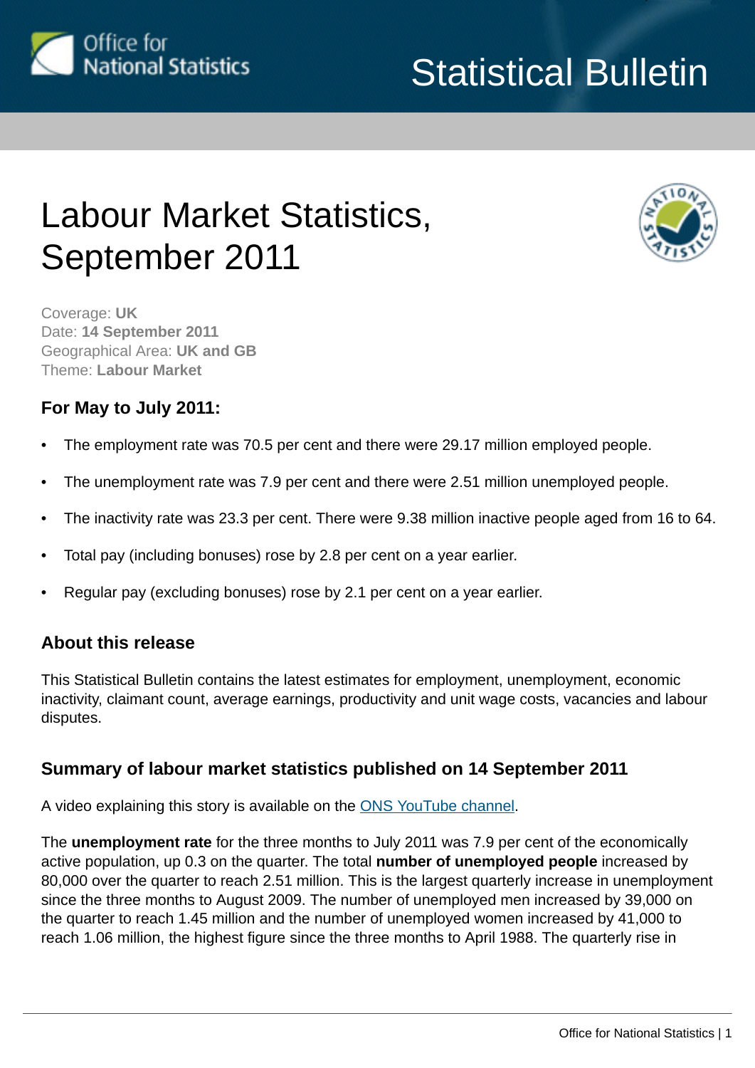Statistical Bulletin

# Labour Market Statistics, September 2011

Coverage: **UK**
Date: **14 September 2011**
Geographical Area: **UK and GB**
Theme: **Labour Market**

### For May to July 2011:

- The employment rate was 70.5 per cent and there were 29.17 million employed people.
- The unemployment rate was 7.9 per cent and there were 2.51 million unemployed people.
- The inactivity rate was 23.3 per cent. There were 9.38 million inactive people aged from 16 to 64.
- Total pay (including bonuses) rose by 2.8 per cent on a year earlier.
- Regular pay (excluding bonuses) rose by 2.1 per cent on a year earlier.

### About this release

This Statistical Bulletin contains the latest estimates for employment, unemployment, economic inactivity, claimant count, average earnings, productivity and unit wage costs, vacancies and labour disputes.

### Summary of labour market statistics published on 14 September 2011

A video explaining this story is available on the ONS YouTube channel.

The **unemployment rate** for the three months to July 2011 was 7.9 per cent of the economically active population, up 0.3 on the quarter. The total **number of unemployed people** increased by 80,000 over the quarter to reach 2.51 million. This is the largest quarterly increase in unemployment since the three months to August 2009. The number of unemployed men increased by 39,000 on the quarter to reach 1.45 million and the number of unemployed women increased by 41,000 to reach 1.06 million, the highest figure since the three months to April 1988. The quarterly rise in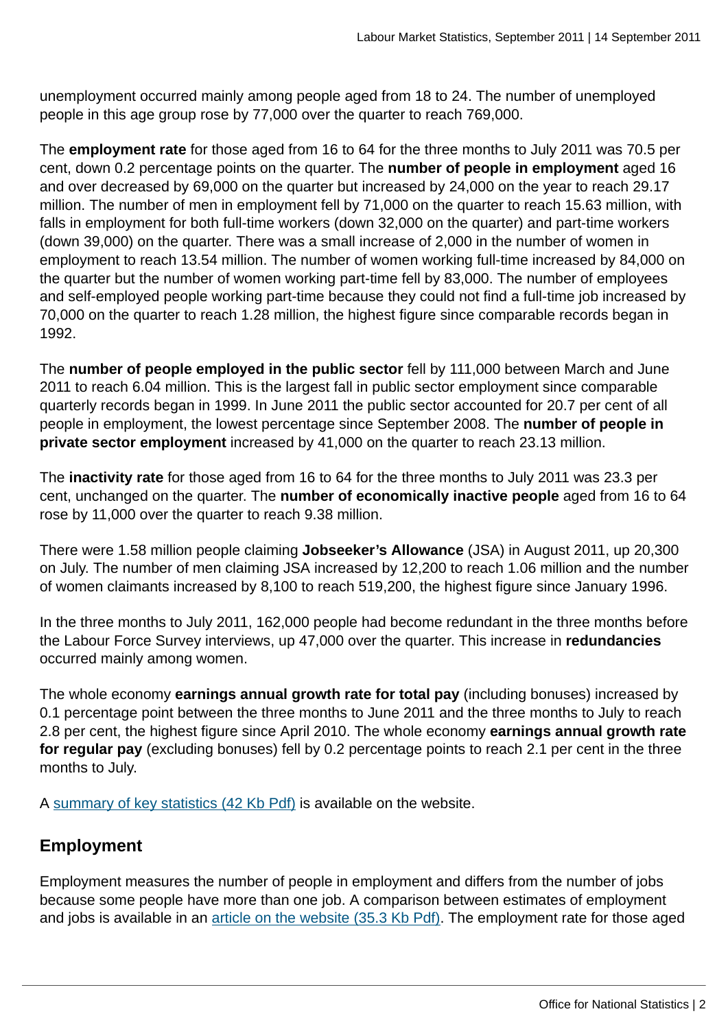unemployment occurred mainly among people aged from 18 to 24. The number of unemployed people in this age group rose by 77,000 over the quarter to reach 769,000.

The **employment rate** for those aged from 16 to 64 for the three months to July 2011 was 70.5 per cent, down 0.2 percentage points on the quarter. The **number of people in employment** aged 16 and over decreased by 69,000 on the quarter but increased by 24,000 on the year to reach 29.17 million. The number of men in employment fell by 71,000 on the quarter to reach 15.63 million, with falls in employment for both full-time workers (down 32,000 on the quarter) and part-time workers (down 39,000) on the quarter. There was a small increase of 2,000 in the number of women in employment to reach 13.54 million. The number of women working full-time increased by 84,000 on the quarter but the number of women working part-time fell by 83,000. The number of employees and self-employed people working part-time because they could not find a full-time job increased by 70,000 on the quarter to reach 1.28 million, the highest figure since comparable records began in 1992.

The **number of people employed in the public sector** fell by 111,000 between March and June 2011 to reach 6.04 million. This is the largest fall in public sector employment since comparable quarterly records began in 1999. In June 2011 the public sector accounted for 20.7 per cent of all people in employment, the lowest percentage since September 2008. The **number of people in private sector employment** increased by 41,000 on the quarter to reach 23.13 million.

The **inactivity rate** for those aged from 16 to 64 for the three months to July 2011 was 23.3 per cent, unchanged on the quarter. The **number of economically inactive people** aged from 16 to 64 rose by 11,000 over the quarter to reach 9.38 million.

There were 1.58 million people claiming **Jobseeker's Allowance** (JSA) in August 2011, up 20,300 on July. The number of men claiming JSA increased by 12,200 to reach 1.06 million and the number of women claimants increased by 8,100 to reach 519,200, the highest figure since January 1996.

In the three months to July 2011, 162,000 people had become redundant in the three months before the Labour Force Survey interviews, up 47,000 over the quarter. This increase in **redundancies** occurred mainly among women.

The whole economy **earnings annual growth rate for total pay** (including bonuses) increased by 0.1 percentage point between the three months to June 2011 and the three months to July to reach 2.8 per cent, the highest figure since April 2010. The whole economy **earnings annual growth rate for regular pay** (excluding bonuses) fell by 0.2 percentage points to reach 2.1 per cent in the three months to July.

A [summary of key statistics (42 Kb Pdf)] is available on the website.

## Employment

Employment measures the number of people in employment and differs from the number of jobs because some people have more than one job. A comparison between estimates of employment and jobs is available in an [article on the website (35.3 Kb Pdf)]. The employment rate for those aged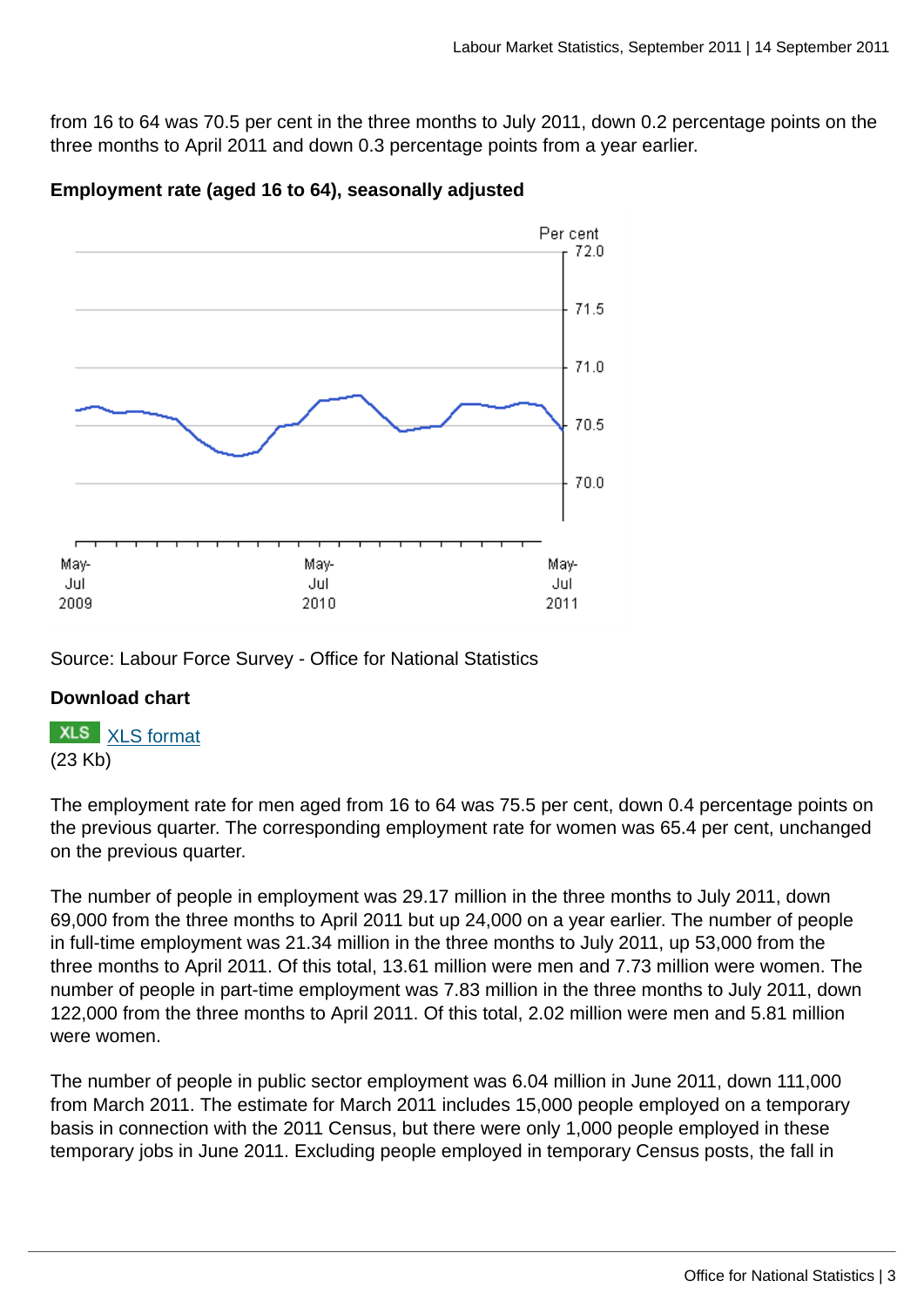from 16 to 64 was 70.5 per cent in the three months to July 2011, down 0.2 percentage points on the three months to April 2011 and down 0.3 percentage points from a year earlier.

**Employment rate (aged 16 to 64), seasonally adjusted**

Source: Labour Force Survey - Office for National Statistics

**Download chart**

XLS [XLS format](#)
(23 Kb)

The employment rate for men aged from 16 to 64 was 75.5 per cent, down 0.4 percentage points on the previous quarter. The corresponding employment rate for women was 65.4 per cent, unchanged on the previous quarter.

The number of people in employment was 29.17 million in the three months to July 2011, down 69,000 from the three months to April 2011 but up 24,000 on a year earlier. The number of people in full-time employment was 21.34 million in the three months to July 2011, up 53,000 from the three months to April 2011. Of this total, 13.61 million were men and 7.73 million were women. The number of people in part-time employment was 7.83 million in the three months to July 2011, down 122,000 from the three months to April 2011. Of this total, 2.02 million were men and 5.81 million were women.

The number of people in public sector employment was 6.04 million in June 2011, down 111,000 from March 2011. The estimate for March 2011 includes 15,000 people employed on a temporary basis in connection with the 2011 Census, but there were only 1,000 people employed in these temporary jobs in June 2011. Excluding people employed in temporary Census posts, the fall in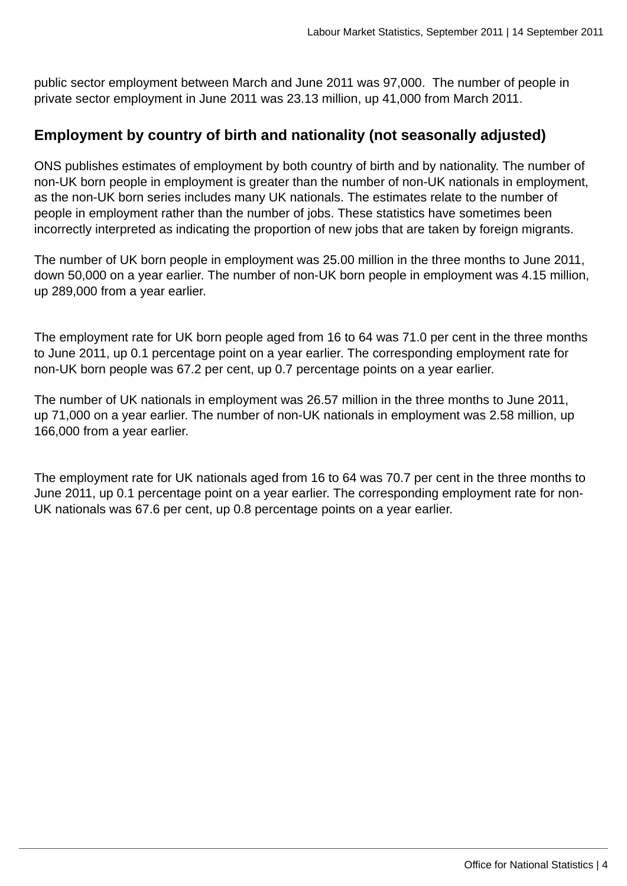public sector employment between March and June 2011 was 97,000. The number of people in private sector employment in June 2011 was 23.13 million, up 41,000 from March 2011.

## Employment by country of birth and nationality (not seasonally adjusted)

ONS publishes estimates of employment by both country of birth and by nationality. The number of non-UK born people in employment is greater than the number of non-UK nationals in employment, as the non-UK born series includes many UK nationals. The estimates relate to the number of people in employment rather than the number of jobs. These statistics have sometimes been incorrectly interpreted as indicating the proportion of new jobs that are taken by foreign migrants.

The number of UK born people in employment was 25.00 million in the three months to June 2011, down 50,000 on a year earlier. The number of non-UK born people in employment was 4.15 million, up 289,000 from a year earlier.

The employment rate for UK born people aged from 16 to 64 was 71.0 per cent in the three months to June 2011, up 0.1 percentage point on a year earlier. The corresponding employment rate for non-UK born people was 67.2 per cent, up 0.7 percentage points on a year earlier.

The number of UK nationals in employment was 26.57 million in the three months to June 2011, up 71,000 on a year earlier. The number of non-UK nationals in employment was 2.58 million, up 166,000 from a year earlier.

The employment rate for UK nationals aged from 16 to 64 was 70.7 per cent in the three months to June 2011, up 0.1 percentage point on a year earlier. The corresponding employment rate for non-UK nationals was 67.6 per cent, up 0.8 percentage points on a year earlier.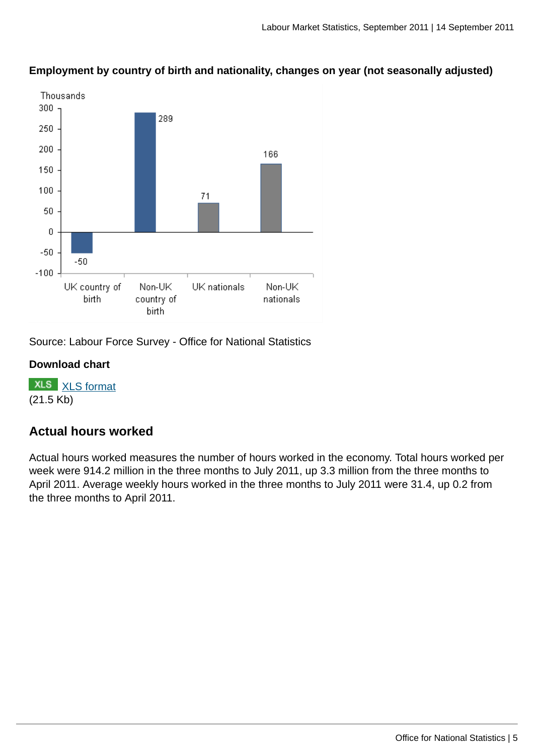**Employment by country of birth and nationality, changes on year (not seasonally adjusted)**

| | Thousands |
|---|---|
| UK country of birth | -50 |
| Non-UK country of birth | 289 |
| UK nationals | 71 |
| Non-UK nationals | 166 |

Source: Labour Force Survey - Office for National Statistics

**Download chart**

XLS XLS format
(21.5 Kb)

## Actual hours worked

Actual hours worked measures the number of hours worked in the economy. Total hours worked per week were 914.2 million in the three months to July 2011, up 3.3 million from the three months to April 2011. Average weekly hours worked in the three months to July 2011 were 31.4, up 0.2 from the three months to April 2011.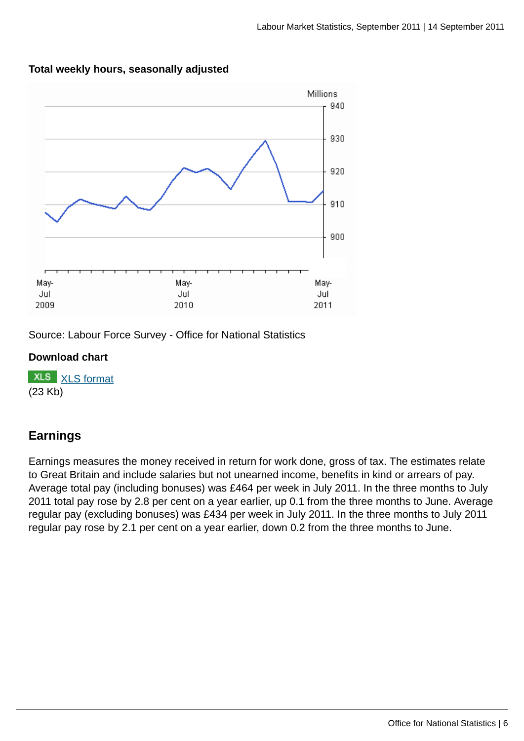**Total weekly hours, seasonally adjusted**

Source: Labour Force Survey - Office for National Statistics

**Download chart**

XLS [XLS format](#)
(23 Kb)

## Earnings

Earnings measures the money received in return for work done, gross of tax. The estimates relate to Great Britain and include salaries but not unearned income, benefits in kind or arrears of pay. Average total pay (including bonuses) was £464 per week in July 2011. In the three months to July 2011 total pay rose by 2.8 per cent on a year earlier, up 0.1 from the three months to June. Average regular pay (excluding bonuses) was £434 per week in July 2011. In the three months to July 2011 regular pay rose by 2.1 per cent on a year earlier, down 0.2 from the three months to June.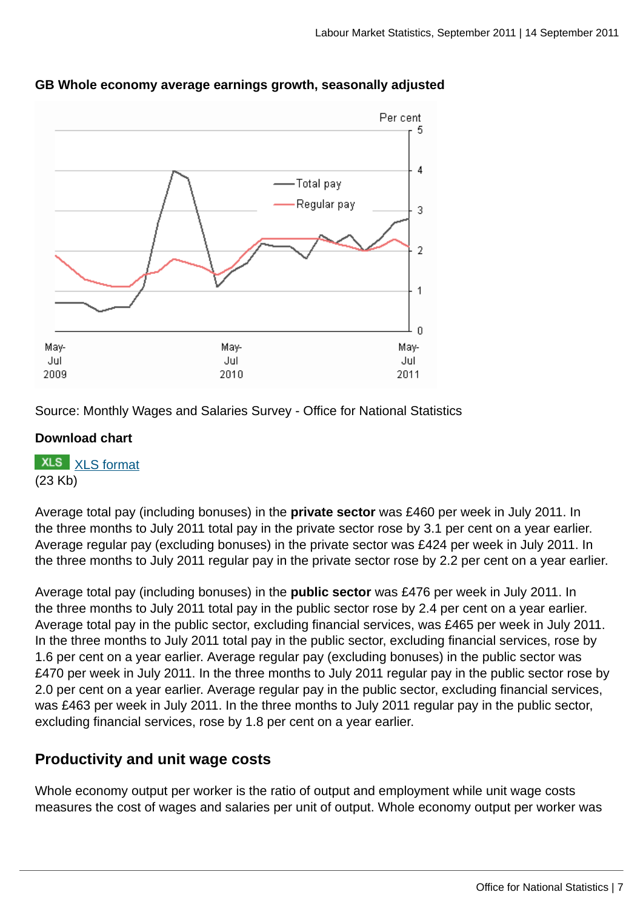**GB Whole economy average earnings growth, seasonally adjusted**

Source: Monthly Wages and Salaries Survey - Office for National Statistics

**Download chart**

XLS XLS format
(23 Kb)

Average total pay (including bonuses) in the **private sector** was £460 per week in July 2011. In the three months to July 2011 total pay in the private sector rose by 3.1 per cent on a year earlier. Average regular pay (excluding bonuses) in the private sector was £424 per week in July 2011. In the three months to July 2011 regular pay in the private sector rose by 2.2 per cent on a year earlier.

Average total pay (including bonuses) in the **public sector** was £476 per week in July 2011. In the three months to July 2011 total pay in the public sector rose by 2.4 per cent on a year earlier. Average total pay in the public sector, excluding financial services, was £465 per week in July 2011. In the three months to July 2011 total pay in the public sector, excluding financial services, rose by 1.6 per cent on a year earlier. Average regular pay (excluding bonuses) in the public sector was £470 per week in July 2011. In the three months to July 2011 regular pay in the public sector rose by 2.0 per cent on a year earlier. Average regular pay in the public sector, excluding financial services, was £463 per week in July 2011. In the three months to July 2011 regular pay in the public sector, excluding financial services, rose by 1.8 per cent on a year earlier.

## Productivity and unit wage costs

Whole economy output per worker is the ratio of output and employment while unit wage costs measures the cost of wages and salaries per unit of output. Whole economy output per worker was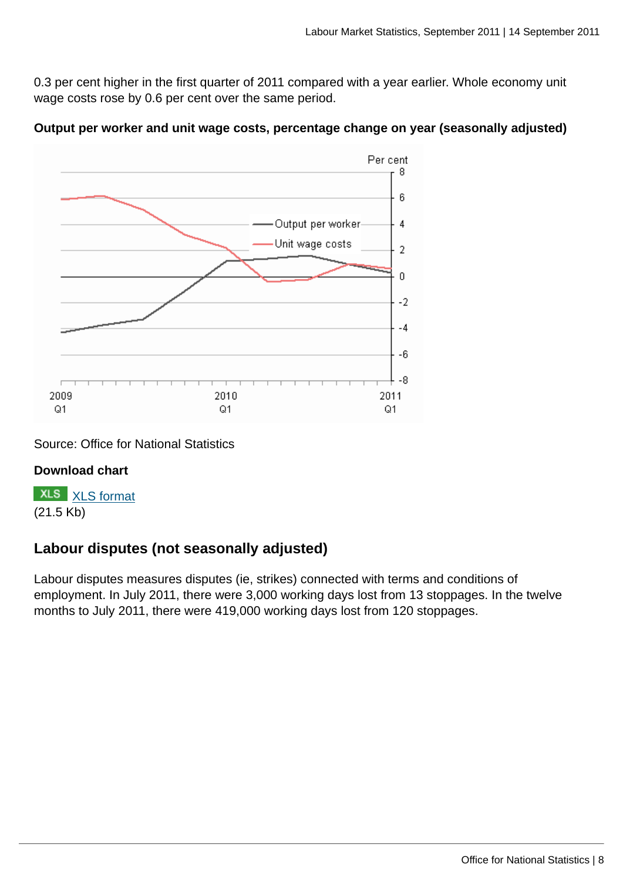0.3 per cent higher in the first quarter of 2011 compared with a year earlier. Whole economy unit wage costs rose by 0.6 per cent over the same period.

**Output per worker and unit wage costs, percentage change on year (seasonally adjusted)**

Source: Office for National Statistics

**Download chart**

XLS [XLS format](#)
(21.5 Kb)

## Labour disputes (not seasonally adjusted)

Labour disputes measures disputes (ie, strikes) connected with terms and conditions of employment. In July 2011, there were 3,000 working days lost from 13 stoppages. In the twelve months to July 2011, there were 419,000 working days lost from 120 stoppages.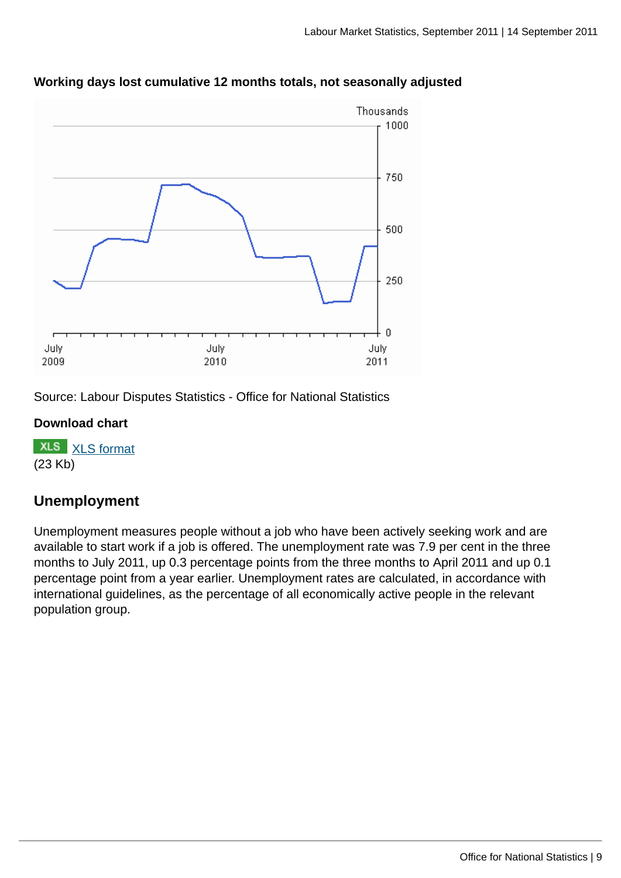**Working days lost cumulative 12 months totals, not seasonally adjusted**

Source: Labour Disputes Statistics - Office for National Statistics

**Download chart**

XLS [XLS format](#)
(23 Kb)

## Unemployment

Unemployment measures people without a job who have been actively seeking work and are available to start work if a job is offered. The unemployment rate was 7.9 per cent in the three months to July 2011, up 0.3 percentage points from the three months to April 2011 and up 0.1 percentage point from a year earlier. Unemployment rates are calculated, in accordance with international guidelines, as the percentage of all economically active people in the relevant population group.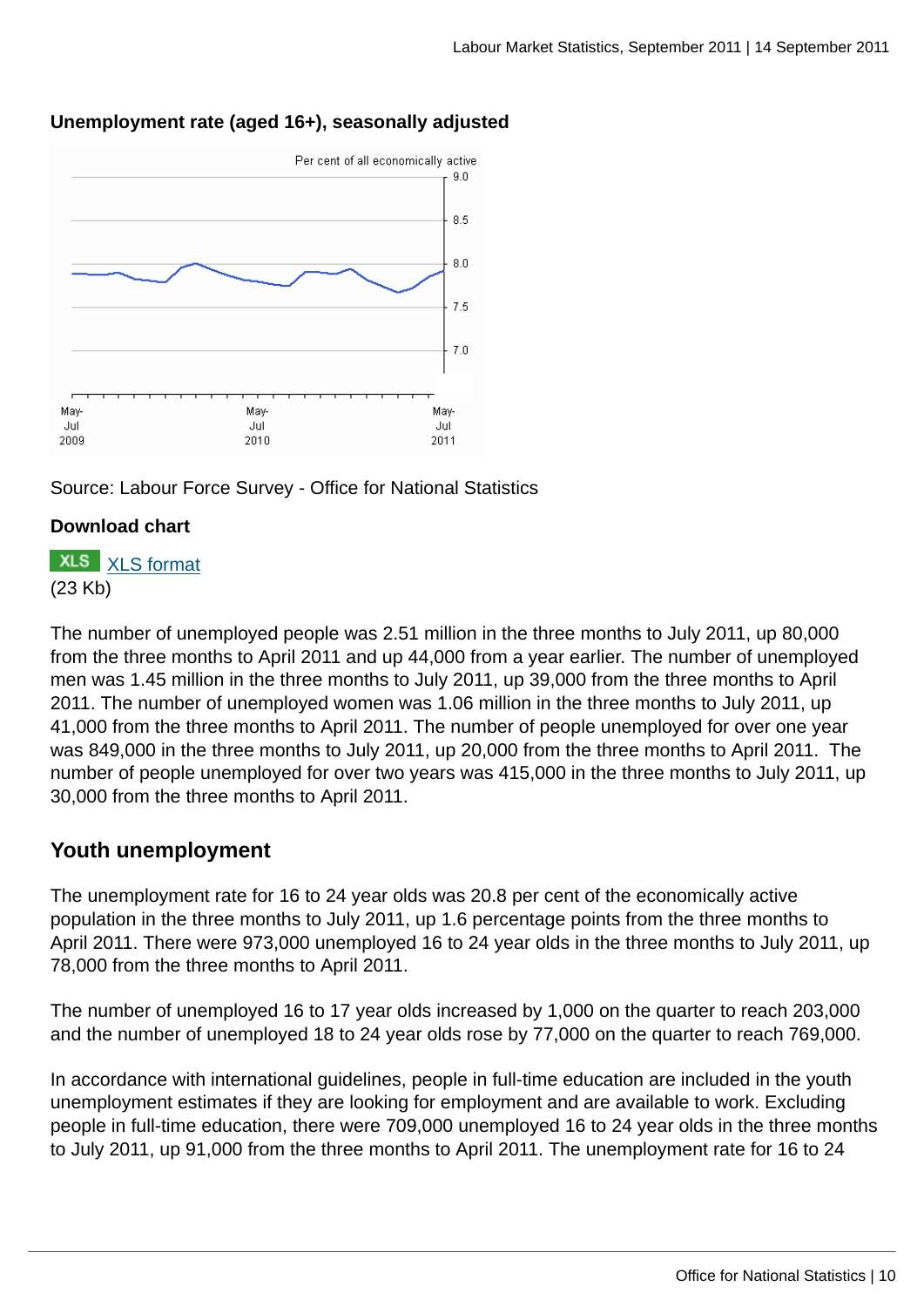**Unemployment rate (aged 16+), seasonally adjusted**

Source: Labour Force Survey - Office for National Statistics

**Download chart**

XLS [XLS format](#)
(23 Kb)

The number of unemployed people was 2.51 million in the three months to July 2011, up 80,000 from the three months to April 2011 and up 44,000 from a year earlier. The number of unemployed men was 1.45 million in the three months to July 2011, up 39,000 from the three months to April 2011. The number of unemployed women was 1.06 million in the three months to July 2011, up 41,000 from the three months to April 2011. The number of people unemployed for over one year was 849,000 in the three months to July 2011, up 20,000 from the three months to April 2011. The number of people unemployed for over two years was 415,000 in the three months to July 2011, up 30,000 from the three months to April 2011.

## Youth unemployment

The unemployment rate for 16 to 24 year olds was 20.8 per cent of the economically active population in the three months to July 2011, up 1.6 percentage points from the three months to April 2011. There were 973,000 unemployed 16 to 24 year olds in the three months to July 2011, up 78,000 from the three months to April 2011.

The number of unemployed 16 to 17 year olds increased by 1,000 on the quarter to reach 203,000 and the number of unemployed 18 to 24 year olds rose by 77,000 on the quarter to reach 769,000.

In accordance with international guidelines, people in full-time education are included in the youth unemployment estimates if they are looking for employment and are available to work. Excluding people in full-time education, there were 709,000 unemployed 16 to 24 year olds in the three months to July 2011, up 91,000 from the three months to April 2011. The unemployment rate for 16 to 24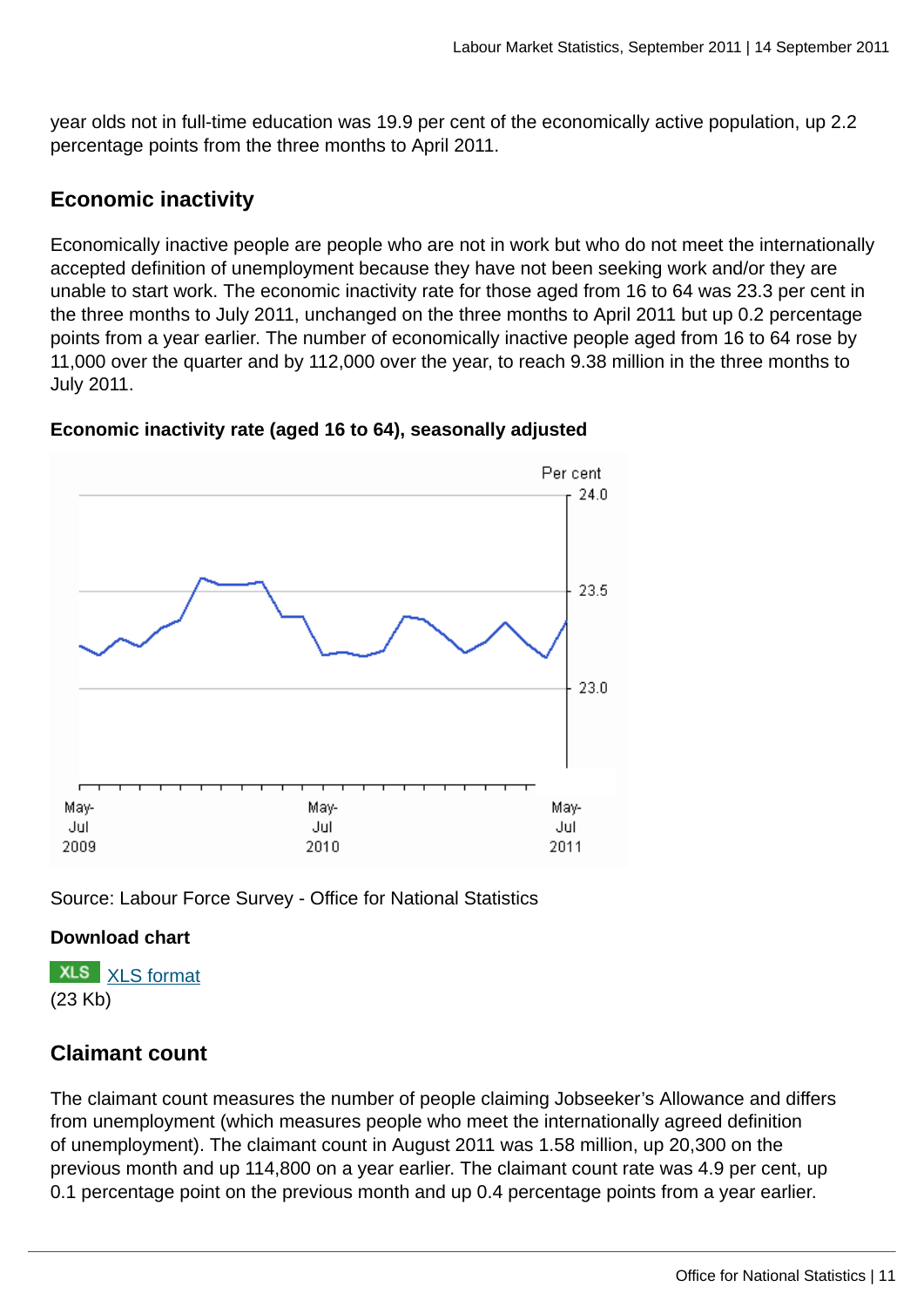year olds not in full-time education was 19.9 per cent of the economically active population, up 2.2 percentage points from the three months to April 2011.

## Economic inactivity

Economically inactive people are people who are not in work but who do not meet the internationally accepted definition of unemployment because they have not been seeking work and/or they are unable to start work. The economic inactivity rate for those aged from 16 to 64 was 23.3 per cent in the three months to July 2011, unchanged on the three months to April 2011 but up 0.2 percentage points from a year earlier. The number of economically inactive people aged from 16 to 64 rose by 11,000 over the quarter and by 112,000 over the year, to reach 9.38 million in the three months to July 2011.

**Economic inactivity rate (aged 16 to 64), seasonally adjusted**

Source: Labour Force Survey - Office for National Statistics

**Download chart**

XLS format
(23 Kb)

## Claimant count

The claimant count measures the number of people claiming Jobseeker's Allowance and differs from unemployment (which measures people who meet the internationally agreed definition of unemployment). The claimant count in August 2011 was 1.58 million, up 20,300 on the previous month and up 114,800 on a year earlier. The claimant count rate was 4.9 per cent, up 0.1 percentage point on the previous month and up 0.4 percentage points from a year earlier.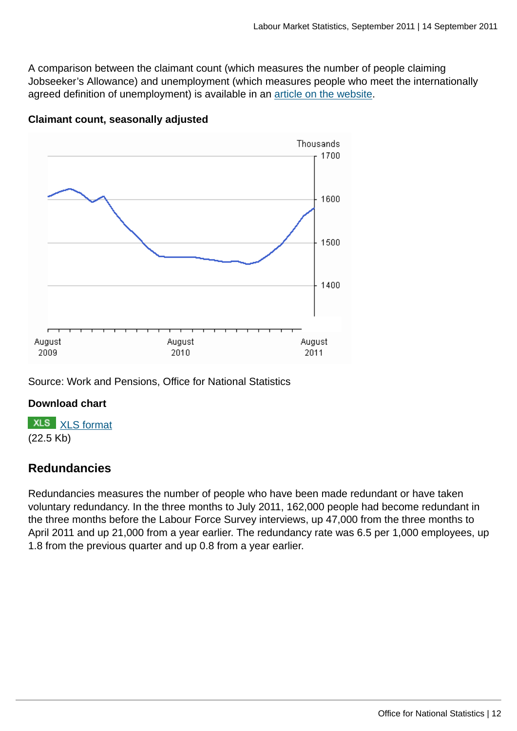A comparison between the claimant count (which measures the number of people claiming Jobseeker's Allowance) and unemployment (which measures people who meet the internationally agreed definition of unemployment) is available in an article on the website.

**Claimant count, seasonally adjusted**

Thousands

1700

1600

1500

1400

August 2009

August 2010

August 2011

Source: Work and Pensions, Office for National Statistics

**Download chart**

XLS XLS format
(22.5 Kb)

## Redundancies

Redundancies measures the number of people who have been made redundant or have taken voluntary redundancy. In the three months to July 2011, 162,000 people had become redundant in the three months before the Labour Force Survey interviews, up 47,000 from the three months to April 2011 and up 21,000 from a year earlier. The redundancy rate was 6.5 per 1,000 employees, up 1.8 from the previous quarter and up 0.8 from a year earlier.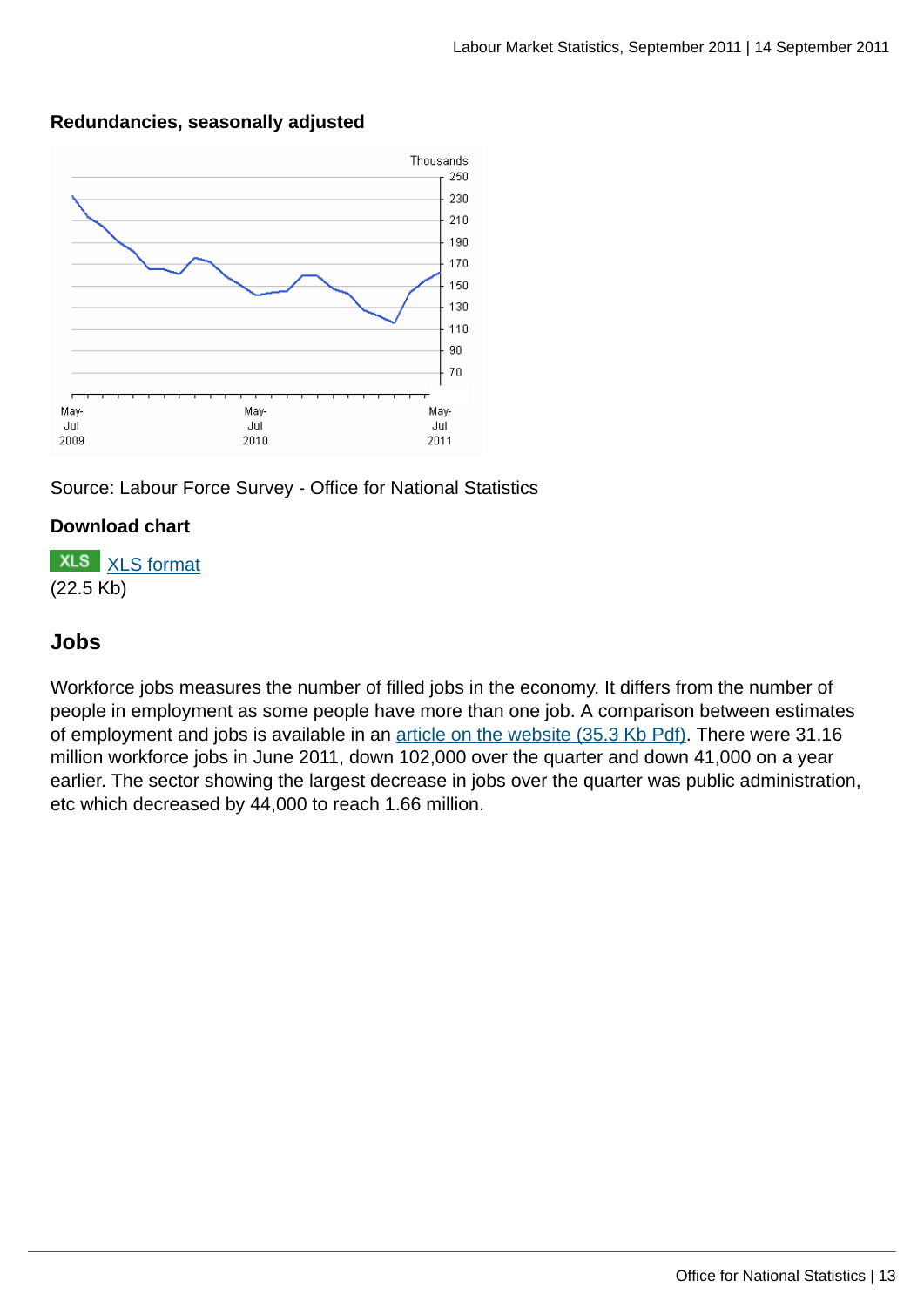**Redundancies, seasonally adjusted**

Source: Labour Force Survey - Office for National Statistics

**Download chart**

XLS [XLS format](#)
(22.5 Kb)

## Jobs

Workforce jobs measures the number of filled jobs in the economy. It differs from the number of people in employment as some people have more than one job. A comparison between estimates of employment and jobs is available in an [article on the website (35.3 Kb Pdf)](#). There were 31.16 million workforce jobs in June 2011, down 102,000 over the quarter and down 41,000 on a year earlier. The sector showing the largest decrease in jobs over the quarter was public administration, etc which decreased by 44,000 to reach 1.66 million.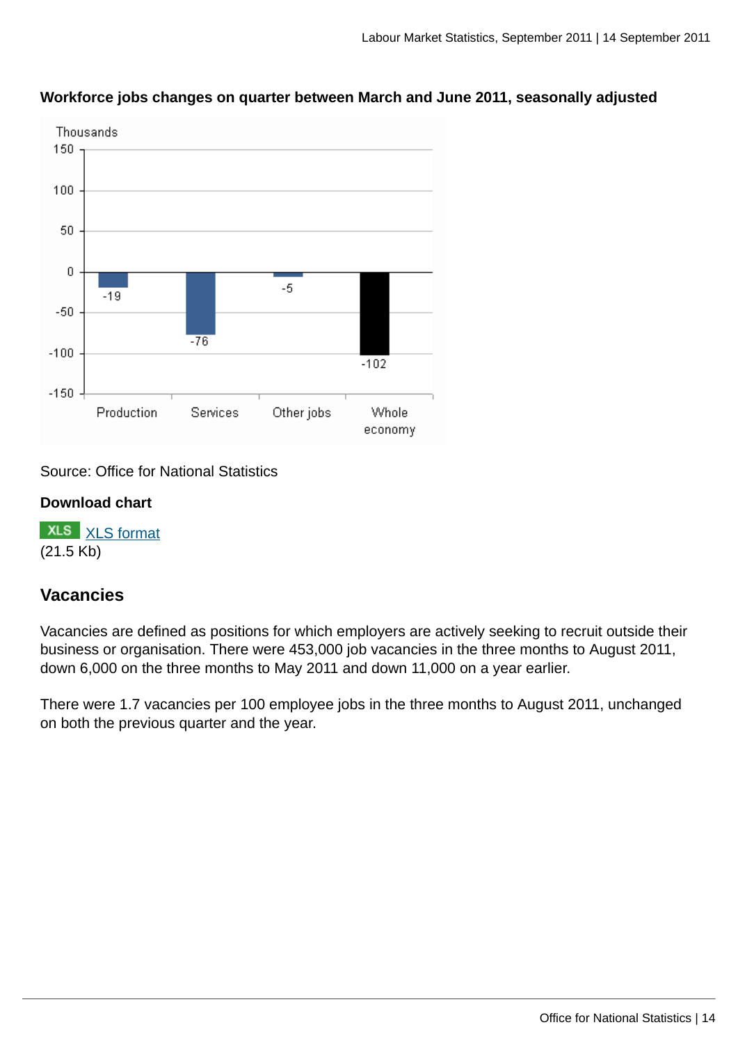**Workforce jobs changes on quarter between March and June 2011, seasonally adjusted**

| | Thousands |
|---|---|
| Production | -19 |
| Services | -76 |
| Other jobs | -5 |
| Whole economy | -102 |

Source: Office for National Statistics

**Download chart**

XLS [XLS format](#)
(21.5 Kb)

## Vacancies

Vacancies are defined as positions for which employers are actively seeking to recruit outside their business or organisation. There were 453,000 job vacancies in the three months to August 2011, down 6,000 on the three months to May 2011 and down 11,000 on a year earlier.

There were 1.7 vacancies per 100 employee jobs in the three months to August 2011, unchanged on both the previous quarter and the year.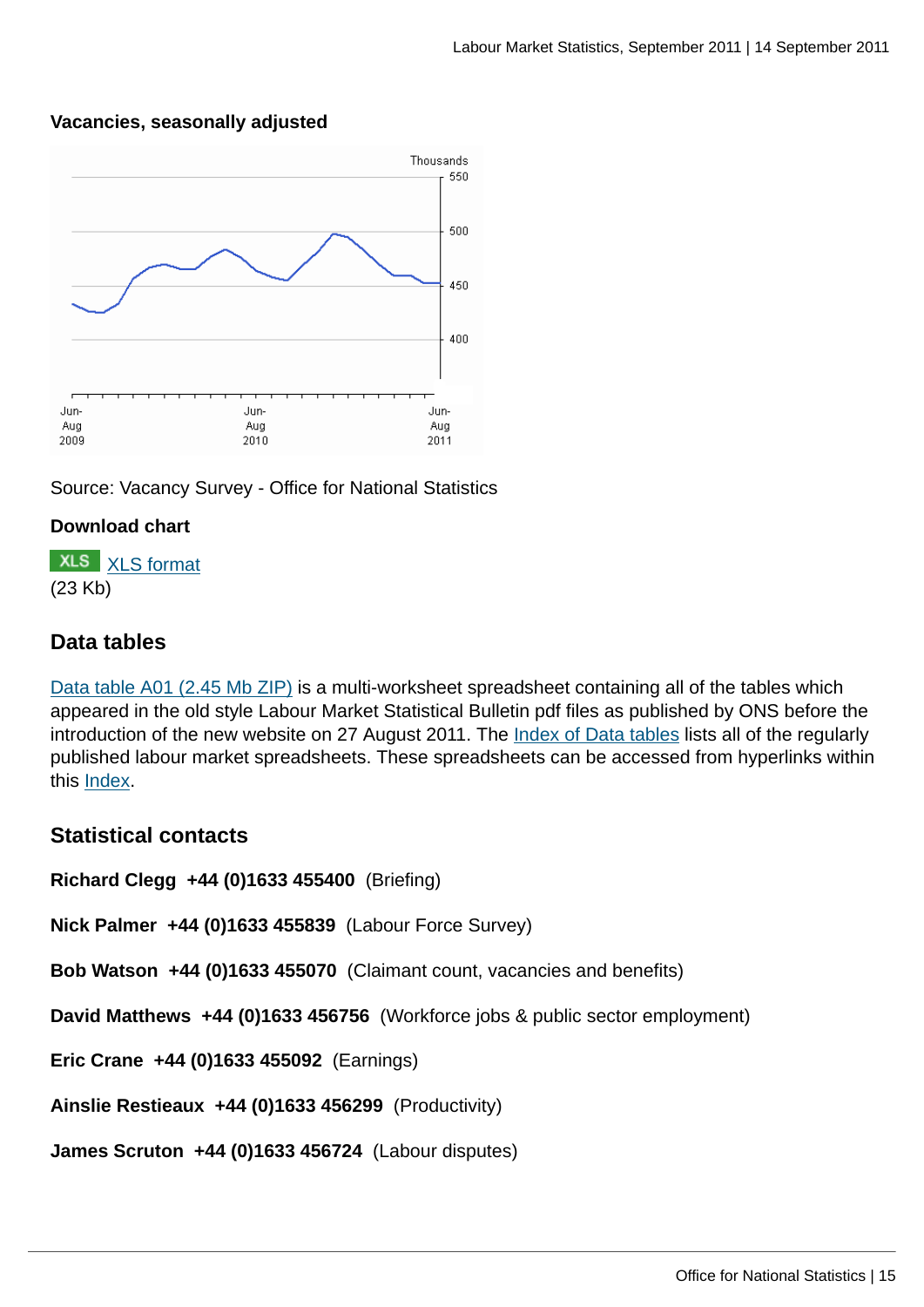**Vacancies, seasonally adjusted**

Source: Vacancy Survey - Office for National Statistics

**Download chart**

XLS format
(23 Kb)

## Data tables

Data table A01 (2.45 Mb ZIP) is a multi-worksheet spreadsheet containing all of the tables which appeared in the old style Labour Market Statistical Bulletin pdf files as published by ONS before the introduction of the new website on 27 August 2011. The Index of Data tables lists all of the regularly published labour market spreadsheets. These spreadsheets can be accessed from hyperlinks within this Index.

## Statistical contacts

**Richard Clegg +44 (0)1633 455400** (Briefing)

**Nick Palmer +44 (0)1633 455839** (Labour Force Survey)

**Bob Watson +44 (0)1633 455070** (Claimant count, vacancies and benefits)

**David Matthews +44 (0)1633 456756** (Workforce jobs & public sector employment)

**Eric Crane +44 (0)1633 455092** (Earnings)

**Ainslie Restieaux +44 (0)1633 456299** (Productivity)

**James Scruton +44 (0)1633 456724** (Labour disputes)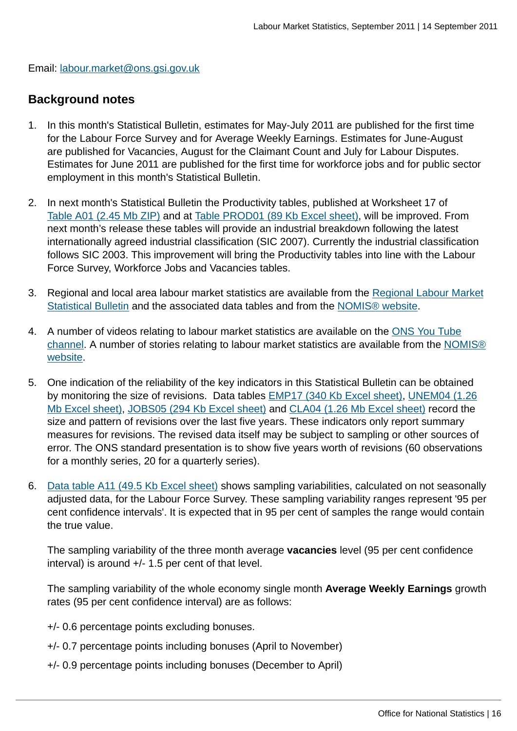Email: [labour.market@ons.gsi.gov.uk](mailto:labour.market@ons.gsi.gov.uk)

## Background notes

1. In this month's Statistical Bulletin, estimates for May-July 2011 are published for the first time for the Labour Force Survey and for Average Weekly Earnings. Estimates for June-August are published for Vacancies, August for the Claimant Count and July for Labour Disputes. Estimates for June 2011 are published for the first time for workforce jobs and for public sector employment in this month's Statistical Bulletin.

2. In next month's Statistical Bulletin the Productivity tables, published at Worksheet 17 of Table A01 (2.45 Mb ZIP) and at Table PROD01 (89 Kb Excel sheet), will be improved. From next month's release these tables will provide an industrial breakdown following the latest internationally agreed industrial classification (SIC 2007). Currently the industrial classification follows SIC 2003. This improvement will bring the Productivity tables into line with the Labour Force Survey, Workforce Jobs and Vacancies tables.

3. Regional and local area labour market statistics are available from the Regional Labour Market Statistical Bulletin and the associated data tables and from the NOMIS® website.

4. A number of videos relating to labour market statistics are available on the ONS You Tube channel. A number of stories relating to labour market statistics are available from the NOMIS® website.

5. One indication of the reliability of the key indicators in this Statistical Bulletin can be obtained by monitoring the size of revisions. Data tables EMP17 (340 Kb Excel sheet), UNEM04 (1.26 Mb Excel sheet), JOBS05 (294 Kb Excel sheet) and CLA04 (1.26 Mb Excel sheet) record the size and pattern of revisions over the last five years. These indicators only report summary measures for revisions. The revised data itself may be subject to sampling or other sources of error. The ONS standard presentation is to show five years worth of revisions (60 observations for a monthly series, 20 for a quarterly series).

6. Data table A11 (49.5 Kb Excel sheet) shows sampling variabilities, calculated on not seasonally adjusted data, for the Labour Force Survey. These sampling variability ranges represent '95 per cent confidence intervals'. It is expected that in 95 per cent of samples the range would contain the true value.

   The sampling variability of the three month average **vacancies** level (95 per cent confidence interval) is around +/- 1.5 per cent of that level.

   The sampling variability of the whole economy single month **Average Weekly Earnings** growth rates (95 per cent confidence interval) are as follows:

   +/- 0.6 percentage points excluding bonuses.

   +/- 0.7 percentage points including bonuses (April to November)

   +/- 0.9 percentage points including bonuses (December to April)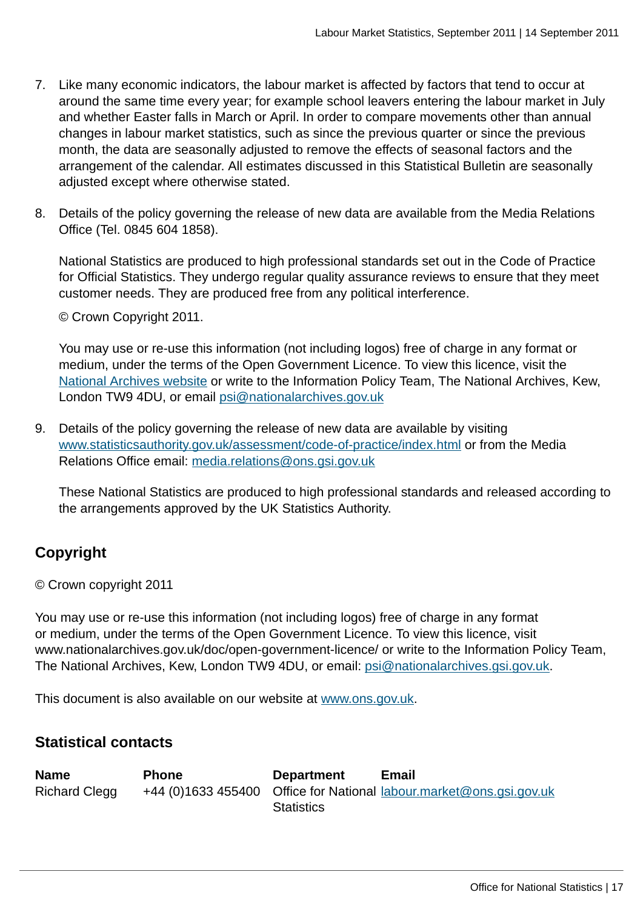7. Like many economic indicators, the labour market is affected by factors that tend to occur at around the same time every year; for example school leavers entering the labour market in July and whether Easter falls in March or April. In order to compare movements other than annual changes in labour market statistics, such as since the previous quarter or since the previous month, the data are seasonally adjusted to remove the effects of seasonal factors and the arrangement of the calendar. All estimates discussed in this Statistical Bulletin are seasonally adjusted except where otherwise stated.

8. Details of the policy governing the release of new data are available from the Media Relations Office (Tel. 0845 604 1858).

   National Statistics are produced to high professional standards set out in the Code of Practice for Official Statistics. They undergo regular quality assurance reviews to ensure that they meet customer needs. They are produced free from any political interference.

   © Crown Copyright 2011.

   You may use or re-use this information (not including logos) free of charge in any format or medium, under the terms of the Open Government Licence. To view this licence, visit the National Archives website or write to the Information Policy Team, The National Archives, Kew, London TW9 4DU, or email psi@nationalarchives.gov.uk

9. Details of the policy governing the release of new data are available by visiting www.statisticsauthority.gov.uk/assessment/code-of-practice/index.html or from the Media Relations Office email: media.relations@ons.gsi.gov.uk

   These National Statistics are produced to high professional standards and released according to the arrangements approved by the UK Statistics Authority.

## Copyright

© Crown copyright 2011

You may use or re-use this information (not including logos) free of charge in any format or medium, under the terms of the Open Government Licence. To view this licence, visit www.nationalarchives.gov.uk/doc/open-government-licence/ or write to the Information Policy Team, The National Archives, Kew, London TW9 4DU, or email: psi@nationalarchives.gsi.gov.uk.

This document is also available on our website at www.ons.gov.uk.

## Statistical contacts

| Name | Phone | Department | Email |
|---|---|---|---|
| Richard Clegg | +44 (0)1633 455400 | Office for National Statistics | labour.market@ons.gsi.gov.uk |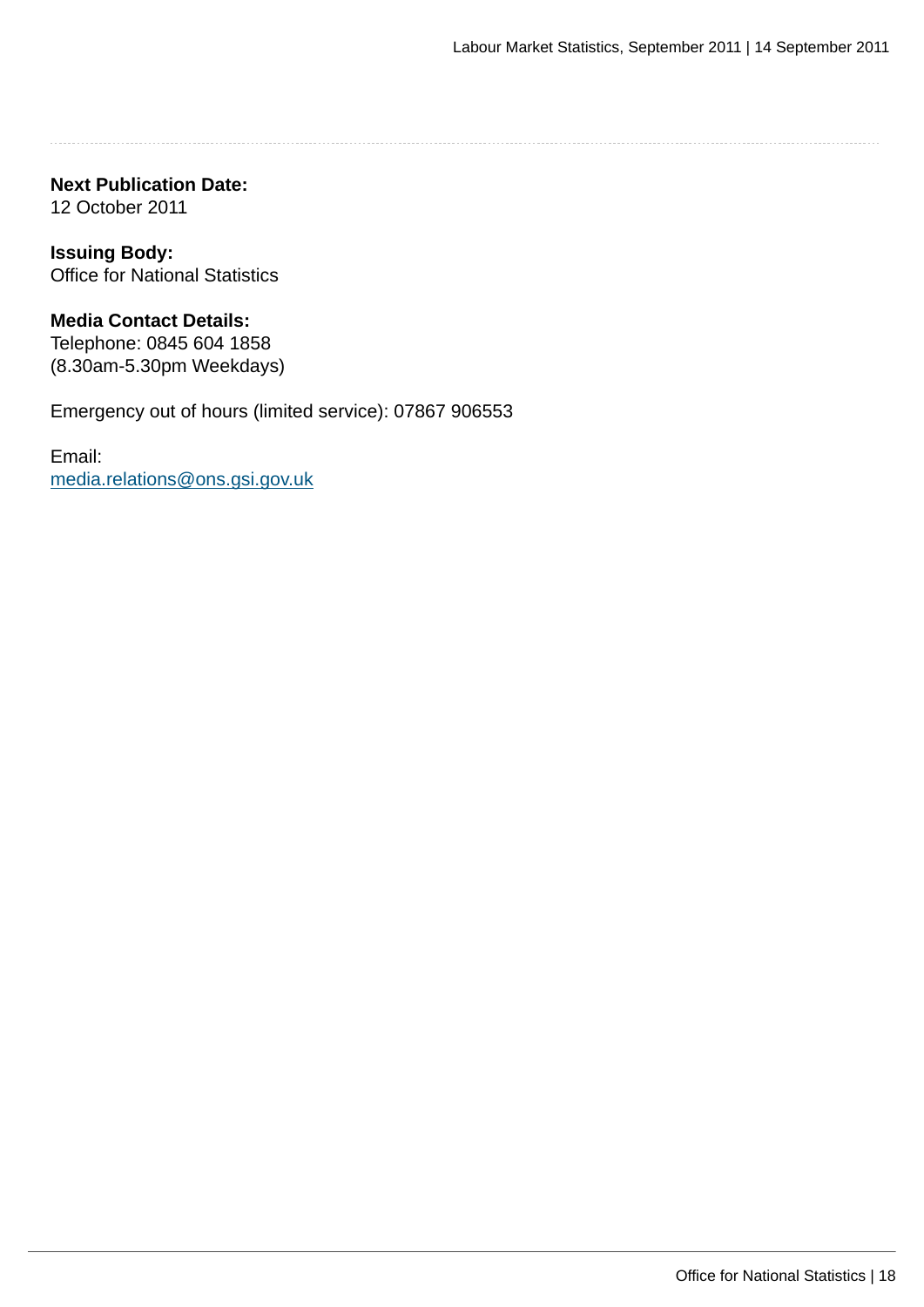**Next Publication Date:**
12 October 2011

**Issuing Body:**
Office for National Statistics

**Media Contact Details:**
Telephone: 0845 604 1858
(8.30am-5.30pm Weekdays)

Emergency out of hours (limited service): 07867 906553

Email:
media.relations@ons.gsi.gov.uk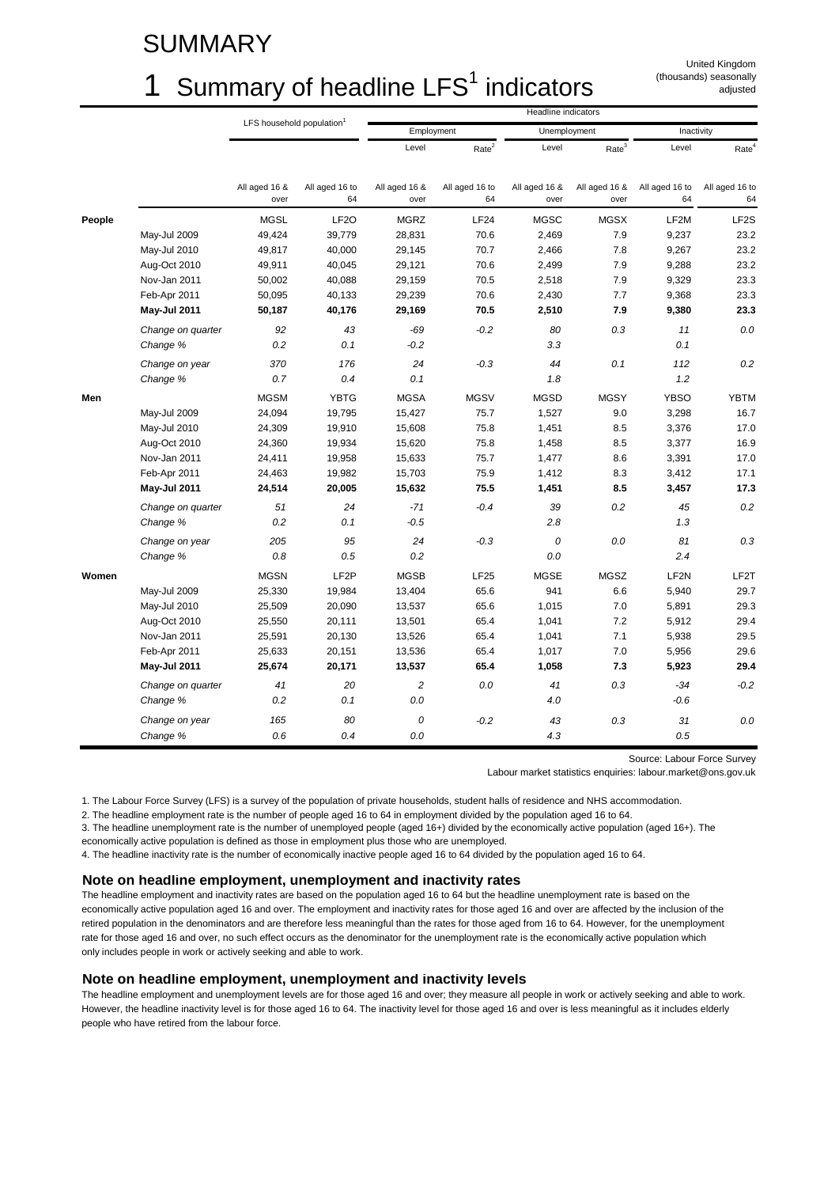# SUMMARY

## 1 Summary of headline LFS[1] indicators

United Kingdom (thousands) seasonally adjusted

| | | LFS household population[1] | | Headline indicators | | | | | |
|---|---|---|---|---|---|---|---|---|---|
| | | | | Employment | | Unemployment | | Inactivity | |
| | | | | Level | Rate[2] | Level | Rate[3] | Level | Rate[4] |
| | | All aged 16 & over | All aged 16 to 64 | All aged 16 & over | All aged 16 to 64 | All aged 16 & over | All aged 16 & over | All aged 16 to 64 | All aged 16 to 64 |
| **People** | | MGSL | LF2O | MGRZ | LF24 | MGSC | MGSX | LF2M | LF2S |
| | May-Jul 2009 | 49,424 | 39,779 | 28,831 | 70.6 | 2,469 | 7.9 | 9,237 | 23.2 |
| | May-Jul 2010 | 49,817 | 40,000 | 29,145 | 70.7 | 2,466 | 7.8 | 9,267 | 23.2 |
| | Aug-Oct 2010 | 49,911 | 40,045 | 29,121 | 70.6 | 2,499 | 7.9 | 9,288 | 23.2 |
| | Nov-Jan 2011 | 50,002 | 40,088 | 29,159 | 70.5 | 2,518 | 7.9 | 9,329 | 23.3 |
| | Feb-Apr 2011 | 50,095 | 40,133 | 29,239 | 70.6 | 2,430 | 7.7 | 9,368 | 23.3 |
| | **May-Jul 2011** | **50,187** | **40,176** | **29,169** | **70.5** | **2,510** | **7.9** | **9,380** | **23.3** |
| | *Change on quarter* | *92* | *43* | *-69* | *-0.2* | *80* | *0.3* | *11* | *0.0* |
| | *Change %* | *0.2* | *0.1* | *-0.2* | | *3.3* | | *0.1* | |
| | *Change on year* | *370* | *176* | *24* | *-0.3* | *44* | *0.1* | *112* | *0.2* |
| | *Change %* | *0.7* | *0.4* | *0.1* | | *1.8* | | *1.2* | |
| **Men** | | MGSM | YBTG | MGSA | MGSV | MGSD | MGSY | YBSO | YBTM |
| | May-Jul 2009 | 24,094 | 19,795 | 15,427 | 75.7 | 1,527 | 9.0 | 3,298 | 16.7 |
| | May-Jul 2010 | 24,309 | 19,910 | 15,608 | 75.8 | 1,451 | 8.5 | 3,376 | 17.0 |
| | Aug-Oct 2010 | 24,360 | 19,934 | 15,620 | 75.8 | 1,458 | 8.5 | 3,377 | 16.9 |
| | Nov-Jan 2011 | 24,411 | 19,958 | 15,633 | 75.7 | 1,477 | 8.6 | 3,391 | 17.0 |
| | Feb-Apr 2011 | 24,463 | 19,982 | 15,703 | 75.9 | 1,412 | 8.3 | 3,412 | 17.1 |
| | **May-Jul 2011** | **24,514** | **20,005** | **15,632** | **75.5** | **1,451** | **8.5** | **3,457** | **17.3** |
| | *Change on quarter* | *51* | *24* | *-71* | *-0.4* | *39* | *0.2* | *45* | *0.2* |
| | *Change %* | *0.2* | *0.1* | *-0.5* | | *2.8* | | *1.3* | |
| | *Change on year* | *205* | *95* | *24* | *-0.3* | *0* | *0.0* | *81* | *0.3* |
| | *Change %* | *0.8* | *0.5* | *0.2* | | *0.0* | | *2.4* | |
| **Women** | | MGSN | LF2P | MGSB | LF25 | MGSE | MGSZ | LF2N | LF2T |
| | May-Jul 2009 | 25,330 | 19,984 | 13,404 | 65.6 | 941 | 6.6 | 5,940 | 29.7 |
| | May-Jul 2010 | 25,509 | 20,090 | 13,537 | 65.6 | 1,015 | 7.0 | 5,891 | 29.3 |
| | Aug-Oct 2010 | 25,550 | 20,111 | 13,501 | 65.4 | 1,041 | 7.2 | 5,912 | 29.4 |
| | Nov-Jan 2011 | 25,591 | 20,130 | 13,526 | 65.4 | 1,041 | 7.1 | 5,938 | 29.5 |
| | Feb-Apr 2011 | 25,633 | 20,151 | 13,536 | 65.4 | 1,017 | 7.0 | 5,956 | 29.6 |
| | **May-Jul 2011** | **25,674** | **20,171** | **13,537** | **65.4** | **1,058** | **7.3** | **5,923** | **29.4** |
| | *Change on quarter* | *41* | *20* | *2* | *0.0* | *41* | *0.3* | *-34* | *-0.2* |
| | *Change %* | *0.2* | *0.1* | *0.0* | | *4.0* | | *-0.6* | |
| | *Change on year* | *165* | *80* | *0* | *-0.2* | *43* | *0.3* | *31* | *0.0* |
| | *Change %* | *0.6* | *0.4* | *0.0* | | *4.3* | | *0.5* | |

Source: Labour Force Survey

Labour market statistics enquiries: labour.market@ons.gov.uk

1. The Labour Force Survey (LFS) is a survey of the population of private households, student halls of residence and NHS accommodation.
2. The headline employment rate is the number of people aged 16 to 64 in employment divided by the population aged 16 to 64.
3. The headline unemployment rate is the number of unemployed people (aged 16+) divided by the economically active population (aged 16+). The economically active population is defined as those in employment plus those who are unemployed.
4. The headline inactivity rate is the number of economically inactive people aged 16 to 64 divided by the population aged 16 to 64.

### Note on headline employment, unemployment and inactivity rates

The headline employment and inactivity rates are based on the population aged 16 to 64 but the headline unemployment rate is based on the economically active population aged 16 and over. The employment and inactivity rates for those aged 16 and over are affected by the inclusion of the retired population in the denominators and are therefore less meaningful than the rates for those aged from 16 to 64. However, for the unemployment rate for those aged 16 and over, no such effect occurs as the denominator for the unemployment rate is the economically active population which only includes people in work or actively seeking and able to work.

### Note on headline employment, unemployment and inactivity levels

The headline employment and unemployment levels are for those aged 16 and over; they measure all people in work or actively seeking and able to work. However, the headline inactivity level is for those aged 16 to 64. The inactivity level for those aged 16 and over is less meaningful as it includes elderly people who have retired from the labour force.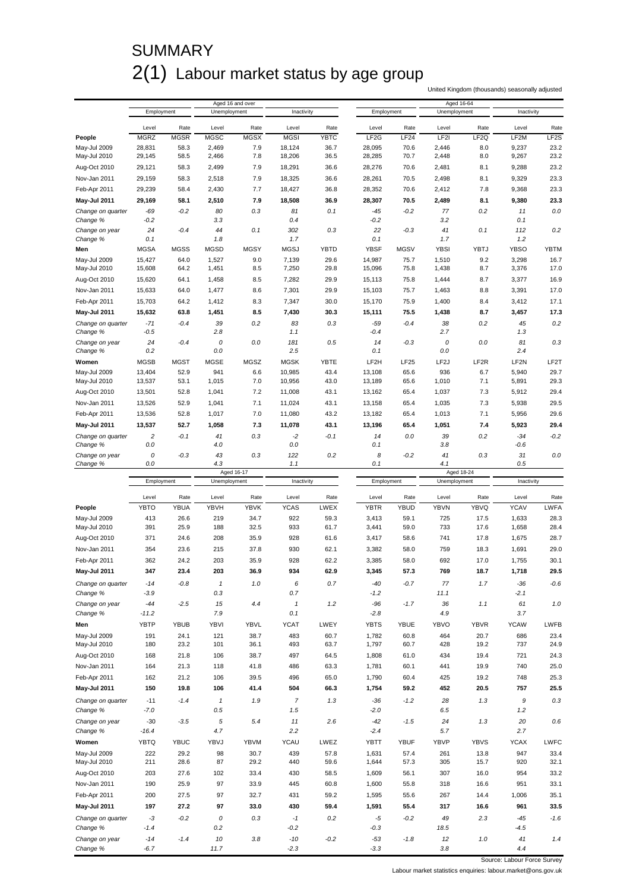# SUMMARY

## 2(1) Labour market status by age group

United Kingdom (thousands) seasonally adjusted

| | Aged 16 and over | | | | | | Aged 16-64 | | | | | |
|---|---|---|---|---|---|---|---|---|---|---|---|---|
| | Employment | | Unemployment | | Inactivity | | Employment | | Unemployment | | Inactivity | |
| | Level | Rate | Level | Rate | Level | Rate | Level | Rate | Level | Rate | Level | Rate |
| **People** | MGRZ | MGSR | MGSC | MGSX | MGSI | YBTC | LF2G | LF24 | LF2I | LF2Q | LF2M | LF2S |
| May-Jul 2009 | 28,831 | 58.3 | 2,469 | 7.9 | 18,124 | 36.7 | 28,095 | 70.6 | 2,446 | 8.0 | 9,237 | 23.2 |
| May-Jul 2010 | 29,145 | 58.5 | 2,466 | 7.8 | 18,206 | 36.5 | 28,285 | 70.7 | 2,448 | 8.0 | 9,267 | 23.2 |
| Aug-Oct 2010 | 29,121 | 58.3 | 2,499 | 7.9 | 18,291 | 36.6 | 28,276 | 70.6 | 2,481 | 8.1 | 9,288 | 23.2 |
| Nov-Jan 2011 | 29,159 | 58.3 | 2,518 | 7.9 | 18,325 | 36.6 | 28,261 | 70.5 | 2,498 | 8.1 | 9,329 | 23.3 |
| Feb-Apr 2011 | 29,239 | 58.4 | 2,430 | 7.7 | 18,427 | 36.8 | 28,352 | 70.6 | 2,412 | 7.8 | 9,368 | 23.3 |
| **May-Jul 2011** | **29,169** | **58.1** | **2,510** | **7.9** | **18,508** | **36.9** | **28,307** | **70.5** | **2,489** | **8.1** | **9,380** | **23.3** |
| *Change on quarter* | *-69* | *-0.2* | *80* | *0.3* | *81* | *0.1* | *-45* | *-0.2* | *77* | *0.2* | *11* | *0.0* |
| *Change %* | *-0.2* | | *3.3* | | *0.4* | | *-0.2* | | *3.2* | | *0.1* | |
| *Change on year* | *24* | *-0.4* | *44* | *0.1* | *302* | *0.3* | *22* | *-0.3* | *41* | *0.1* | *112* | *0.2* |
| *Change %* | *0.1* | | *1.8* | | *1.7* | | *0.1* | | *1.7* | | *1.2* | |
| **Men** | MGSA | MGSS | MGSD | MGSY | MGSJ | YBTD | YBSF | MGSV | YBSI | YBTJ | YBSO | YBTM |
| May-Jul 2009 | 15,427 | 64.0 | 1,527 | 9.0 | 7,139 | 29.6 | 14,987 | 75.7 | 1,510 | 9.2 | 3,298 | 16.7 |
| May-Jul 2010 | 15,608 | 64.2 | 1,451 | 8.5 | 7,250 | 29.8 | 15,096 | 75.8 | 1,438 | 8.7 | 3,376 | 17.0 |
| Aug-Oct 2010 | 15,620 | 64.1 | 1,458 | 8.5 | 7,282 | 29.9 | 15,113 | 75.8 | 1,444 | 8.7 | 3,377 | 16.9 |
| Nov-Jan 2011 | 15,633 | 64.0 | 1,477 | 8.6 | 7,301 | 29.9 | 15,103 | 75.7 | 1,463 | 8.8 | 3,391 | 17.0 |
| Feb-Apr 2011 | 15,703 | 64.2 | 1,412 | 8.3 | 7,347 | 30.0 | 15,170 | 75.9 | 1,400 | 8.4 | 3,412 | 17.1 |
| **May-Jul 2011** | **15,632** | **63.8** | **1,451** | **8.5** | **7,430** | **30.3** | **15,111** | **75.5** | **1,438** | **8.7** | **3,457** | **17.3** |
| *Change on quarter* | *-71* | *-0.4* | *39* | *0.2* | *83* | *0.3* | *-59* | *-0.4* | *38* | *0.2* | *45* | *0.2* |
| *Change %* | *-0.5* | | *2.8* | | *1.1* | | *-0.4* | | *2.7* | | *1.3* | |
| *Change on year* | *24* | *-0.4* | *0* | *0.0* | *181* | *0.5* | *14* | *-0.3* | *0* | *0.0* | *81* | *0.3* |
| *Change %* | *0.2* | | *0.0* | | *2.5* | | *0.1* | | *0.0* | | *2.4* | |
| **Women** | MGSB | MGST | MGSE | MGSZ | MGSK | YBTE | LF2H | LF25 | LF2J | LF2R | LF2N | LF2T |
| May-Jul 2009 | 13,404 | 52.9 | 941 | 6.6 | 10,985 | 43.4 | 13,108 | 65.6 | 936 | 6.7 | 5,940 | 29.7 |
| May-Jul 2010 | 13,537 | 53.1 | 1,015 | 7.0 | 10,956 | 43.0 | 13,189 | 65.6 | 1,010 | 7.1 | 5,891 | 29.3 |
| Aug-Oct 2010 | 13,501 | 52.8 | 1,041 | 7.2 | 11,008 | 43.1 | 13,162 | 65.4 | 1,037 | 7.3 | 5,912 | 29.4 |
| Nov-Jan 2011 | 13,526 | 52.9 | 1,041 | 7.1 | 11,024 | 43.1 | 13,158 | 65.4 | 1,035 | 7.3 | 5,938 | 29.5 |
| Feb-Apr 2011 | 13,536 | 52.8 | 1,017 | 7.0 | 11,080 | 43.2 | 13,182 | 65.4 | 1,013 | 7.1 | 5,956 | 29.6 |
| **May-Jul 2011** | **13,537** | **52.7** | **1,058** | **7.3** | **11,078** | **43.1** | **13,196** | **65.4** | **1,051** | **7.4** | **5,923** | **29.4** |
| *Change on quarter* | *2* | *-0.1* | *41* | *0.3* | *-2* | *-0.1* | *14* | *0.0* | *39* | *0.2* | *-34* | *-0.2* |
| *Change %* | *0.0* | | *4.0* | | *0.0* | | *0.1* | | *3.8* | | *-0.6* | |
| *Change on year* | *0* | *-0.3* | *43* | *0.3* | *122* | *0.2* | *8* | *-0.2* | *41* | *0.3* | *31* | *0.0* |
| *Change %* | *0.0* | | *4.3* | | *1.1* | | *0.1* | | *4.1* | | *0.5* | |

| | Aged 16-17 | | | | | | Aged 18-24 | | | | | |
|---|---|---|---|---|---|---|---|---|---|---|---|---|
| | Employment | | Unemployment | | Inactivity | | Employment | | Unemployment | | Inactivity | |
| | Level | Rate | Level | Rate | Level | Rate | Level | Rate | Level | Rate | Level | Rate |
| **People** | YBTO | YBUA | YBVH | YBVK | YCAS | LWEX | YBTR | YBUD | YBVN | YBVQ | YCAV | LWFA |
| May-Jul 2009 | 413 | 26.6 | 219 | 34.7 | 922 | 59.3 | 3,413 | 59.1 | 725 | 17.5 | 1,633 | 28.3 |
| May-Jul 2010 | 391 | 25.9 | 188 | 32.5 | 933 | 61.7 | 3,441 | 59.0 | 733 | 17.6 | 1,658 | 28.4 |
| Aug-Oct 2010 | 371 | 24.6 | 208 | 35.9 | 928 | 61.6 | 3,417 | 58.6 | 741 | 17.8 | 1,675 | 28.7 |
| Nov-Jan 2011 | 354 | 23.6 | 215 | 37.8 | 930 | 62.1 | 3,382 | 58.0 | 759 | 18.3 | 1,691 | 29.0 |
| Feb-Apr 2011 | 362 | 24.2 | 203 | 35.9 | 928 | 62.2 | 3,385 | 58.0 | 692 | 17.0 | 1,755 | 30.1 |
| **May-Jul 2011** | **347** | **23.4** | **203** | **36.9** | **934** | **62.9** | **3,345** | **57.3** | **769** | **18.7** | **1,718** | **29.5** |
| *Change on quarter* | *-14* | *-0.8* | *1* | *1.0* | *6* | *0.7* | *-40* | *-0.7* | *77* | *1.7* | *-36* | *-0.6* |
| *Change %* | *-3.9* | | *0.3* | | *0.7* | | *-1.2* | | *11.1* | | *-2.1* | |
| *Change on year* | *-44* | *-2.5* | *15* | *4.4* | *1* | *1.2* | *-96* | *-1.7* | *36* | *1.1* | *61* | *1.0* |
| *Change %* | *-11.2* | | *7.9* | | *0.1* | | *-2.8* | | *4.9* | | *3.7* | |
| **Men** | YBTP | YBUB | YBVI | YBVL | YCAT | LWEY | YBTS | YBUE | YBVO | YBVR | YCAW | LWFB |
| May-Jul 2009 | 191 | 24.1 | 121 | 38.7 | 483 | 60.7 | 1,782 | 60.8 | 464 | 20.7 | 686 | 23.4 |
| May-Jul 2010 | 180 | 23.2 | 101 | 36.1 | 493 | 63.7 | 1,797 | 60.7 | 428 | 19.2 | 737 | 24.9 |
| Aug-Oct 2010 | 168 | 21.8 | 106 | 38.7 | 497 | 64.5 | 1,808 | 61.0 | 434 | 19.4 | 721 | 24.3 |
| Nov-Jan 2011 | 164 | 21.3 | 118 | 41.8 | 486 | 63.3 | 1,781 | 60.1 | 441 | 19.9 | 740 | 25.0 |
| Feb-Apr 2011 | 162 | 21.2 | 106 | 39.5 | 496 | 65.0 | 1,790 | 60.4 | 425 | 19.2 | 748 | 25.3 |
| **May-Jul 2011** | **150** | **19.8** | **106** | **41.4** | **504** | **66.3** | **1,754** | **59.2** | **452** | **20.5** | **757** | **25.5** |
| *Change on quarter* | *-11* | *-1.4* | *1* | *1.9* | *7* | *1.3* | *-36* | *-1.2* | *28* | *1.3* | *9* | *0.3* |
| *Change %* | *-7.0* | | *0.5* | | *1.5* | | *-2.0* | | *6.5* | | *1.2* | |
| *Change on year* | *-30* | *-3.5* | *5* | *5.4* | *11* | *2.6* | *-42* | *-1.5* | *24* | *1.3* | *20* | *0.6* |
| *Change %* | *-16.4* | | *4.7* | | *2.2* | | *-2.4* | | *5.7* | | *2.7* | |
| **Women** | YBTQ | YBUC | YBVJ | YBVM | YCAU | LWEZ | YBTT | YBUF | YBVP | YBVS | YCAX | LWFC |
| May-Jul 2009 | 222 | 29.2 | 98 | 30.7 | 439 | 57.8 | 1,631 | 57.4 | 261 | 13.8 | 947 | 33.4 |
| May-Jul 2010 | 211 | 28.6 | 87 | 29.2 | 440 | 59.6 | 1,644 | 57.3 | 305 | 15.7 | 920 | 32.1 |
| Aug-Oct 2010 | 203 | 27.6 | 102 | 33.4 | 430 | 58.5 | 1,609 | 56.1 | 307 | 16.0 | 954 | 33.2 |
| Nov-Jan 2011 | 190 | 25.9 | 97 | 33.9 | 445 | 60.8 | 1,600 | 55.8 | 318 | 16.6 | 951 | 33.1 |
| Feb-Apr 2011 | 200 | 27.5 | 97 | 32.7 | 431 | 59.2 | 1,595 | 55.6 | 267 | 14.4 | 1,006 | 35.1 |
| **May-Jul 2011** | **197** | **27.2** | **97** | **33.0** | **430** | **59.4** | **1,591** | **55.4** | **317** | **16.6** | **961** | **33.5** |
| *Change on quarter* | *-3* | *-0.2* | *0* | *0.3* | *-1* | *0.2* | *-5* | *-0.2* | *49* | *2.3* | *-45* | *-1.6* |
| *Change %* | *-1.4* | | *0.2* | | *-0.2* | | *-0.3* | | *18.5* | | *-4.5* | |
| *Change on year* | *-14* | *-1.4* | *10* | *3.8* | *-10* | *-0.2* | *-53* | *-1.8* | *12* | *1.0* | *41* | *1.4* |
| *Change %* | *-6.7* | | *11.7* | | *-2.3* | | *-3.3* | | *3.8* | | *4.4* | |

Source: Labour Force Survey

Labour market statistics enquiries: labour.market@ons.gov.uk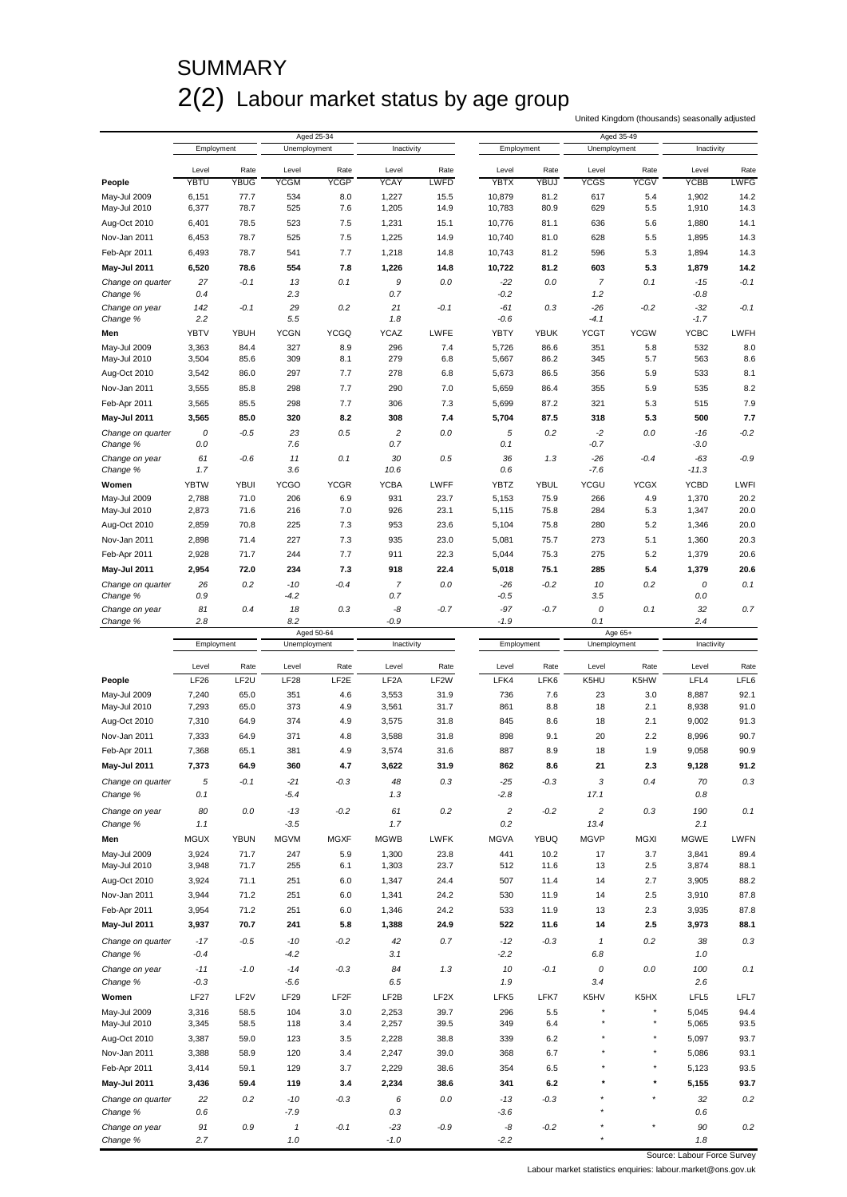# SUMMARY

## 2(2) Labour market status by age group

United Kingdom (thousands) seasonally adjusted

| | Aged 25-34 | | | | | | Aged 35-49 | | | | | |
|---|---|---|---|---|---|---|---|---|---|---|---|---|
| | Employment | | Unemployment | | Inactivity | | Employment | | Unemployment | | Inactivity | |
| | Level | Rate | Level | Rate | Level | Rate | Level | Rate | Level | Rate | Level | Rate |
| **People** | YBTU | YBUG | YCGM | YCGP | YCAY | LWFD | YBTX | YBUJ | YCGS | YCGV | YCBB | LWFG |
| May-Jul 2009 | 6,151 | 77.7 | 534 | 8.0 | 1,227 | 15.5 | 10,879 | 81.2 | 617 | 5.4 | 1,902 | 14.2 |
| May-Jul 2010 | 6,377 | 78.7 | 525 | 7.6 | 1,205 | 14.9 | 10,783 | 80.9 | 629 | 5.5 | 1,910 | 14.3 |
| Aug-Oct 2010 | 6,401 | 78.5 | 523 | 7.5 | 1,231 | 15.1 | 10,776 | 81.1 | 636 | 5.6 | 1,880 | 14.1 |
| Nov-Jan 2011 | 6,453 | 78.7 | 525 | 7.5 | 1,225 | 14.9 | 10,740 | 81.0 | 628 | 5.5 | 1,895 | 14.3 |
| Feb-Apr 2011 | 6,493 | 78.7 | 541 | 7.7 | 1,218 | 14.8 | 10,743 | 81.2 | 596 | 5.3 | 1,894 | 14.3 |
| **May-Jul 2011** | **6,520** | **78.6** | **554** | **7.8** | **1,226** | **14.8** | **10,722** | **81.2** | **603** | **5.3** | **1,879** | **14.2** |
| *Change on quarter* | *27* | *-0.1* | *13* | *0.1* | *9* | *0.0* | *-22* | *0.0* | *7* | *0.1* | *-15* | *-0.1* |
| *Change %* | *0.4* | | *2.3* | | *0.7* | | *-0.2* | | *1.2* | | *-0.8* | |
| *Change on year* | *142* | *-0.1* | *29* | *0.2* | *21* | *-0.1* | *-61* | *0.3* | *-26* | *-0.2* | *-32* | *-0.1* |
| *Change %* | *2.2* | | *5.5* | | *1.8* | | *-0.6* | | *-4.1* | | *-1.7* | |
| **Men** | YBTV | YBUH | YCGN | YCGQ | YCAZ | LWFE | YBTY | YBUK | YCGT | YCGW | YCBC | LWFH |
| May-Jul 2009 | 3,363 | 84.4 | 327 | 8.9 | 296 | 7.4 | 5,726 | 86.6 | 351 | 5.8 | 532 | 8.0 |
| May-Jul 2010 | 3,504 | 85.6 | 309 | 8.1 | 279 | 6.8 | 5,667 | 86.2 | 345 | 5.7 | 563 | 8.6 |
| Aug-Oct 2010 | 3,542 | 86.0 | 297 | 7.7 | 278 | 6.8 | 5,673 | 86.5 | 356 | 5.9 | 533 | 8.1 |
| Nov-Jan 2011 | 3,555 | 85.8 | 298 | 7.7 | 290 | 7.0 | 5,659 | 86.4 | 355 | 5.9 | 535 | 8.2 |
| Feb-Apr 2011 | 3,565 | 85.5 | 298 | 7.7 | 306 | 7.3 | 5,699 | 87.2 | 321 | 5.3 | 515 | 7.9 |
| **May-Jul 2011** | **3,565** | **85.0** | **320** | **8.2** | **308** | **7.4** | **5,704** | **87.5** | **318** | **5.3** | **500** | **7.7** |
| *Change on quarter* | *0* | *-0.5* | *23* | *0.5* | *2* | *0.0* | *5* | *0.2* | *-2* | *0.0* | *-16* | *-0.2* |
| *Change %* | *0.0* | | *7.6* | | *0.7* | | *0.1* | | *-0.7* | | *-3.0* | |
| *Change on year* | *61* | *-0.6* | *11* | *0.1* | *30* | *0.5* | *36* | *1.3* | *-26* | *-0.4* | *-63* | *-0.9* |
| *Change %* | *1.7* | | *3.6* | | *10.6* | | *0.6* | | *-7.6* | | *-11.3* | |
| **Women** | YBTW | YBUI | YCGO | YCGR | YCBA | LWFF | YBTZ | YBUL | YCGU | YCGX | YCBD | LWFI |
| May-Jul 2009 | 2,788 | 71.0 | 206 | 6.9 | 931 | 23.7 | 5,153 | 75.9 | 266 | 4.9 | 1,370 | 20.2 |
| May-Jul 2010 | 2,873 | 71.6 | 216 | 7.0 | 926 | 23.1 | 5,115 | 75.8 | 284 | 5.3 | 1,347 | 20.0 |
| Aug-Oct 2010 | 2,859 | 70.8 | 225 | 7.3 | 953 | 23.6 | 5,104 | 75.8 | 280 | 5.2 | 1,346 | 20.0 |
| Nov-Jan 2011 | 2,898 | 71.4 | 227 | 7.3 | 935 | 23.0 | 5,081 | 75.7 | 273 | 5.1 | 1,360 | 20.3 |
| Feb-Apr 2011 | 2,928 | 71.7 | 244 | 7.7 | 911 | 22.3 | 5,044 | 75.3 | 275 | 5.2 | 1,379 | 20.6 |
| **May-Jul 2011** | **2,954** | **72.0** | **234** | **7.3** | **918** | **22.4** | **5,018** | **75.1** | **285** | **5.4** | **1,379** | **20.6** |
| *Change on quarter* | *26* | *0.2* | *-10* | *-0.4* | *7* | *0.0* | *-26* | *-0.2* | *10* | *0.2* | *0* | *0.1* |
| *Change %* | *0.9* | | *-4.2* | | *0.7* | | *-0.5* | | *3.5* | | *0.0* | |
| *Change on year* | *81* | *0.4* | *18* | *0.3* | *-8* | *-0.7* | *-97* | *-0.7* | *0* | *0.1* | *32* | *0.7* |
| *Change %* | *2.8* | | *8.2* | | *-0.9* | | *-1.9* | | *0.1* | | *2.4* | |

| | Aged 50-64 | | | | | | Age 65+ | | | | | |
|---|---|---|---|---|---|---|---|---|---|---|---|---|
| | Employment | | Unemployment | | Inactivity | | Employment | | Unemployment | | Inactivity | |
| | Level | Rate | Level | Rate | Level | Rate | Level | Rate | Level | Rate | Level | Rate |
| **People** | LF26 | LF2U | LF28 | LF2E | LF2A | LF2W | LFK4 | LFK6 | K5HU | K5HW | LFL4 | LFL6 |
| May-Jul 2009 | 7,240 | 65.0 | 351 | 4.6 | 3,553 | 31.9 | 736 | 7.6 | 23 | 3.0 | 8,887 | 92.1 |
| May-Jul 2010 | 7,293 | 65.0 | 373 | 4.9 | 3,561 | 31.7 | 861 | 8.8 | 18 | 2.1 | 8,938 | 91.0 |
| Aug-Oct 2010 | 7,310 | 64.9 | 374 | 4.9 | 3,575 | 31.8 | 845 | 8.6 | 18 | 2.1 | 9,002 | 91.3 |
| Nov-Jan 2011 | 7,333 | 64.9 | 371 | 4.8 | 3,588 | 31.8 | 898 | 9.1 | 20 | 2.2 | 8,996 | 90.7 |
| Feb-Apr 2011 | 7,368 | 65.1 | 381 | 4.9 | 3,574 | 31.6 | 887 | 8.9 | 18 | 1.9 | 9,058 | 90.9 |
| **May-Jul 2011** | **7,373** | **64.9** | **360** | **4.7** | **3,622** | **31.9** | **862** | **8.6** | **21** | **2.3** | **9,128** | **91.2** |
| *Change on quarter* | *5* | *-0.1* | *-21* | *-0.3* | *48* | *0.3* | *-25* | *-0.3* | *3* | *0.4* | *70* | *0.3* |
| *Change %* | *0.1* | | *-5.4* | | *1.3* | | *-2.8* | | *17.1* | | *0.8* | |
| *Change on year* | *80* | *0.0* | *-13* | *-0.2* | *61* | *0.2* | *2* | *-0.2* | *2* | *0.3* | *190* | *0.1* |
| *Change %* | *1.1* | | *-3.5* | | *1.7* | | *0.2* | | *13.4* | | *2.1* | |
| **Men** | MGUX | YBUN | MGVM | MGXF | MGWB | LWFK | MGVA | YBUQ | MGVP | MGXI | MGWE | LWFN |
| May-Jul 2009 | 3,924 | 71.7 | 247 | 5.9 | 1,300 | 23.8 | 441 | 10.2 | 17 | 3.7 | 3,841 | 89.4 |
| May-Jul 2010 | 3,948 | 71.7 | 255 | 6.1 | 1,303 | 23.7 | 512 | 11.6 | 13 | 2.5 | 3,874 | 88.1 |
| Aug-Oct 2010 | 3,924 | 71.1 | 251 | 6.0 | 1,347 | 24.4 | 507 | 11.4 | 14 | 2.7 | 3,905 | 88.2 |
| Nov-Jan 2011 | 3,944 | 71.2 | 251 | 6.0 | 1,341 | 24.2 | 530 | 11.9 | 14 | 2.5 | 3,910 | 87.8 |
| Feb-Apr 2011 | 3,954 | 71.2 | 251 | 6.0 | 1,346 | 24.2 | 533 | 11.9 | 13 | 2.3 | 3,935 | 87.8 |
| **May-Jul 2011** | **3,937** | **70.7** | **241** | **5.8** | **1,388** | **24.9** | **522** | **11.6** | **14** | **2.5** | **3,973** | **88.1** |
| *Change on quarter* | *-17* | *-0.5* | *-10* | *-0.2* | *42* | *0.7* | *-12* | *-0.3* | *1* | *0.2* | *38* | *0.3* |
| *Change %* | *-0.4* | | *-4.2* | | *3.1* | | *-2.2* | | *6.8* | | *1.0* | |
| *Change on year* | *-11* | *-1.0* | *-14* | *-0.3* | *84* | *1.3* | *10* | *-0.1* | *0* | *0.0* | *100* | *0.1* |
| *Change %* | *-0.3* | | *-5.6* | | *6.5* | | *1.9* | | *3.4* | | *2.6* | |
| **Women** | LF27 | LF2V | LF29 | LF2F | LF2B | LF2X | LFK5 | LFK7 | K5HV | K5HX | LFL5 | LFL7 |
| May-Jul 2009 | 3,316 | 58.5 | 104 | 3.0 | 2,253 | 39.7 | 296 | 5.5 | * | * | 5,045 | 94.4 |
| May-Jul 2010 | 3,345 | 58.5 | 118 | 3.4 | 2,257 | 39.5 | 349 | 6.4 | * | * | 5,065 | 93.5 |
| Aug-Oct 2010 | 3,387 | 59.0 | 123 | 3.5 | 2,228 | 38.8 | 339 | 6.2 | * | * | 5,097 | 93.7 |
| Nov-Jan 2011 | 3,388 | 58.9 | 120 | 3.4 | 2,247 | 39.0 | 368 | 6.7 | * | * | 5,086 | 93.1 |
| Feb-Apr 2011 | 3,414 | 59.1 | 129 | 3.7 | 2,229 | 38.6 | 354 | 6.5 | * | * | 5,123 | 93.5 |
| **May-Jul 2011** | **3,436** | **59.4** | **119** | **3.4** | **2,234** | **38.6** | **341** | **6.2** | ***** | ***** | **5,155** | **93.7** |
| *Change on quarter* | *22* | *0.2* | *-10* | *-0.3* | *6* | *0.0* | *-13* | *-0.3* | * | * | *32* | *0.2* |
| *Change %* | *0.6* | | *-7.9* | | *0.3* | | *-3.6* | | * | | *0.6* | |
| *Change on year* | *91* | *0.9* | *1* | *-0.1* | *-23* | *-0.9* | *-8* | *-0.2* | * | * | *90* | *0.2* |
| *Change %* | *2.7* | | *1.0* | | *-1.0* | | *-2.2* | | * | | *1.8* | |

Source: Labour Force Survey

Labour market statistics enquiries: labour.market@ons.gov.uk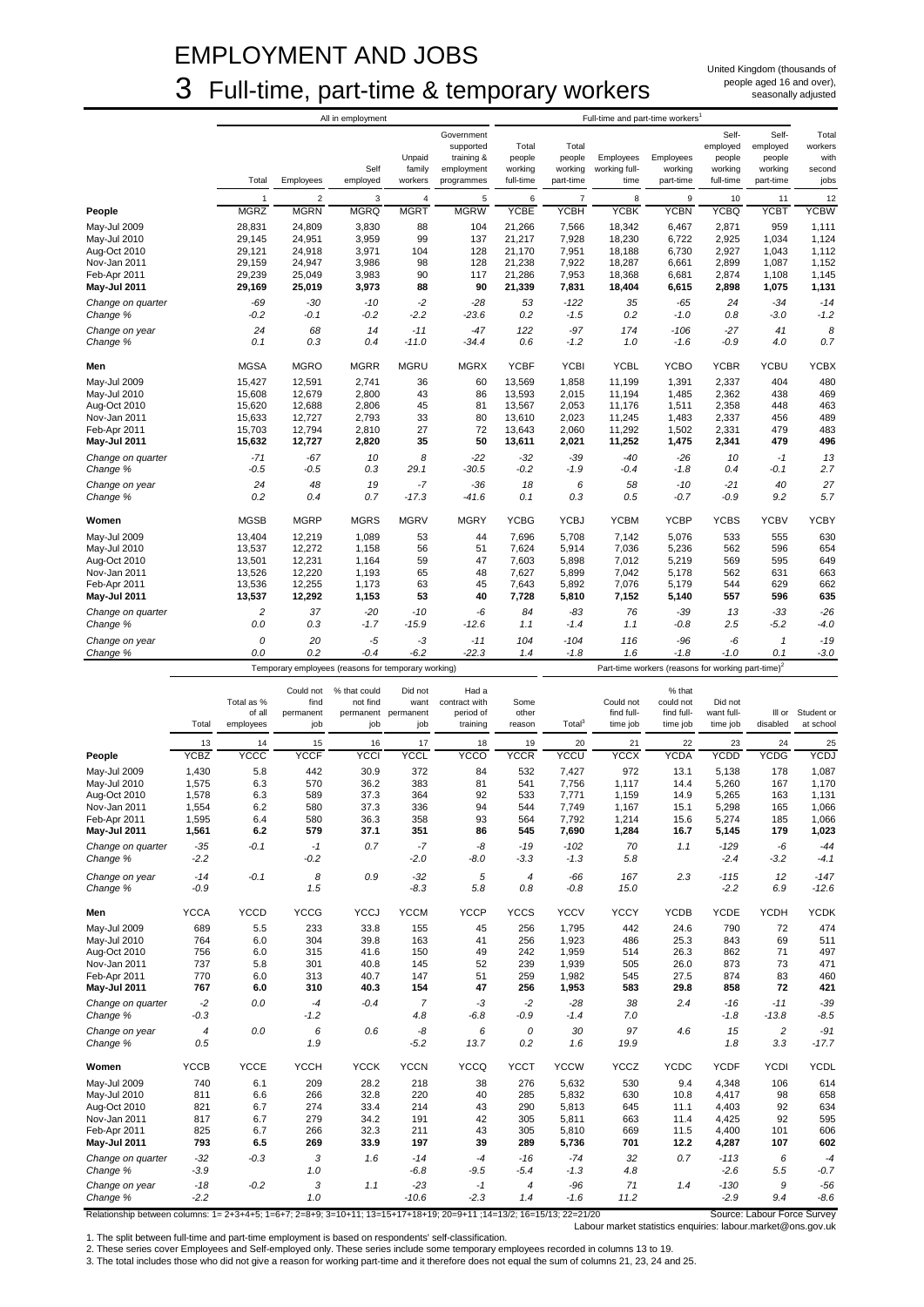# EMPLOYMENT AND JOBS

# 3 Full-time, part-time & temporary workers

United Kingdom (thousands of people aged 16 and over), seasonally adjusted

| | All in employment | | | | | Full-time and part-time workers[1] | | | | | | |
|---|---|---|---|---|---|---|---|---|---|---|---|---|
| | Total | Employees | Self employed | Unpaid family workers | Government supported training & employment programmes | Total people working full-time | Total people working part-time | Employees working full-time | Employees working part-time | Self-employed people working full-time | Self-employed people working part-time | Total workers with second jobs |
| | 1 | 2 | 3 | 4 | 5 | 6 | 7 | 8 | 9 | 10 | 11 | 12 |
| **People** | MGRZ | MGRN | MGRQ | MGRT | MGRW | YCBE | YCBH | YCBK | YCBN | YCBQ | YCBT | YCBW |
| May-Jul 2009 | 28,831 | 24,809 | 3,830 | 88 | 104 | 21,266 | 7,566 | 18,342 | 6,467 | 2,871 | 959 | 1,111 |
| May-Jul 2010 | 29,145 | 24,951 | 3,959 | 99 | 137 | 21,217 | 7,928 | 18,230 | 6,722 | 2,925 | 1,034 | 1,124 |
| Aug-Oct 2010 | 29,121 | 24,918 | 3,971 | 104 | 128 | 21,170 | 7,951 | 18,188 | 6,730 | 2,927 | 1,043 | 1,112 |
| Nov-Jan 2011 | 29,159 | 24,947 | 3,986 | 98 | 128 | 21,238 | 7,922 | 18,287 | 6,661 | 2,899 | 1,087 | 1,152 |
| Feb-Apr 2011 | 29,239 | 25,049 | 3,983 | 90 | 117 | 21,286 | 7,953 | 18,368 | 6,681 | 2,874 | 1,108 | 1,145 |
| **May-Jul 2011** | **29,169** | **25,019** | **3,973** | **88** | **90** | **21,339** | **7,831** | **18,404** | **6,615** | **2,898** | **1,075** | **1,131** |
| *Change on quarter* | *-69* | *-30* | *-10* | *-2* | *-28* | *53* | *-122* | *35* | *-65* | *24* | *-34* | *-14* |
| *Change %* | *-0.2* | *-0.1* | *-0.2* | *-2.2* | *-23.6* | *0.2* | *-1.5* | *0.2* | *-1.0* | *0.8* | *-3.0* | *-1.2* |
| *Change on year* | *24* | *68* | *14* | *-11* | *-47* | *122* | *-97* | *174* | *-106* | *-27* | *41* | *8* |
| *Change %* | *0.1* | *0.3* | *0.4* | *-11.0* | *-34.4* | *0.6* | *-1.2* | *1.0* | *-1.6* | *-0.9* | *4.0* | *0.7* |
| **Men** | MGSA | MGRO | MGRR | MGRU | MGRX | YCBF | YCBI | YCBL | YCBO | YCBR | YCBU | YCBX |
| May-Jul 2009 | 15,427 | 12,591 | 2,741 | 36 | 60 | 13,569 | 1,858 | 11,199 | 1,391 | 2,337 | 404 | 480 |
| May-Jul 2010 | 15,608 | 12,679 | 2,800 | 43 | 86 | 13,593 | 2,015 | 11,194 | 1,485 | 2,362 | 438 | 469 |
| Aug-Oct 2010 | 15,620 | 12,688 | 2,806 | 45 | 81 | 13,567 | 2,053 | 11,176 | 1,511 | 2,358 | 448 | 463 |
| Nov-Jan 2011 | 15,633 | 12,727 | 2,793 | 33 | 80 | 13,610 | 2,023 | 11,245 | 1,483 | 2,337 | 456 | 489 |
| Feb-Apr 2011 | 15,703 | 12,794 | 2,810 | 27 | 72 | 13,643 | 2,060 | 11,292 | 1,502 | 2,331 | 479 | 483 |
| **May-Jul 2011** | **15,632** | **12,727** | **2,820** | **35** | **50** | **13,611** | **2,021** | **11,252** | **1,475** | **2,341** | **479** | **496** |
| *Change on quarter* | *-71* | *-67* | *10* | *8* | *-22* | *-32* | *-39* | *-40* | *-26* | *10* | *-1* | *13* |
| *Change %* | *-0.5* | *-0.5* | *0.3* | *29.1* | *-30.5* | *-0.2* | *-1.9* | *-0.4* | *-1.8* | *0.4* | *-0.1* | *2.7* |
| *Change on year* | *24* | *48* | *19* | *-7* | *-36* | *18* | *6* | *58* | *-10* | *-21* | *40* | *27* |
| *Change %* | *0.2* | *0.4* | *0.7* | *-17.3* | *-41.6* | *0.1* | *0.3* | *0.5* | *-0.7* | *-0.9* | *9.2* | *5.7* |
| **Women** | MGSB | MGRP | MGRS | MGRV | MGRY | YCBG | YCBJ | YCBM | YCBP | YCBS | YCBV | YCBY |
| May-Jul 2009 | 13,404 | 12,219 | 1,089 | 53 | 44 | 7,696 | 5,708 | 7,142 | 5,076 | 533 | 555 | 630 |
| May-Jul 2010 | 13,537 | 12,272 | 1,158 | 56 | 51 | 7,624 | 5,914 | 7,036 | 5,236 | 562 | 596 | 654 |
| Aug-Oct 2010 | 13,501 | 12,231 | 1,164 | 59 | 47 | 7,603 | 5,898 | 7,012 | 5,219 | 569 | 595 | 649 |
| Nov-Jan 2011 | 13,526 | 12,220 | 1,193 | 65 | 48 | 7,627 | 5,899 | 7,042 | 5,178 | 562 | 631 | 663 |
| Feb-Apr 2011 | 13,536 | 12,255 | 1,173 | 63 | 45 | 7,643 | 5,892 | 7,076 | 5,179 | 544 | 629 | 662 |
| **May-Jul 2011** | **13,537** | **12,292** | **1,153** | **53** | **40** | **7,728** | **5,810** | **7,152** | **5,140** | **557** | **596** | **635** |
| *Change on quarter* | *2* | *37* | *-20* | *-10* | *-6* | *84* | *-83* | *76* | *-39* | *13* | *-33* | *-26* |
| *Change %* | *0.0* | *0.3* | *-1.7* | *-15.9* | *-12.6* | *1.1* | *-1.4* | *1.1* | *-0.8* | *2.5* | *-5.2* | *-4.0* |
| *Change on year* | *0* | *20* | *-5* | *-3* | *-11* | *104* | *-104* | *116* | *-96* | *-6* | *1* | *-19* |
| *Change %* | *0.0* | *0.2* | *-0.4* | *-6.2* | *-22.3* | *1.4* | *-1.8* | *1.6* | *-1.8* | *-1.0* | *0.1* | *-3.0* |

| | Temporary employees (reasons for temporary working) | | | | | | | Part-time workers (reasons for working part-time)[2] | | | | | |
|---|---|---|---|---|---|---|---|---|---|---|---|---|---|
| | Total | Total as % of all employees | Could not find permanent job | % that could not find permanent job | Did not want permanent job | Had a contract with period of training | Some other reason | Total[3] | Could not find full-time job | % that could not find full-time job | Did not want full-time job | Ill or disabled | Student or at school |
| | 13 | 14 | 15 | 16 | 17 | 18 | 19 | 20 | 21 | 22 | 23 | 24 | 25 |
| **People** | YCBZ | YCCC | YCCF | YCCI | YCCL | YCCO | YCCR | YCCU | YCCX | YCDA | YCDD | YCDG | YCDJ |
| May-Jul 2009 | 1,430 | 5.8 | 442 | 30.9 | 372 | 84 | 532 | 7,427 | 972 | 13.1 | 5,138 | 178 | 1,087 |
| May-Jul 2010 | 1,575 | 6.3 | 570 | 36.2 | 383 | 81 | 541 | 7,756 | 1,117 | 14.4 | 5,260 | 167 | 1,170 |
| Aug-Oct 2010 | 1,578 | 6.3 | 589 | 37.3 | 364 | 92 | 533 | 7,771 | 1,159 | 14.9 | 5,265 | 163 | 1,131 |
| Nov-Jan 2011 | 1,554 | 6.2 | 580 | 37.3 | 336 | 94 | 544 | 7,749 | 1,167 | 15.1 | 5,298 | 165 | 1,066 |
| Feb-Apr 2011 | 1,595 | 6.4 | 580 | 36.3 | 358 | 93 | 564 | 7,792 | 1,214 | 15.6 | 5,274 | 185 | 1,066 |
| **May-Jul 2011** | **1,561** | **6.2** | **579** | **37.1** | **351** | **86** | **545** | **7,690** | **1,284** | **16.7** | **5,145** | **179** | **1,023** |
| *Change on quarter* | *-35* | *-0.1* | *-1* | *0.7* | *-7* | *-8* | *-19* | *-102* | *70* | *1.1* | *-129* | *-6* | *-44* |
| *Change %* | *-2.2* | | *-0.2* | | *-2.0* | *-8.0* | *-3.3* | *-1.3* | *5.8* | | *-2.4* | *-3.2* | *-4.1* |
| *Change on year* | *-14* | *-0.1* | *8* | *0.9* | *-32* | *5* | *4* | *-66* | *167* | *2.3* | *-115* | *12* | *-147* |
| *Change %* | *-0.9* | | *1.5* | | *-8.3* | *5.8* | *0.8* | *-0.8* | *15.0* | | *-2.2* | *6.9* | *-12.6* |
| **Men** | YCCA | YCCD | YCCG | YCCJ | YCCM | YCCP | YCCS | YCCV | YCCY | YCDB | YCDE | YCDH | YCDK |
| May-Jul 2009 | 689 | 5.5 | 233 | 33.8 | 155 | 45 | 256 | 1,795 | 442 | 24.6 | 790 | 72 | 474 |
| May-Jul 2010 | 764 | 6.0 | 304 | 39.8 | 163 | 41 | 256 | 1,923 | 486 | 25.3 | 843 | 69 | 511 |
| Aug-Oct 2010 | 756 | 6.0 | 315 | 41.6 | 150 | 49 | 242 | 1,959 | 514 | 26.3 | 862 | 71 | 497 |
| Nov-Jan 2011 | 737 | 5.8 | 301 | 40.8 | 145 | 52 | 239 | 1,939 | 505 | 26.0 | 873 | 73 | 471 |
| Feb-Apr 2011 | 770 | 6.0 | 313 | 40.7 | 147 | 51 | 259 | 1,982 | 545 | 27.5 | 874 | 83 | 460 |
| **May-Jul 2011** | **767** | **6.0** | **310** | **40.3** | **154** | **47** | **256** | **1,953** | **583** | **29.8** | **858** | **72** | **421** |
| *Change on quarter* | *-2* | *0.0* | *-4* | *-0.4* | *7* | *-3* | *-2* | *-28* | *38* | *2.4* | *-16* | *-11* | *-39* |
| *Change %* | *-0.3* | | *-1.2* | | *4.8* | *-6.8* | *-0.9* | *-1.4* | *7.0* | | *-1.8* | *-13.8* | *-8.5* |
| *Change on year* | *4* | *0.0* | *6* | *0.6* | *-8* | *6* | *0* | *30* | *97* | *4.6* | *15* | *2* | *-91* |
| *Change %* | *0.5* | | *1.9* | | *-5.2* | *13.7* | *0.2* | *1.6* | *19.9* | | *1.8* | *3.3* | *-17.7* |
| **Women** | YCCB | YCCE | YCCH | YCCK | YCCN | YCCQ | YCCT | YCCW | YCCZ | YCDC | YCDF | YCDI | YCDL |
| May-Jul 2009 | 740 | 6.1 | 209 | 28.2 | 218 | 38 | 276 | 5,632 | 530 | 9.4 | 4,348 | 106 | 614 |
| May-Jul 2010 | 811 | 6.6 | 266 | 32.8 | 220 | 40 | 285 | 5,832 | 630 | 10.8 | 4,417 | 98 | 658 |
| Aug-Oct 2010 | 821 | 6.7 | 274 | 33.4 | 214 | 43 | 290 | 5,813 | 645 | 11.1 | 4,403 | 92 | 634 |
| Nov-Jan 2011 | 817 | 6.7 | 279 | 34.2 | 191 | 42 | 305 | 5,811 | 663 | 11.4 | 4,425 | 92 | 595 |
| Feb-Apr 2011 | 825 | 6.7 | 266 | 32.3 | 211 | 43 | 305 | 5,810 | 669 | 11.5 | 4,400 | 101 | 606 |
| **May-Jul 2011** | **793** | **6.5** | **269** | **33.9** | **197** | **39** | **289** | **5,736** | **701** | **12.2** | **4,287** | **107** | **602** |
| *Change on quarter* | *-32* | *-0.3* | *3* | *1.6* | *-14* | *-4* | *-16* | *-74* | *32* | *0.7* | *-113* | *6* | *-4* |
| *Change %* | *-3.9* | | *1.0* | | *-6.8* | *-9.5* | *-5.4* | *-1.3* | *4.8* | | *-2.6* | *5.5* | *-0.7* |
| *Change on year* | *-18* | *-0.2* | *3* | *1.1* | *-23* | *-1* | *4* | *-96* | *71* | *1.4* | *-130* | *9* | *-56* |
| *Change %* | *-2.2* | | *1.0* | | *-10.6* | *-2.3* | *1.4* | *-1.6* | *11.2* | | *-2.9* | *9.4* | *-8.6* |

Relationship between columns: 1= 2+3+4+5; 1=6+7; 2=8+9; 3=10+11; 13=15+17+18+19; 20=9+11 ;14=13/2; 16=15/13; 22=21/20

Source: Labour Force Survey
Labour market statistics enquiries: labour.market@ons.gov.uk

1. The split between full-time and part-time employment is based on respondents' self-classification.
2. These series cover Employees and Self-employed only. These series include some temporary employees recorded in columns 13 to 19.
3. The total includes those who did not give a reason for working part-time and it therefore does not equal the sum of columns 21, 23, 24 and 25.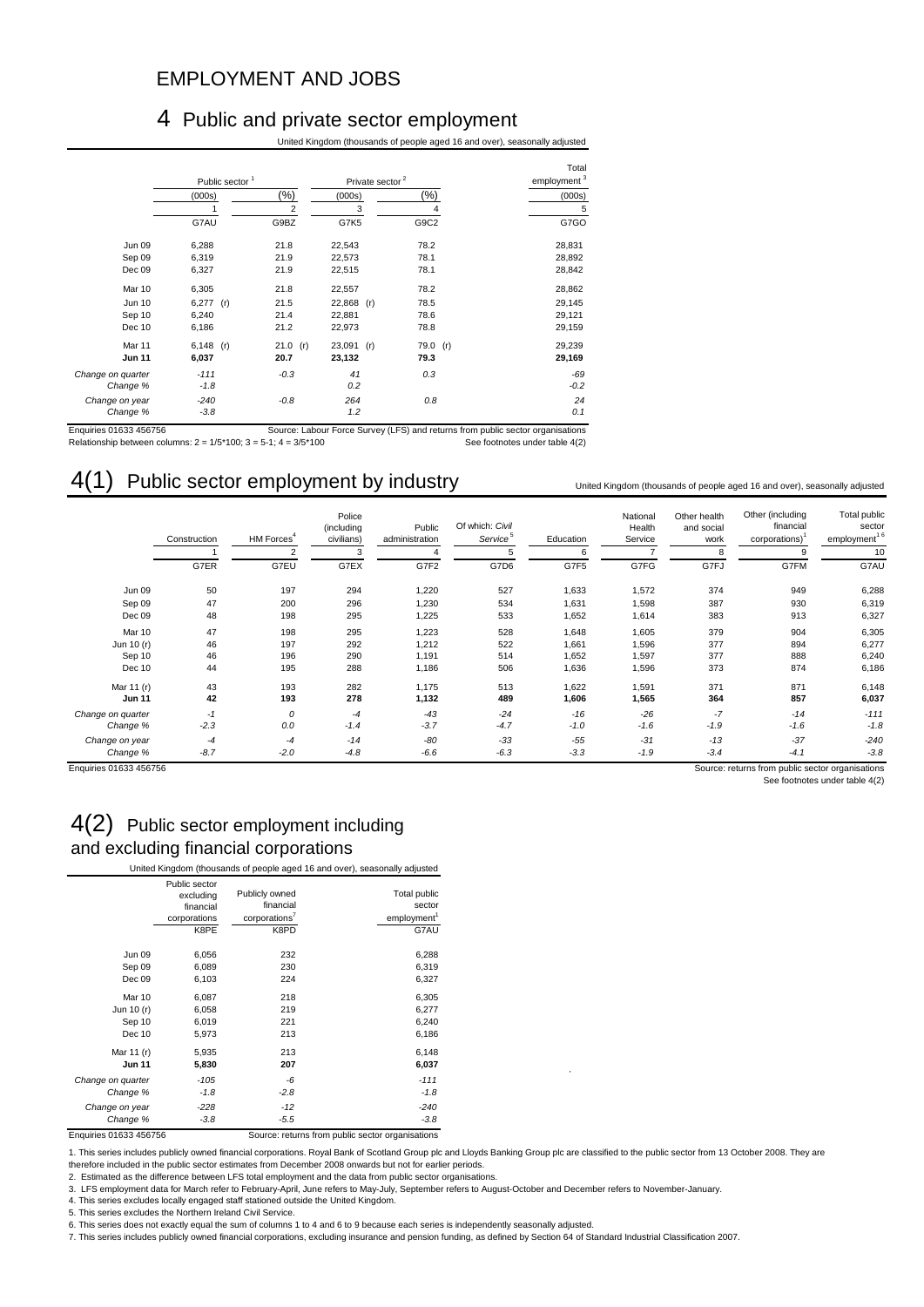# EMPLOYMENT AND JOBS

## 4 Public and private sector employment

United Kingdom (thousands of people aged 16 and over), seasonally adjusted

| | Public sector [1] | | Private sector [2] | | Total employment [3] |
|---|---|---|---|---|---|
| | (000s) | (%) | (000s) | (%) | (000s) |
| | 1 | 2 | 3 | 4 | 5 |
| | G7AU | G9BZ | G7K5 | G9C2 | G7GO |
| Jun 09 | 6,288 | 21.8 | 22,543 | 78.2 | 28,831 |
| Sep 09 | 6,319 | 21.9 | 22,573 | 78.1 | 28,892 |
| Dec 09 | 6,327 | 21.9 | 22,515 | 78.1 | 28,842 |
| Mar 10 | 6,305 | 21.8 | 22,557 | 78.2 | 28,862 |
| Jun 10 | 6,277 (r) | 21.5 | 22,868 (r) | 78.5 | 29,145 |
| Sep 10 | 6,240 | 21.4 | 22,881 | 78.6 | 29,121 |
| Dec 10 | 6,186 | 21.2 | 22,973 | 78.8 | 29,159 |
| Mar 11 | 6,148 (r) | 21.0 (r) | 23,091 (r) | 79.0 (r) | 29,239 |
| **Jun 11** | **6,037** | **20.7** | **23,132** | **79.3** | **29,169** |
| *Change on quarter* | *-111* | *-0.3* | *41* | *0.3* | *-69* |
| *Change %* | *-1.8* | | *0.2* | | *-0.2* |
| *Change on year* | *-240* | *-0.8* | *264* | *0.8* | *24* |
| *Change %* | *-3.8* | | *1.2* | | *0.1* |

Enquiries 01633 456756

Source: Labour Force Survey (LFS) and returns from public sector organisations

Relationship between columns: 2 = 1/5*100; 3 = 5-1; 4 = 3/5*100

See footnotes under table 4(2)

## 4(1) Public sector employment by industry

United Kingdom (thousands of people aged 16 and over), seasonally adjusted

| | Construction | HM Forces [4] | Police (including civilians) | Public administration | Of which: *Civil Service* [5] | Education | National Health Service | Other health and social work | Other (including financial corporations) [1] | Total public sector employment [1 6] |
|---|---|---|---|---|---|---|---|---|---|---|
| | 1 | 2 | 3 | 4 | 5 | 6 | 7 | 8 | 9 | 10 |
| | G7ER | G7EU | G7EX | G7F2 | G7D6 | G7F5 | G7FG | G7FJ | G7FM | G7AU |
| Jun 09 | 50 | 197 | 294 | 1,220 | 527 | 1,633 | 1,572 | 374 | 949 | 6,288 |
| Sep 09 | 47 | 200 | 296 | 1,230 | 534 | 1,631 | 1,598 | 387 | 930 | 6,319 |
| Dec 09 | 48 | 198 | 295 | 1,225 | 533 | 1,652 | 1,614 | 383 | 913 | 6,327 |
| Mar 10 | 47 | 198 | 295 | 1,223 | 528 | 1,648 | 1,605 | 379 | 904 | 6,305 |
| Jun 10 (r) | 46 | 197 | 292 | 1,212 | 522 | 1,661 | 1,596 | 377 | 894 | 6,277 |
| Sep 10 | 46 | 196 | 290 | 1,191 | 514 | 1,652 | 1,597 | 377 | 888 | 6,240 |
| Dec 10 | 44 | 195 | 288 | 1,186 | 506 | 1,636 | 1,596 | 373 | 874 | 6,186 |
| Mar 11 (r) | 43 | 193 | 282 | 1,175 | 513 | 1,622 | 1,591 | 371 | 871 | 6,148 |
| **Jun 11** | **42** | **193** | **278** | **1,132** | **489** | **1,606** | **1,565** | **364** | **857** | **6,037** |
| *Change on quarter* | *-1* | *0* | *-4* | *-43* | *-24* | *-16* | *-26* | *-7* | *-14* | *-111* |
| *Change %* | *-2.3* | *0.0* | *-1.4* | *-3.7* | *-4.7* | *-1.0* | *-1.6* | *-1.9* | *-1.6* | *-1.8* |
| *Change on year* | *-4* | *-4* | *-14* | *-80* | *-33* | *-55* | *-31* | *-13* | *-37* | *-240* |
| *Change %* | *-8.7* | *-2.0* | *-4.8* | *-6.6* | *-6.3* | *-3.3* | *-1.9* | *-3.4* | *-4.1* | *-3.8* |

Enquiries 01633 456756

Source: returns from public sector organisations

See footnotes under table 4(2)

## 4(2) Public sector employment including and excluding financial corporations

United Kingdom (thousands of people aged 16 and over), seasonally adjusted

| | Public sector excluding financial corporations | Publicly owned financial corporations [7] | Total public sector employment [1] |
|---|---|---|---|
| | K8PE | K8PD | G7AU |
| Jun 09 | 6,056 | 232 | 6,288 |
| Sep 09 | 6,089 | 230 | 6,319 |
| Dec 09 | 6,103 | 224 | 6,327 |
| Mar 10 | 6,087 | 218 | 6,305 |
| Jun 10 (r) | 6,058 | 219 | 6,277 |
| Sep 10 | 6,019 | 221 | 6,240 |
| Dec 10 | 5,973 | 213 | 6,186 |
| Mar 11 (r) | 5,935 | 213 | 6,148 |
| **Jun 11** | **5,830** | **207** | **6,037** |
| *Change on quarter* | *-105* | *-6* | *-111* |
| *Change %* | *-1.8* | *-2.8* | *-1.8* |
| *Change on year* | *-228* | *-12* | *-240* |
| *Change %* | *-3.8* | *-5.5* | *-3.8* |

Enquiries 01633 456756

Source: returns from public sector organisations

1. This series includes publicly owned financial corporations. Royal Bank of Scotland Group plc and Lloyds Banking Group plc are classified to the public sector from 13 October 2008. They are therefore included in the public sector estimates from December 2008 onwards but not for earlier periods.
2. Estimated as the difference between LFS total employment and the data from public sector organisations.
3. LFS employment data for March refer to February-April, June refers to May-July, September refers to August-October and December refers to November-January.
4. This series excludes locally engaged staff stationed outside the United Kingdom.
5. This series excludes the Northern Ireland Civil Service.
6. This series does not exactly equal the sum of columns 1 to 4 and 6 to 9 because each series is independently seasonally adjusted.
7. This series includes publicly owned financial corporations, excluding insurance and pension funding, as defined by Section 64 of Standard Industrial Classification 2007.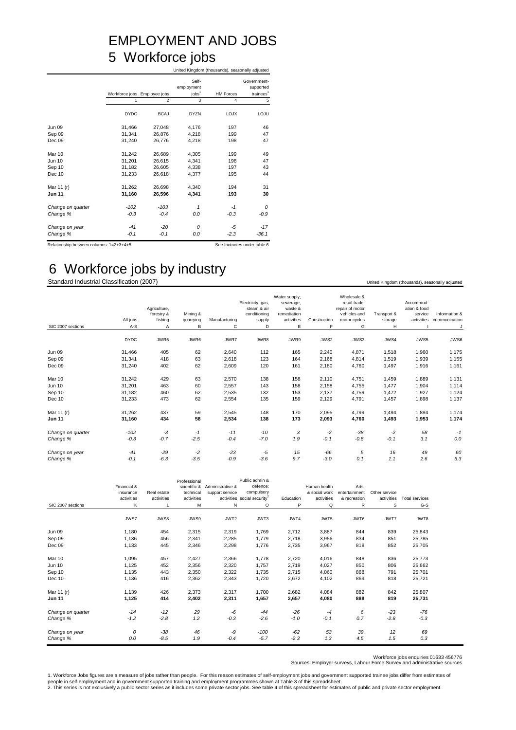# EMPLOYMENT AND JOBS

## 5 Workforce jobs

United Kingdom (thousands), seasonally adjusted

| | Workforce jobs | Employee jobs | Self-employment jobs[1] | HM Forces | Government-supported trainees[1] |
|---|---|---|---|---|---|
| | 1 | 2 | 3 | 4 | 5 |
| | DYDC | BCAJ | DYZN | LOJX | LOJU |
| Jun 09 | 31,466 | 27,048 | 4,176 | 197 | 46 |
| Sep 09 | 31,341 | 26,876 | 4,218 | 199 | 47 |
| Dec 09 | 31,240 | 26,776 | 4,218 | 198 | 47 |
| Mar 10 | 31,242 | 26,689 | 4,305 | 199 | 49 |
| Jun 10 | 31,201 | 26,615 | 4,341 | 198 | 47 |
| Sep 10 | 31,182 | 26,605 | 4,338 | 197 | 43 |
| Dec 10 | 31,233 | 26,618 | 4,377 | 195 | 44 |
| Mar 11 (r) | 31,262 | 26,698 | 4,340 | 194 | 31 |
| **Jun 11** | **31,160** | **26,596** | **4,341** | **193** | **30** |
| *Change on quarter* | *-102* | *-103* | *1* | *-1* | *0* |
| *Change %* | *-0.3* | *-0.4* | *0.0* | *-0.3* | *-0.9* |
| *Change on year* | *-41* | *-20* | *0* | *-5* | *-17* |
| *Change %* | *-0.1* | *-0.1* | *0.0* | *-2.3* | *-36.1* |

Relationship between columns: 1=2+3+4+5

See footnotes under table 6

## 6 Workforce jobs by industry

Standard Industrial Classification (2007)

United Kingdom (thousands), seasonally adjusted

| SIC 2007 sections | All jobs | Agriculture, forestry & fishing | Mining & quarrying | Manufacturing | Electricity, gas, steam & air conditioning supply | Water supply, sewerage, waste & remediation activities | Construction | Wholesale & retail trade; repair of motor vehicles and motor cycles | Transport & storage | Accommod-ation & food service activities | Information & communication |
|---|---|---|---|---|---|---|---|---|---|---|---|
| | A-S | A | B | C | D | E | F | G | H | I | J |
| | DYDC | JWR5 | JWR6 | JWR7 | JWR8 | JWR9 | JWS2 | JWS3 | JWS4 | JWS5 | JWS6 |
| Jun 09 | 31,466 | 405 | 62 | 2,640 | 112 | 165 | 2,240 | 4,871 | 1,518 | 1,960 | 1,175 |
| Sep 09 | 31,341 | 418 | 63 | 2,618 | 123 | 164 | 2,168 | 4,814 | 1,519 | 1,939 | 1,155 |
| Dec 09 | 31,240 | 402 | 62 | 2,609 | 120 | 161 | 2,180 | 4,760 | 1,497 | 1,916 | 1,161 |
| Mar 10 | 31,242 | 429 | 63 | 2,570 | 138 | 158 | 2,110 | 4,751 | 1,459 | 1,889 | 1,131 |
| Jun 10 | 31,201 | 463 | 60 | 2,557 | 143 | 158 | 2,158 | 4,755 | 1,477 | 1,904 | 1,114 |
| Sep 10 | 31,182 | 460 | 62 | 2,535 | 132 | 153 | 2,137 | 4,759 | 1,472 | 1,927 | 1,124 |
| Dec 10 | 31,233 | 473 | 62 | 2,554 | 135 | 159 | 2,129 | 4,791 | 1,457 | 1,898 | 1,137 |
| Mar 11 (r) | 31,262 | 437 | 59 | 2,545 | 148 | 170 | 2,095 | 4,799 | 1,494 | 1,894 | 1,174 |
| **Jun 11** | **31,160** | **434** | **58** | **2,534** | **138** | **173** | **2,093** | **4,760** | **1,493** | **1,953** | **1,174** |
| *Change on quarter* | *-102* | *-3* | *-1* | *-11* | *-10* | *3* | *-2* | *-38* | *-2* | *58* | *-1* |
| *Change %* | *-0.3* | *-0.7* | *-2.5* | *-0.4* | *-7.0* | *1.9* | *-0.1* | *-0.8* | *-0.1* | *3.1* | *0.0* |
| *Change on year* | *-41* | *-29* | *-2* | *-23* | *-5* | *15* | *-66* | *5* | *16* | *49* | *60* |
| *Change %* | *-0.1* | *-6.3* | *-3.5* | *-0.9* | *-3.6* | *9.7* | *-3.0* | *0.1* | *1.1* | *2.6* | *5.3* |

| SIC 2007 sections | Financial & insurance activities | Real estate activities | Professional scientific & technical activities | Administrative & support service activities | Public admin & defence; compulsory social security[2] | Education | Human health & social work activities | Arts, entertainment & recreation | Other service activities | Total services |
|---|---|---|---|---|---|---|---|---|---|---|
| | K | L | M | N | O | P | Q | R | S | G-S |
| | JWS7 | JWS8 | JWS9 | JWT2 | JWT3 | JWT4 | JWT5 | JWT6 | JWT7 | JWT8 |
| Jun 09 | 1,180 | 454 | 2,315 | 2,319 | 1,769 | 2,712 | 3,887 | 844 | 839 | 25,843 |
| Sep 09 | 1,136 | 456 | 2,341 | 2,285 | 1,779 | 2,718 | 3,956 | 834 | 851 | 25,785 |
| Dec 09 | 1,133 | 445 | 2,346 | 2,298 | 1,776 | 2,735 | 3,967 | 818 | 852 | 25,705 |
| Mar 10 | 1,095 | 457 | 2,427 | 2,366 | 1,778 | 2,720 | 4,016 | 848 | 836 | 25,773 |
| Jun 10 | 1,125 | 452 | 2,356 | 2,320 | 1,757 | 2,719 | 4,027 | 850 | 806 | 25,662 |
| Sep 10 | 1,135 | 443 | 2,350 | 2,322 | 1,735 | 2,715 | 4,060 | 868 | 791 | 25,701 |
| Dec 10 | 1,136 | 416 | 2,362 | 2,343 | 1,720 | 2,672 | 4,102 | 869 | 818 | 25,721 |
| Mar 11 (r) | 1,139 | 426 | 2,373 | 2,317 | 1,700 | 2,682 | 4,084 | 882 | 842 | 25,807 |
| **Jun 11** | **1,125** | **414** | **2,402** | **2,311** | **1,657** | **2,657** | **4,080** | **888** | **819** | **25,731** |
| *Change on quarter* | *-14* | *-12* | *29* | *-6* | *-44* | *-26* | *-4* | *6* | *-23* | *-76* |
| *Change %* | *-1.2* | *-2.8* | *1.2* | *-0.3* | *-2.6* | *-1.0* | *-0.1* | *0.7* | *-2.8* | *-0.3* |
| *Change on year* | *0* | *-38* | *46* | *-9* | *-100* | *-62* | *53* | *39* | *12* | *69* |
| *Change %* | *0.0* | *-8.5* | *1.9* | *-0.4* | *-5.7* | *-2.3* | *1.3* | *4.5* | *1.5* | *0.3* |

Workforce jobs enquiries 01633 456776

Sources: Employer surveys, Labour Force Survey and administrative sources

1. Workforce Jobs figures are a measure of jobs rather than people. For this reason estimates of self-employment jobs and government supported trainee jobs differ from estimates of people in self-employment and in government supported training and employment programmes shown at Table 3 of this spreadsheet.
2. This series is not exclusively a public sector series as it includes some private sector jobs. See table 4 of this spreadsheet for estimates of public and private sector employment.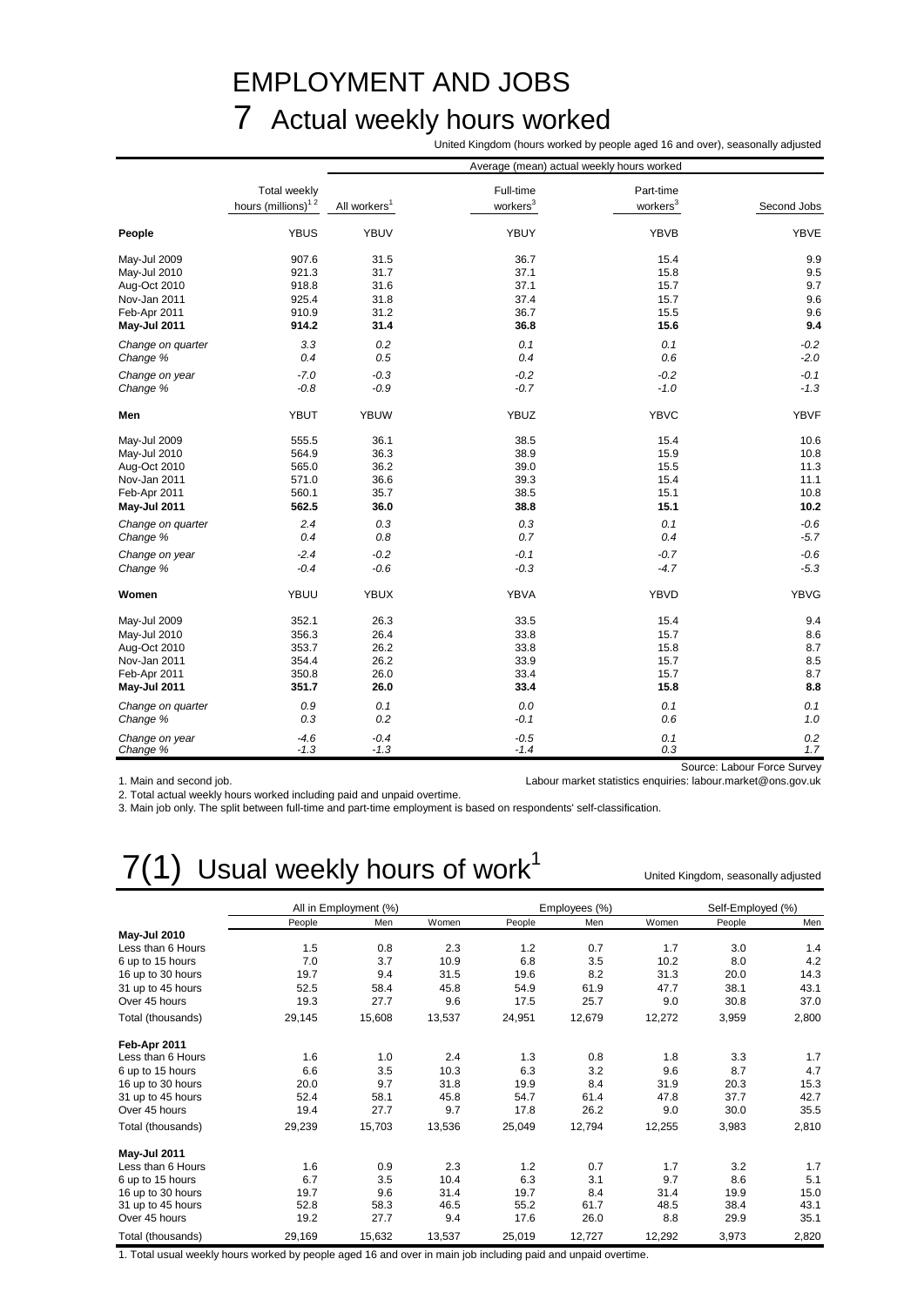# EMPLOYMENT AND JOBS

## 7 Actual weekly hours worked

United Kingdom (hours worked by people aged 16 and over), seasonally adjusted

| | Total weekly hours (millions)[1 2] | Average (mean) actual weekly hours worked | | | |
|---|---|---|---|---|---|
| | | All workers[1] | Full-time workers[3] | Part-time workers[3] | Second Jobs |
| **People** | YBUS | YBUV | YBUY | YBVB | YBVE |
| May-Jul 2009 | 907.6 | 31.5 | 36.7 | 15.4 | 9.9 |
| May-Jul 2010 | 921.3 | 31.7 | 37.1 | 15.8 | 9.5 |
| Aug-Oct 2010 | 918.8 | 31.6 | 37.1 | 15.7 | 9.7 |
| Nov-Jan 2011 | 925.4 | 31.8 | 37.4 | 15.7 | 9.6 |
| Feb-Apr 2011 | 910.9 | 31.2 | 36.7 | 15.5 | 9.6 |
| **May-Jul 2011** | **914.2** | **31.4** | **36.8** | **15.6** | **9.4** |
| *Change on quarter* | *3.3* | *0.2* | *0.1* | *0.1* | *-0.2* |
| *Change %* | *0.4* | *0.5* | *0.4* | *0.6* | *-2.0* |
| *Change on year* | *-7.0* | *-0.3* | *-0.2* | *-0.2* | *-0.1* |
| *Change %* | *-0.8* | *-0.9* | *-0.7* | *-1.0* | *-1.3* |
| **Men** | YBUT | YBUW | YBUZ | YBVC | YBVF |
| May-Jul 2009 | 555.5 | 36.1 | 38.5 | 15.4 | 10.6 |
| May-Jul 2010 | 564.9 | 36.3 | 38.9 | 15.9 | 10.8 |
| Aug-Oct 2010 | 565.0 | 36.2 | 39.0 | 15.5 | 11.3 |
| Nov-Jan 2011 | 571.0 | 36.6 | 39.3 | 15.4 | 11.1 |
| Feb-Apr 2011 | 560.1 | 35.7 | 38.5 | 15.1 | 10.8 |
| **May-Jul 2011** | **562.5** | **36.0** | **38.8** | **15.1** | **10.2** |
| *Change on quarter* | *2.4* | *0.3* | *0.3* | *0.1* | *-0.6* |
| *Change %* | *0.4* | *0.8* | *0.7* | *0.4* | *-5.7* |
| *Change on year* | *-2.4* | *-0.2* | *-0.1* | *-0.7* | *-0.6* |
| *Change %* | *-0.4* | *-0.6* | *-0.3* | *-4.7* | *-5.3* |
| **Women** | YBUU | YBUX | YBVA | YBVD | YBVG |
| May-Jul 2009 | 352.1 | 26.3 | 33.5 | 15.4 | 9.4 |
| May-Jul 2010 | 356.3 | 26.4 | 33.8 | 15.7 | 8.6 |
| Aug-Oct 2010 | 353.7 | 26.2 | 33.8 | 15.8 | 8.7 |
| Nov-Jan 2011 | 354.4 | 26.2 | 33.9 | 15.7 | 8.5 |
| Feb-Apr 2011 | 350.8 | 26.0 | 33.4 | 15.7 | 8.7 |
| **May-Jul 2011** | **351.7** | **26.0** | **33.4** | **15.8** | **8.8** |
| *Change on quarter* | *0.9* | *0.1* | *0.0* | *0.1* | *0.1* |
| *Change %* | *0.3* | *0.2* | *-0.1* | *0.6* | *1.0* |
| *Change on year* | *-4.6* | *-0.4* | *-0.5* | *0.1* | *0.2* |
| *Change %* | *-1.3* | *-1.3* | *-1.4* | *0.3* | *1.7* |

Source: Labour Force Survey

Labour market statistics enquiries: labour.market@ons.gov.uk

1. Main and second job.
2. Total actual weekly hours worked including paid and unpaid overtime.
3. Main job only. The split between full-time and part-time employment is based on respondents' self-classification.

## 7(1) Usual weekly hours of work[1]

United Kingdom, seasonally adjusted

| | All in Employment (%) | | | Employees (%) | | | Self-Employed (%) | |
|---|---|---|---|---|---|---|---|---|
| | People | Men | Women | People | Men | Women | People | Men |
| **May-Jul 2010** | | | | | | | | |
| Less than 6 Hours | 1.5 | 0.8 | 2.3 | 1.2 | 0.7 | 1.7 | 3.0 | 1.4 |
| 6 up to 15 hours | 7.0 | 3.7 | 10.9 | 6.8 | 3.5 | 10.2 | 8.0 | 4.2 |
| 16 up to 30 hours | 19.7 | 9.4 | 31.5 | 19.6 | 8.2 | 31.3 | 20.0 | 14.3 |
| 31 up to 45 hours | 52.5 | 58.4 | 45.8 | 54.9 | 61.9 | 47.7 | 38.1 | 43.1 |
| Over 45 hours | 19.3 | 27.7 | 9.6 | 17.5 | 25.7 | 9.0 | 30.8 | 37.0 |
| Total (thousands) | 29,145 | 15,608 | 13,537 | 24,951 | 12,679 | 12,272 | 3,959 | 2,800 |
| **Feb-Apr 2011** | | | | | | | | |
| Less than 6 Hours | 1.6 | 1.0 | 2.4 | 1.3 | 0.8 | 1.8 | 3.3 | 1.7 |
| 6 up to 15 hours | 6.6 | 3.5 | 10.3 | 6.3 | 3.2 | 9.6 | 8.7 | 4.7 |
| 16 up to 30 hours | 20.0 | 9.7 | 31.8 | 19.9 | 8.4 | 31.9 | 20.3 | 15.3 |
| 31 up to 45 hours | 52.4 | 58.1 | 45.8 | 54.7 | 61.4 | 47.8 | 37.7 | 42.7 |
| Over 45 hours | 19.4 | 27.7 | 9.7 | 17.8 | 26.2 | 9.0 | 30.0 | 35.5 |
| Total (thousands) | 29,239 | 15,703 | 13,536 | 25,049 | 12,794 | 12,255 | 3,983 | 2,810 |
| **May-Jul 2011** | | | | | | | | |
| Less than 6 Hours | 1.6 | 0.9 | 2.3 | 1.2 | 0.7 | 1.7 | 3.2 | 1.7 |
| 6 up to 15 hours | 6.7 | 3.5 | 10.4 | 6.3 | 3.1 | 9.7 | 8.6 | 5.1 |
| 16 up to 30 hours | 19.7 | 9.6 | 31.4 | 19.7 | 8.4 | 31.4 | 19.9 | 15.0 |
| 31 up to 45 hours | 52.8 | 58.3 | 46.5 | 55.2 | 61.7 | 48.5 | 38.4 | 43.1 |
| Over 45 hours | 19.2 | 27.7 | 9.4 | 17.6 | 26.0 | 8.8 | 29.9 | 35.1 |
| Total (thousands) | 29,169 | 15,632 | 13,537 | 25,019 | 12,727 | 12,292 | 3,973 | 2,820 |

1. Total usual weekly hours worked by people aged 16 and over in main job including paid and unpaid overtime.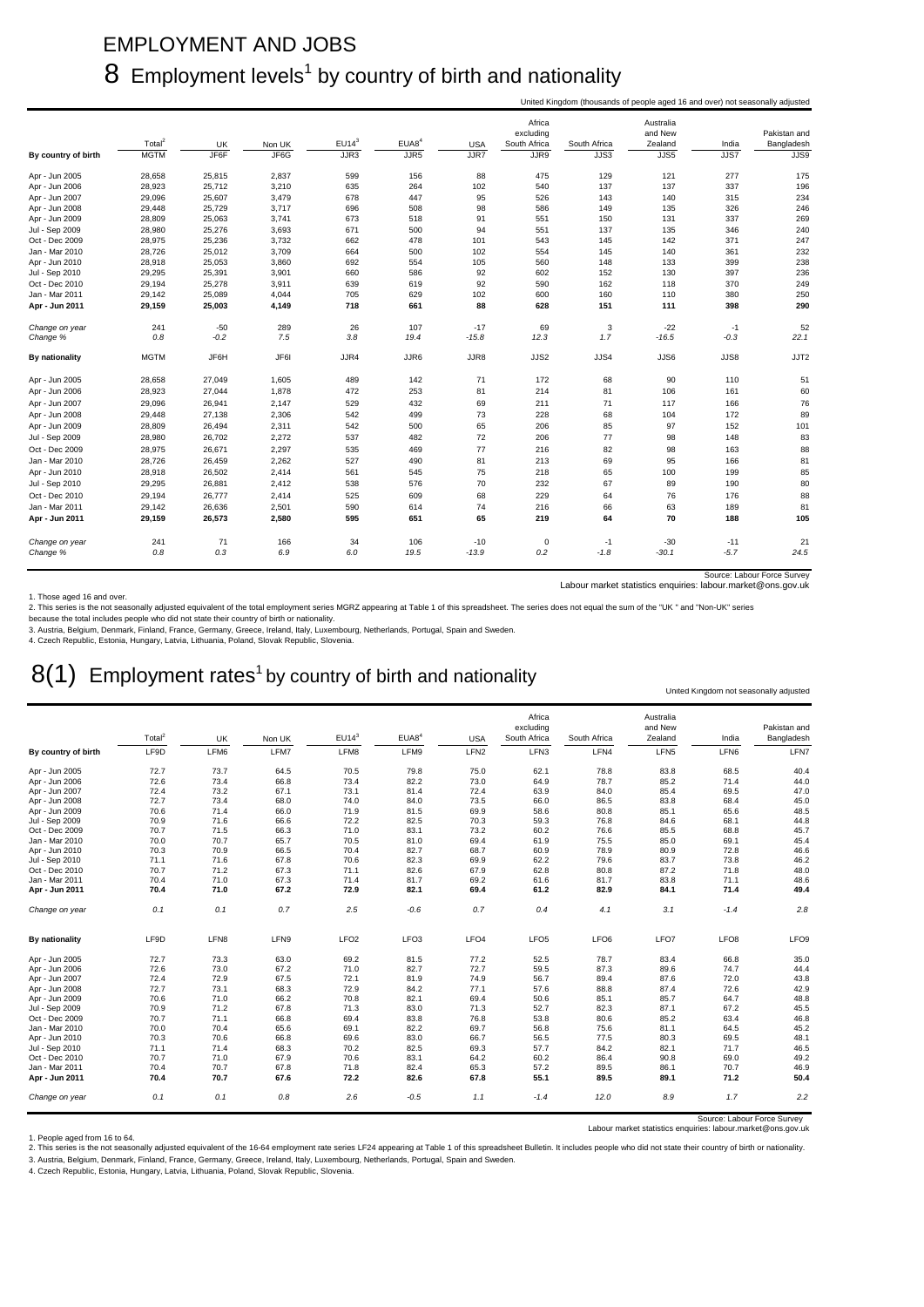# EMPLOYMENT AND JOBS

## 8 Employment levels[1] by country of birth and nationality

United Kingdom (thousands of people aged 16 and over) not seasonally adjusted

| By country of birth | Total[2] | UK | Non UK | EU14[3] | EUA8[4] | USA | Africa excluding South Africa | South Africa | Australia and New Zealand | India | Pakistan and Bangladesh |
|---|---|---|---|---|---|---|---|---|---|---|---|
| | MGTM | JF6F | JF6G | JJR3 | JJR5 | JJR7 | JJR9 | JJS3 | JJS5 | JJS7 | JJS9 |
| Apr - Jun 2005 | 28,658 | 25,815 | 2,837 | 599 | 156 | 88 | 475 | 129 | 121 | 277 | 175 |
| Apr - Jun 2006 | 28,923 | 25,712 | 3,210 | 635 | 264 | 102 | 540 | 137 | 137 | 337 | 196 |
| Apr - Jun 2007 | 29,096 | 25,607 | 3,479 | 678 | 447 | 95 | 526 | 143 | 140 | 315 | 234 |
| Apr - Jun 2008 | 29,448 | 25,729 | 3,717 | 696 | 508 | 98 | 586 | 149 | 135 | 326 | 246 |
| Apr - Jun 2009 | 28,809 | 25,063 | 3,741 | 673 | 518 | 91 | 551 | 150 | 131 | 337 | 269 |
| Jul - Sep 2009 | 28,980 | 25,276 | 3,693 | 671 | 500 | 94 | 551 | 137 | 135 | 346 | 240 |
| Oct - Dec 2009 | 28,975 | 25,236 | 3,732 | 662 | 478 | 101 | 543 | 145 | 142 | 371 | 247 |
| Jan - Mar 2010 | 28,726 | 25,012 | 3,709 | 664 | 500 | 102 | 554 | 145 | 140 | 361 | 232 |
| Apr - Jun 2010 | 28,918 | 25,053 | 3,860 | 692 | 554 | 105 | 560 | 148 | 133 | 399 | 238 |
| Jul - Sep 2010 | 29,295 | 25,391 | 3,901 | 660 | 586 | 92 | 602 | 152 | 130 | 397 | 236 |
| Oct - Dec 2010 | 29,194 | 25,278 | 3,911 | 639 | 619 | 92 | 590 | 162 | 118 | 370 | 249 |
| Jan - Mar 2011 | 29,142 | 25,089 | 4,044 | 705 | 629 | 102 | 600 | 160 | 110 | 380 | 250 |
| **Apr - Jun 2011** | **29,159** | **25,003** | **4,149** | **718** | **661** | **88** | **628** | **151** | **111** | **398** | **290** |
| *Change on year* | 241 | -50 | 289 | 26 | 107 | -17 | 69 | 3 | -22 | -1 | 52 |
| *Change %* | *0.8* | *-0.2* | *7.5* | *3.8* | *19.4* | *-15.8* | *12.3* | *1.7* | *-16.5* | *-0.3* | *22.1* |
| **By nationality** | MGTM | JF6H | JF6I | JJR4 | JJR6 | JJR8 | JJS2 | JJS4 | JJS6 | JJS8 | JJT2 |
| Apr - Jun 2005 | 28,658 | 27,049 | 1,605 | 489 | 142 | 71 | 172 | 68 | 90 | 110 | 51 |
| Apr - Jun 2006 | 28,923 | 27,044 | 1,878 | 472 | 253 | 81 | 214 | 81 | 106 | 161 | 60 |
| Apr - Jun 2007 | 29,096 | 26,941 | 2,147 | 529 | 432 | 69 | 211 | 71 | 117 | 166 | 76 |
| Apr - Jun 2008 | 29,448 | 27,138 | 2,306 | 542 | 499 | 73 | 228 | 68 | 104 | 172 | 89 |
| Apr - Jun 2009 | 28,809 | 26,494 | 2,311 | 542 | 500 | 65 | 206 | 85 | 97 | 152 | 101 |
| Jul - Sep 2009 | 28,980 | 26,702 | 2,272 | 537 | 482 | 72 | 206 | 77 | 98 | 148 | 83 |
| Oct - Dec 2009 | 28,975 | 26,671 | 2,297 | 535 | 469 | 77 | 216 | 82 | 98 | 163 | 88 |
| Jan - Mar 2010 | 28,726 | 26,459 | 2,262 | 527 | 490 | 81 | 213 | 69 | 95 | 166 | 81 |
| Apr - Jun 2010 | 28,918 | 26,502 | 2,414 | 561 | 545 | 75 | 218 | 65 | 100 | 199 | 85 |
| Jul - Sep 2010 | 29,295 | 26,881 | 2,412 | 538 | 576 | 70 | 232 | 67 | 89 | 190 | 80 |
| Oct - Dec 2010 | 29,194 | 26,777 | 2,414 | 525 | 609 | 68 | 229 | 64 | 76 | 176 | 88 |
| Jan - Mar 2011 | 29,142 | 26,636 | 2,501 | 590 | 614 | 74 | 216 | 66 | 63 | 189 | 81 |
| **Apr - Jun 2011** | **29,159** | **26,573** | **2,580** | **595** | **651** | **65** | **219** | **64** | **70** | **188** | **105** |
| *Change on year* | 241 | 71 | 166 | 34 | 106 | -10 | 0 | -1 | -30 | -11 | 21 |
| *Change %* | *0.8* | *0.3* | *6.9* | *6.0* | *19.5* | *-13.9* | *0.2* | *-1.8* | *-30.1* | *-5.7* | *24.5* |

Source: Labour Force Survey
Labour market statistics enquiries: labour.market@ons.gov.uk

1. Those aged 16 and over.
2. This series is the not seasonally adjusted equivalent of the total employment series MGRZ appearing at Table 1 of this spreadsheet. The series does not equal the sum of the "UK " and "Non-UK" series because the total includes people who did not state their country of birth or nationality.
3. Austria, Belgium, Denmark, Finland, France, Germany, Greece, Ireland, Italy, Luxembourg, Netherlands, Portugal, Spain and Sweden.
4. Czech Republic, Estonia, Hungary, Latvia, Lithuania, Poland, Slovak Republic, Slovenia.

## 8(1) Employment rates[1] by country of birth and nationality

United Kingdom not seasonally adjusted

| By country of birth | Total[2] | UK | Non UK | EU14[3] | EUA8[4] | USA | Africa excluding South Africa | South Africa | Australia and New Zealand | India | Pakistan and Bangladesh |
|---|---|---|---|---|---|---|---|---|---|---|---|
| | LF9D | LFM6 | LFM7 | LFM8 | LFM9 | LFN2 | LFN3 | LFN4 | LFN5 | LFN6 | LFN7 |
| Apr - Jun 2005 | 72.7 | 73.7 | 64.5 | 70.5 | 79.8 | 75.0 | 62.1 | 78.8 | 83.8 | 68.5 | 40.4 |
| Apr - Jun 2006 | 72.6 | 73.4 | 66.8 | 73.4 | 82.2 | 73.0 | 64.9 | 78.7 | 85.2 | 71.4 | 44.0 |
| Apr - Jun 2007 | 72.4 | 73.2 | 67.1 | 73.1 | 81.4 | 72.4 | 63.9 | 84.0 | 85.4 | 69.5 | 47.0 |
| Apr - Jun 2008 | 72.7 | 73.4 | 68.0 | 74.0 | 84.0 | 73.5 | 66.0 | 86.5 | 83.8 | 68.4 | 45.0 |
| Apr - Jun 2009 | 70.6 | 71.4 | 66.0 | 71.9 | 81.5 | 69.9 | 58.6 | 80.8 | 85.1 | 65.6 | 48.5 |
| Jul - Sep 2009 | 70.9 | 71.6 | 66.6 | 72.2 | 82.5 | 70.3 | 59.3 | 76.8 | 84.6 | 68.1 | 44.8 |
| Oct - Dec 2009 | 70.7 | 71.5 | 66.3 | 71.0 | 83.1 | 73.2 | 60.2 | 76.6 | 85.5 | 68.8 | 45.7 |
| Jan - Mar 2010 | 70.0 | 70.7 | 65.7 | 70.5 | 81.0 | 69.4 | 61.9 | 75.5 | 85.0 | 69.1 | 45.4 |
| Apr - Jun 2010 | 70.3 | 70.9 | 66.5 | 70.4 | 82.7 | 68.7 | 60.9 | 78.9 | 80.9 | 72.8 | 46.6 |
| Jul - Sep 2010 | 71.1 | 71.6 | 67.8 | 70.6 | 82.3 | 69.9 | 62.2 | 79.6 | 83.7 | 73.8 | 46.2 |
| Oct - Dec 2010 | 70.7 | 71.2 | 67.3 | 71.1 | 82.6 | 67.9 | 62.8 | 80.8 | 87.2 | 71.8 | 48.0 |
| Jan - Mar 2011 | 70.4 | 71.0 | 67.3 | 71.4 | 81.7 | 69.2 | 61.6 | 81.7 | 83.8 | 71.1 | 48.6 |
| **Apr - Jun 2011** | **70.4** | **71.0** | **67.2** | **72.9** | **82.1** | **69.4** | **61.2** | **82.9** | **84.1** | **71.4** | **49.4** |
| *Change on year* | *0.1* | *0.1* | *0.7* | *2.5* | *-0.6* | *0.7* | *0.4* | *4.1* | *3.1* | *-1.4* | *2.8* |
| **By nationality** | LF9D | LFN8 | LFN9 | LFO2 | LFO3 | LFO4 | LFO5 | LFO6 | LFO7 | LFO8 | LFO9 |
| Apr - Jun 2005 | 72.7 | 73.3 | 63.0 | 69.2 | 81.5 | 77.2 | 52.5 | 78.7 | 83.4 | 66.8 | 35.0 |
| Apr - Jun 2006 | 72.6 | 73.0 | 67.2 | 71.0 | 82.7 | 72.7 | 59.5 | 87.3 | 89.6 | 74.7 | 44.4 |
| Apr - Jun 2007 | 72.4 | 72.9 | 67.5 | 72.1 | 81.9 | 74.9 | 56.7 | 89.4 | 87.6 | 72.0 | 43.8 |
| Apr - Jun 2008 | 72.7 | 73.1 | 68.3 | 72.9 | 84.2 | 77.1 | 57.6 | 88.8 | 87.4 | 72.6 | 42.9 |
| Apr - Jun 2009 | 70.6 | 71.0 | 66.2 | 70.8 | 82.1 | 69.4 | 50.6 | 85.1 | 85.7 | 64.7 | 48.8 |
| Jul - Sep 2009 | 70.9 | 71.2 | 67.8 | 71.3 | 83.0 | 71.3 | 52.7 | 82.3 | 87.1 | 67.2 | 45.5 |
| Oct - Dec 2009 | 70.7 | 71.1 | 66.8 | 69.4 | 83.8 | 76.8 | 53.8 | 80.6 | 85.2 | 63.4 | 46.8 |
| Jan - Mar 2010 | 70.0 | 70.4 | 65.6 | 69.1 | 82.2 | 69.7 | 56.8 | 75.6 | 81.1 | 64.5 | 45.2 |
| Apr - Jun 2010 | 70.3 | 70.6 | 66.8 | 69.6 | 83.0 | 66.7 | 56.5 | 77.5 | 80.3 | 69.5 | 48.1 |
| Jul - Sep 2010 | 71.1 | 71.4 | 68.3 | 70.2 | 82.5 | 69.3 | 57.7 | 84.2 | 82.1 | 71.7 | 46.5 |
| Oct - Dec 2010 | 70.7 | 71.0 | 67.9 | 70.6 | 83.1 | 64.2 | 60.2 | 86.4 | 90.8 | 69.0 | 49.2 |
| Jan - Mar 2011 | 70.4 | 70.7 | 67.8 | 71.8 | 82.4 | 65.3 | 57.2 | 89.5 | 86.1 | 70.7 | 46.9 |
| **Apr - Jun 2011** | **70.4** | **70.7** | **67.6** | **72.2** | **82.6** | **67.8** | **55.1** | **89.5** | **89.1** | **71.2** | **50.4** |
| *Change on year* | *0.1* | *0.1* | *0.8* | *2.6* | *-0.5* | *1.1* | *-1.4* | *12.0* | *8.9* | *1.7* | *2.2* |

Source: Labour Force Survey
Labour market statistics enquiries: labour.market@ons.gov.uk

1. People aged from 16 to 64.
2. This series is the not seasonally adjusted equivalent of the 16-64 employment rate series LF24 appearing at Table 1 of this spreadsheet Bulletin. It includes people who did not state their country of birth or nationality.
3. Austria, Belgium, Denmark, Finland, France, Germany, Greece, Ireland, Italy, Luxembourg, Netherlands, Portugal, Spain and Sweden.
4. Czech Republic, Estonia, Hungary, Latvia, Lithuania, Poland, Slovak Republic, Slovenia.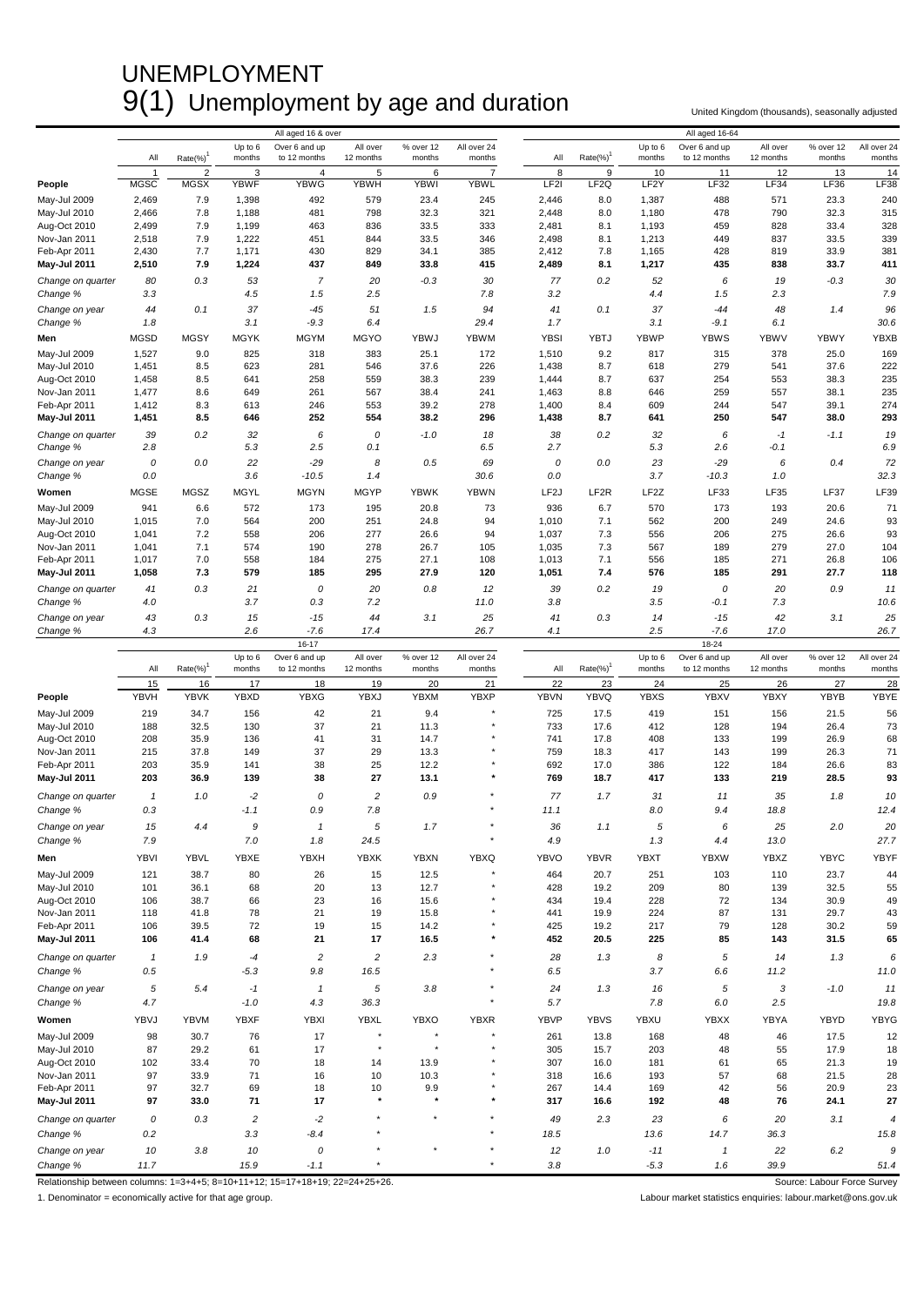# UNEMPLOYMENT

## 9(1) Unemployment by age and duration

United Kingdom (thousands), seasonally adjusted

| | All aged 16 & over | | | | | | | All aged 16-64 | | | | | | |
|---|---|---|---|---|---|---|---|---|---|---|---|---|---|---|
| | All | Rate(%)[1] | Up to 6 months | Over 6 and up to 12 months | All over 12 months | % over 12 months | All over 24 months | All | Rate(%)[1] | Up to 6 months | Over 6 and up to 12 months | All over 12 months | % over 12 months | All over 24 months |
| | 1 | 2 | 3 | 4 | 5 | 6 | 7 | 8 | 9 | 10 | 11 | 12 | 13 | 14 |
| **People** | MGSC | MGSX | YBWF | YBWG | YBWH | YBWI | YBWL | LF2I | LF2Q | LF2Y | LF32 | LF34 | LF36 | LF38 |
| May-Jul 2009 | 2,469 | 7.9 | 1,398 | 492 | 579 | 23.4 | 245 | 2,446 | 8.0 | 1,387 | 488 | 571 | 23.3 | 240 |
| May-Jul 2010 | 2,466 | 7.8 | 1,188 | 481 | 798 | 32.3 | 321 | 2,448 | 8.0 | 1,180 | 478 | 790 | 32.3 | 315 |
| Aug-Oct 2010 | 2,499 | 7.9 | 1,199 | 463 | 836 | 33.5 | 333 | 2,481 | 8.1 | 1,193 | 459 | 828 | 33.4 | 328 |
| Nov-Jan 2011 | 2,518 | 7.9 | 1,222 | 451 | 844 | 33.5 | 346 | 2,498 | 8.1 | 1,213 | 449 | 837 | 33.5 | 339 |
| Feb-Apr 2011 | 2,430 | 7.7 | 1,171 | 430 | 829 | 34.1 | 385 | 2,412 | 7.8 | 1,165 | 428 | 819 | 33.9 | 381 |
| **May-Jul 2011** | **2,510** | **7.9** | **1,224** | **437** | **849** | **33.8** | **415** | **2,489** | **8.1** | **1,217** | **435** | **838** | **33.7** | **411** |
| *Change on quarter* | *80* | *0.3* | *53* | *7* | *20* | *-0.3* | *30* | *77* | *0.2* | *52* | *6* | *19* | *-0.3* | *30* |
| *Change %* | *3.3* | | *4.5* | *1.5* | *2.5* | | *7.8* | *3.2* | | *4.4* | *1.5* | *2.3* | | *7.9* |
| *Change on year* | *44* | *0.1* | *37* | *-45* | *51* | *1.5* | *94* | *41* | *0.1* | *37* | *-44* | *48* | *1.4* | *96* |
| *Change %* | *1.8* | | *3.1* | *-9.3* | *6.4* | | *29.4* | *1.7* | | *3.1* | *-9.1* | *6.1* | | *30.6* |
| **Men** | MGSD | MGSY | MGYK | MGYM | MGYO | YBWJ | YBWM | YBSI | YBTJ | YBWP | YBWS | YBWV | YBWY | YBXB |
| May-Jul 2009 | 1,527 | 9.0 | 825 | 318 | 383 | 25.1 | 172 | 1,510 | 9.2 | 817 | 315 | 378 | 25.0 | 169 |
| May-Jul 2010 | 1,451 | 8.5 | 623 | 281 | 546 | 37.6 | 226 | 1,438 | 8.7 | 618 | 279 | 541 | 37.6 | 222 |
| Aug-Oct 2010 | 1,458 | 8.5 | 641 | 258 | 559 | 38.3 | 239 | 1,444 | 8.7 | 637 | 254 | 553 | 38.3 | 235 |
| Nov-Jan 2011 | 1,477 | 8.6 | 649 | 261 | 567 | 38.4 | 241 | 1,463 | 8.8 | 646 | 259 | 557 | 38.1 | 235 |
| Feb-Apr 2011 | 1,412 | 8.3 | 613 | 246 | 553 | 39.2 | 278 | 1,400 | 8.4 | 609 | 244 | 547 | 39.1 | 274 |
| **May-Jul 2011** | **1,451** | **8.5** | **646** | **252** | **554** | **38.2** | **296** | **1,438** | **8.7** | **641** | **250** | **547** | **38.0** | **293** |
| *Change on quarter* | *39* | *0.2* | *32* | *6* | *0* | *-1.0* | *18* | *38* | *0.2* | *32* | *6* | *-1* | *-1.1* | *19* |
| *Change %* | *2.8* | | *5.3* | *2.5* | *0.1* | | *6.5* | *2.7* | | *5.3* | *2.6* | *-0.1* | | *6.9* |
| *Change on year* | *0* | *0.0* | *22* | *-29* | *8* | *0.5* | *69* | *0* | *0.0* | *23* | *-29* | *6* | *0.4* | *72* |
| *Change %* | *0.0* | | *3.6* | *-10.5* | *1.4* | | *30.6* | *0.0* | | *3.7* | *-10.3* | *1.0* | | *32.3* |
| **Women** | MGSE | MGSZ | MGYL | MGYN | MGYP | YBWK | YBWN | LF2J | LF2R | LF2Z | LF33 | LF35 | LF37 | LF39 |
| May-Jul 2009 | 941 | 6.6 | 572 | 173 | 195 | 20.8 | 73 | 936 | 6.7 | 570 | 173 | 193 | 20.6 | 71 |
| May-Jul 2010 | 1,015 | 7.0 | 564 | 200 | 251 | 24.8 | 94 | 1,010 | 7.1 | 562 | 200 | 249 | 24.6 | 93 |
| Aug-Oct 2010 | 1,041 | 7.2 | 558 | 206 | 277 | 26.6 | 94 | 1,037 | 7.3 | 556 | 206 | 275 | 26.6 | 93 |
| Nov-Jan 2011 | 1,041 | 7.1 | 574 | 190 | 278 | 26.7 | 105 | 1,035 | 7.3 | 567 | 189 | 279 | 27.0 | 104 |
| Feb-Apr 2011 | 1,017 | 7.0 | 558 | 184 | 275 | 27.1 | 108 | 1,013 | 7.1 | 556 | 185 | 271 | 26.8 | 106 |
| **May-Jul 2011** | **1,058** | **7.3** | **579** | **185** | **295** | **27.9** | **120** | **1,051** | **7.4** | **576** | **185** | **291** | **27.7** | **118** |
| *Change on quarter* | *41* | *0.3* | *21* | *0* | *20* | *0.8* | *12* | *39* | *0.2* | *19* | *0* | *20* | *0.9* | *11* |
| *Change %* | *4.0* | | *3.7* | *0.3* | *7.2* | | *11.0* | *3.8* | | *3.5* | *-0.1* | *7.3* | | *10.6* |
| *Change on year* | *43* | *0.3* | *15* | *-15* | *44* | *3.1* | *25* | *41* | *0.3* | *14* | *-15* | *42* | *3.1* | *25* |
| *Change %* | *4.3* | | *2.6* | *-7.6* | *17.4* | | *26.7* | *4.1* | | *2.5* | *-7.6* | *17.0* | | *26.7* |

| | 16-17 | | | | | | | 18-24 | | | | | | |
|---|---|---|---|---|---|---|---|---|---|---|---|---|---|---|
| | All | Rate(%)[1] | Up to 6 months | Over 6 and up to 12 months | All over 12 months | % over 12 months | All over 24 months | All | Rate(%)[1] | Up to 6 months | Over 6 and up to 12 months | All over 12 months | % over 12 months | All over 24 months |
| | 15 | 16 | 17 | 18 | 19 | 20 | 21 | 22 | 23 | 24 | 25 | 26 | 27 | 28 |
| **People** | YBVH | YBVK | YBXD | YBXG | YBXJ | YBXM | YBXP | YBVN | YBVQ | YBXS | YBXV | YBXY | YBYB | YBYE |
| May-Jul 2009 | 219 | 34.7 | 156 | 42 | 21 | 9.4 | * | 725 | 17.5 | 419 | 151 | 156 | 21.5 | 56 |
| May-Jul 2010 | 188 | 32.5 | 130 | 37 | 21 | 11.3 | * | 733 | 17.6 | 412 | 128 | 194 | 26.4 | 73 |
| Aug-Oct 2010 | 208 | 35.9 | 136 | 41 | 31 | 14.7 | * | 741 | 17.8 | 408 | 133 | 199 | 26.9 | 68 |
| Nov-Jan 2011 | 215 | 37.8 | 149 | 37 | 29 | 13.3 | * | 759 | 18.3 | 417 | 143 | 199 | 26.3 | 71 |
| Feb-Apr 2011 | 203 | 35.9 | 141 | 38 | 25 | 12.2 | * | 692 | 17.0 | 386 | 122 | 184 | 26.6 | 83 |
| **May-Jul 2011** | **203** | **36.9** | **139** | **38** | **27** | **13.1** | * | **769** | **18.7** | **417** | **133** | **219** | **28.5** | **93** |
| *Change on quarter* | *1* | *1.0* | *-2* | *0* | *2* | *0.9* | * | *77* | *1.7* | *31* | *11* | *35* | *1.8* | *10* |
| *Change %* | *0.3* | | *-1.1* | *0.9* | *7.8* | | * | *11.1* | | *8.0* | *9.4* | *18.8* | | *12.4* |
| *Change on year* | *15* | *4.4* | *9* | *1* | *5* | *1.7* | * | *36* | *1.1* | *5* | *6* | *25* | *2.0* | *20* |
| *Change %* | *7.9* | | *7.0* | *1.8* | *24.5* | | * | *4.9* | | *1.3* | *4.4* | *13.0* | | *27.7* |
| **Men** | YBVI | YBVL | YBXE | YBXH | YBXK | YBXN | YBXQ | YBVO | YBVR | YBXT | YBXW | YBXZ | YBYC | YBYF |
| May-Jul 2009 | 121 | 38.7 | 80 | 26 | 15 | 12.5 | * | 464 | 20.7 | 251 | 103 | 110 | 23.7 | 44 |
| May-Jul 2010 | 101 | 36.1 | 68 | 20 | 13 | 12.7 | * | 428 | 19.2 | 209 | 80 | 139 | 32.5 | 55 |
| Aug-Oct 2010 | 106 | 38.7 | 66 | 23 | 16 | 15.6 | * | 434 | 19.4 | 228 | 72 | 134 | 30.9 | 49 |
| Nov-Jan 2011 | 118 | 41.8 | 78 | 21 | 19 | 15.8 | * | 441 | 19.9 | 224 | 87 | 131 | 29.7 | 43 |
| Feb-Apr 2011 | 106 | 39.5 | 72 | 19 | 15 | 14.2 | * | 425 | 19.2 | 217 | 79 | 128 | 30.2 | 59 |
| **May-Jul 2011** | **106** | **41.4** | **68** | **21** | **17** | **16.5** | * | **452** | **20.5** | **225** | **85** | **143** | **31.5** | **65** |
| *Change on quarter* | *1* | *1.9* | *-4* | *2* | *2* | *2.3* | * | *28* | *1.3* | *8* | *5* | *14* | *1.3* | *6* |
| *Change %* | *0.5* | | *-5.3* | *9.8* | *16.5* | | * | *6.5* | | *3.7* | *6.6* | *11.2* | | *11.0* |
| *Change on year* | *5* | *5.4* | *-1* | *1* | *5* | *3.8* | * | *24* | *1.3* | *16* | *5* | *3* | *-1.0* | *11* |
| *Change %* | *4.7* | | *-1.0* | *4.3* | *36.3* | | * | *5.7* | | *7.8* | *6.0* | *2.5* | | *19.8* |
| **Women** | YBVJ | YBVM | YBXF | YBXI | YBXL | YBXO | YBXR | YBVP | YBVS | YBXU | YBXX | YBYA | YBYD | YBYG |
| May-Jul 2009 | 98 | 30.7 | 76 | 17 | * | * | * | 261 | 13.8 | 168 | 48 | 46 | 17.5 | 12 |
| May-Jul 2010 | 87 | 29.2 | 61 | 17 | * | * | * | 305 | 15.7 | 203 | 48 | 55 | 17.9 | 18 |
| Aug-Oct 2010 | 102 | 33.4 | 70 | 18 | 14 | 13.9 | * | 307 | 16.0 | 181 | 61 | 65 | 21.3 | 19 |
| Nov-Jan 2011 | 97 | 33.9 | 71 | 16 | 10 | 10.3 | * | 318 | 16.6 | 193 | 57 | 68 | 21.5 | 28 |
| Feb-Apr 2011 | 97 | 32.7 | 69 | 18 | 10 | 9.9 | * | 267 | 14.4 | 169 | 42 | 56 | 20.9 | 23 |
| **May-Jul 2011** | **97** | **33.0** | **71** | **17** | * | * | * | **317** | **16.6** | **192** | **48** | **76** | **24.1** | **27** |
| *Change on quarter* | *0* | *0.3* | *2* | *-2* | * | * | * | *49* | *2.3* | *23* | *6* | *20* | *3.1* | *4* |
| *Change %* | *0.2* | | *3.3* | *-8.4* | * | | * | *18.5* | | *13.6* | *14.7* | *36.3* | | *15.8* |
| *Change on year* | *10* | *3.8* | *10* | *0* | * | * | * | *12* | *1.0* | *-11* | *1* | *22* | *6.2* | *9* |
| *Change %* | *11.7* | | *15.9* | *-1.1* | * | | * | *3.8* | | *-5.3* | *1.6* | *39.9* | | *51.4* |

Relationship between columns: 1=3+4+5; 8=10+11+12; 15=17+18+19; 22=24+25+26.

Source: Labour Force Survey

1. Denominator = economically active for that age group.

Labour market statistics enquiries: labour.market@ons.gov.uk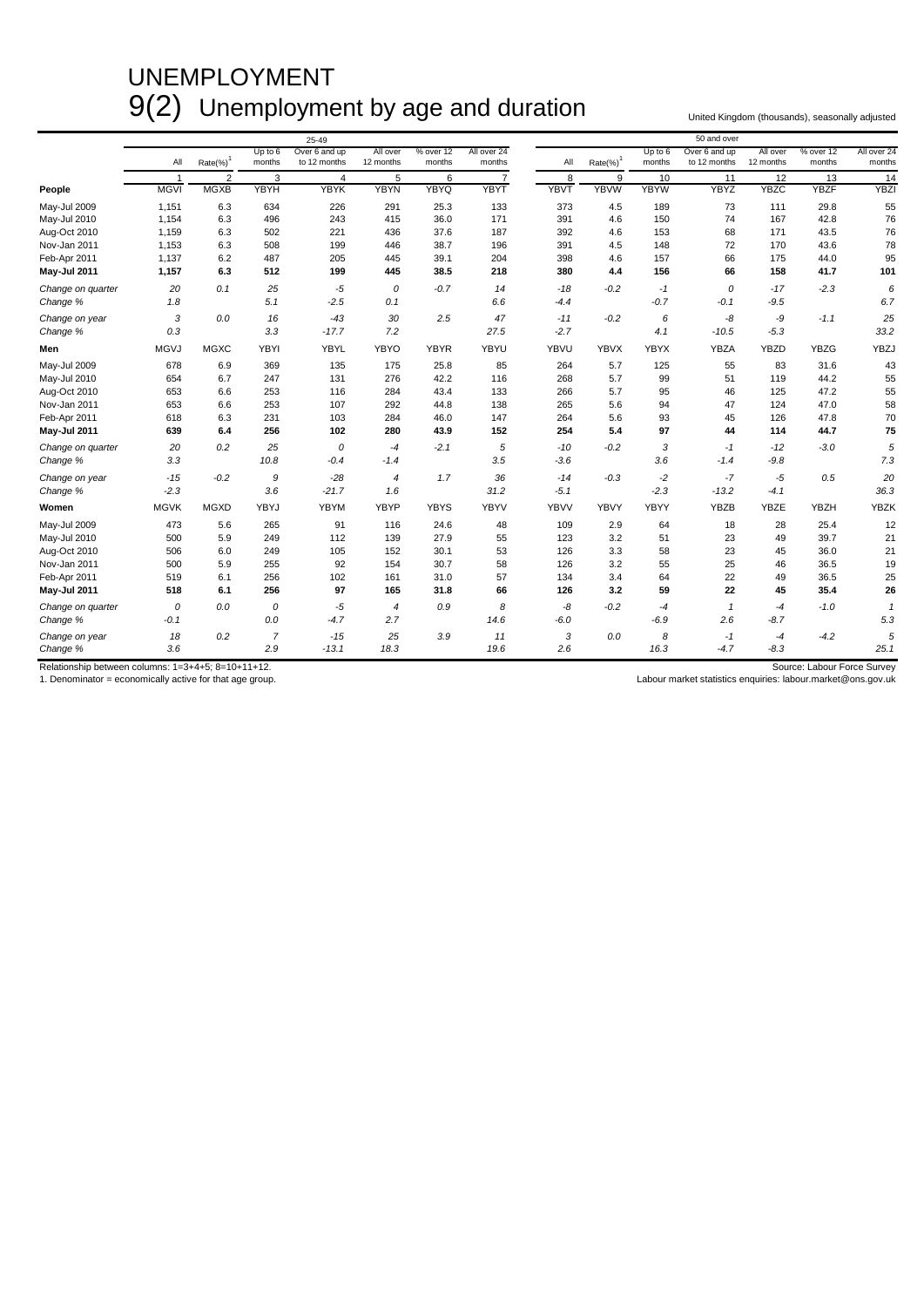# UNEMPLOYMENT

## 9(2) Unemployment by age and duration

United Kingdom (thousands), seasonally adjusted

| | 25-49 | | | | | | | 50 and over | | | | | | |
|---|---|---|---|---|---|---|---|---|---|---|---|---|---|---|
| | All | Rate(%)[1] | Up to 6 months | Over 6 and up to 12 months | All over 12 months | % over 12 months | All over 24 months | All | Rate(%)[1] | Up to 6 months | Over 6 and up to 12 months | All over 12 months | % over 12 months | All over 24 months |
| | 1 | 2 | 3 | 4 | 5 | 6 | 7 | 8 | 9 | 10 | 11 | 12 | 13 | 14 |
| **People** | MGVI | MGXB | YBYH | YBYK | YBYN | YBYQ | YBYT | YBVT | YBVW | YBYW | YBYZ | YBZC | YBZF | YBZI |
| May-Jul 2009 | 1,151 | 6.3 | 634 | 226 | 291 | 25.3 | 133 | 373 | 4.5 | 189 | 73 | 111 | 29.8 | 55 |
| May-Jul 2010 | 1,154 | 6.3 | 496 | 243 | 415 | 36.0 | 171 | 391 | 4.6 | 150 | 74 | 167 | 42.8 | 76 |
| Aug-Oct 2010 | 1,159 | 6.3 | 502 | 221 | 436 | 37.6 | 187 | 392 | 4.6 | 153 | 68 | 171 | 43.5 | 76 |
| Nov-Jan 2011 | 1,153 | 6.3 | 508 | 199 | 446 | 38.7 | 196 | 391 | 4.5 | 148 | 72 | 170 | 43.6 | 78 |
| Feb-Apr 2011 | 1,137 | 6.2 | 487 | 205 | 445 | 39.1 | 204 | 398 | 4.6 | 157 | 66 | 175 | 44.0 | 95 |
| **May-Jul 2011** | **1,157** | **6.3** | **512** | **199** | **445** | **38.5** | **218** | **380** | **4.4** | **156** | **66** | **158** | **41.7** | **101** |
| *Change on quarter* | *20* | *0.1* | *25* | *-5* | *0* | *-0.7* | *14* | *-18* | *-0.2* | *-1* | *0* | *-17* | *-2.3* | *6* |
| *Change %* | *1.8* | | *5.1* | *-2.5* | *0.1* | | *6.6* | *-4.4* | | *-0.7* | *-0.1* | *-9.5* | | *6.7* |
| *Change on year* | *3* | *0.0* | *16* | *-43* | *30* | *2.5* | *47* | *-11* | *-0.2* | *6* | *-8* | *-9* | *-1.1* | *25* |
| *Change %* | *0.3* | | *3.3* | *-17.7* | *7.2* | | *27.5* | *-2.7* | | *4.1* | *-10.5* | *-5.3* | | *33.2* |
| **Men** | MGVJ | MGXC | YBYI | YBYL | YBYO | YBYR | YBYU | YBVU | YBVX | YBYX | YBZA | YBZD | YBZG | YBZJ |
| May-Jul 2009 | 678 | 6.9 | 369 | 135 | 175 | 25.8 | 85 | 264 | 5.7 | 125 | 55 | 83 | 31.6 | 43 |
| May-Jul 2010 | 654 | 6.7 | 247 | 131 | 276 | 42.2 | 116 | 268 | 5.7 | 99 | 51 | 119 | 44.2 | 55 |
| Aug-Oct 2010 | 653 | 6.6 | 253 | 116 | 284 | 43.4 | 133 | 266 | 5.7 | 95 | 46 | 125 | 47.2 | 55 |
| Nov-Jan 2011 | 653 | 6.6 | 253 | 107 | 292 | 44.8 | 138 | 265 | 5.6 | 94 | 47 | 124 | 47.0 | 58 |
| Feb-Apr 2011 | 618 | 6.3 | 231 | 103 | 284 | 46.0 | 147 | 264 | 5.6 | 93 | 45 | 126 | 47.8 | 70 |
| **May-Jul 2011** | **639** | **6.4** | **256** | **102** | **280** | **43.9** | **152** | **254** | **5.4** | **97** | **44** | **114** | **44.7** | **75** |
| *Change on quarter* | *20* | *0.2* | *25* | *0* | *-4* | *-2.1* | *5* | *-10* | *-0.2* | *3* | *-1* | *-12* | *-3.0* | *5* |
| *Change %* | *3.3* | | *10.8* | *-0.4* | *-1.4* | | *3.5* | *-3.6* | | *3.6* | *-1.4* | *-9.8* | | *7.3* |
| *Change on year* | *-15* | *-0.2* | *9* | *-28* | *4* | *1.7* | *36* | *-14* | *-0.3* | *-2* | *-7* | *-5* | *0.5* | *20* |
| *Change %* | *-2.3* | | *3.6* | *-21.7* | *1.6* | | *31.2* | *-5.1* | | *-2.3* | *-13.2* | *-4.1* | | *36.3* |
| **Women** | MGVK | MGXD | YBYJ | YBYM | YBYP | YBYS | YBYV | YBVV | YBVY | YBYY | YBZB | YBZE | YBZH | YBZK |
| May-Jul 2009 | 473 | 5.6 | 265 | 91 | 116 | 24.6 | 48 | 109 | 2.9 | 64 | 18 | 28 | 25.4 | 12 |
| May-Jul 2010 | 500 | 5.9 | 249 | 112 | 139 | 27.9 | 55 | 123 | 3.2 | 51 | 23 | 49 | 39.7 | 21 |
| Aug-Oct 2010 | 506 | 6.0 | 249 | 105 | 152 | 30.1 | 53 | 126 | 3.3 | 58 | 23 | 45 | 36.0 | 21 |
| Nov-Jan 2011 | 500 | 5.9 | 255 | 92 | 154 | 30.7 | 58 | 126 | 3.2 | 55 | 25 | 46 | 36.5 | 19 |
| Feb-Apr 2011 | 519 | 6.1 | 256 | 102 | 161 | 31.0 | 57 | 134 | 3.4 | 64 | 22 | 49 | 36.5 | 25 |
| **May-Jul 2011** | **518** | **6.1** | **256** | **97** | **165** | **31.8** | **66** | **126** | **3.2** | **59** | **22** | **45** | **35.4** | **26** |
| *Change on quarter* | *0* | *0.0* | *0* | *-5* | *4* | *0.9* | *8* | *-8* | *-0.2* | *-4* | *1* | *-4* | *-1.0* | *1* |
| *Change %* | *-0.1* | | *0.0* | *-4.7* | *2.7* | | *14.6* | *-6.0* | | *-6.9* | *2.6* | *-8.7* | | *5.3* |
| *Change on year* | *18* | *0.2* | *7* | *-15* | *25* | *3.9* | *11* | *3* | *0.0* | *8* | *-1* | *-4* | *-4.2* | *5* |
| *Change %* | *3.6* | | *2.9* | *-13.1* | *18.3* | | *19.6* | *2.6* | | *16.3* | *-4.7* | *-8.3* | | *25.1* |

Relationship between columns: 1=3+4+5; 8=10+11+12.

1. Denominator = economically active for that age group.

Source: Labour Force Survey

Labour market statistics enquiries: labour.market@ons.gov.uk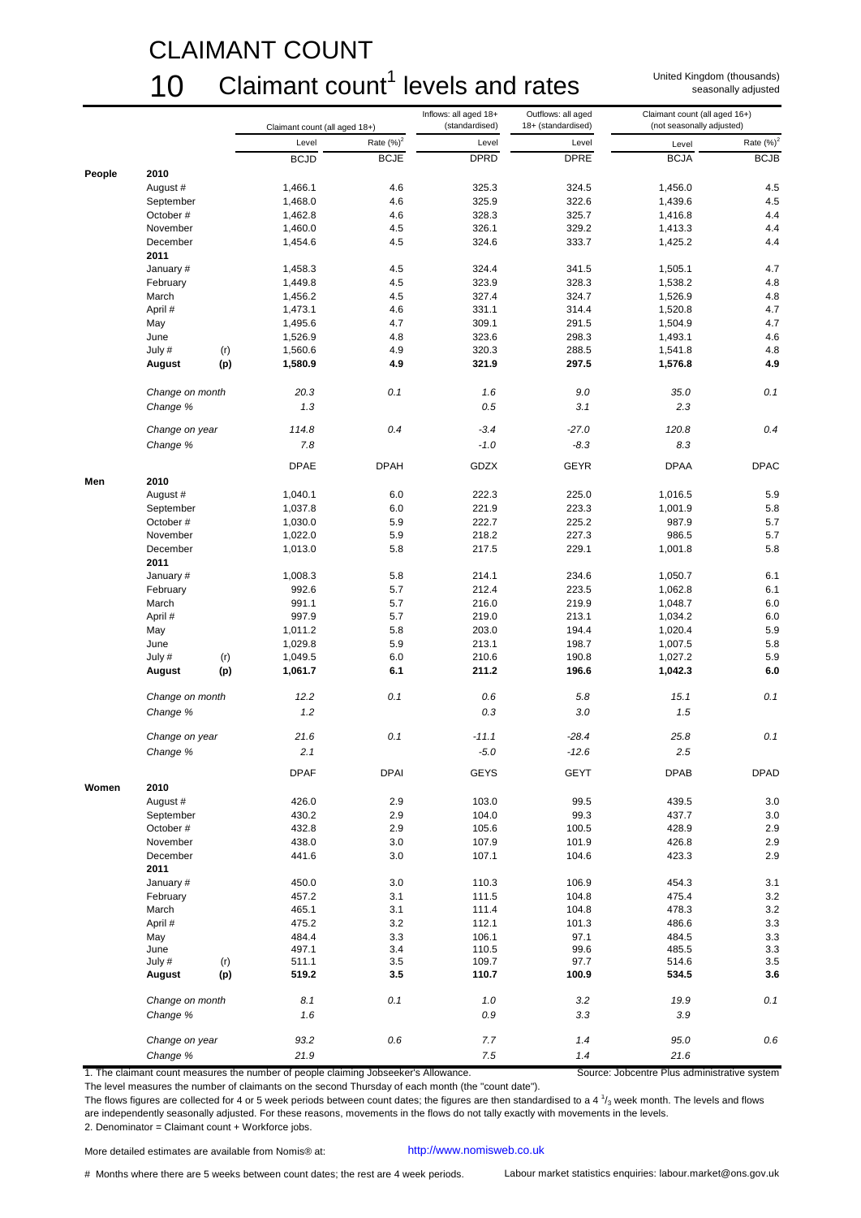# CLAIMANT COUNT

## 10 Claimant count[1] levels and rates

United Kingdom (thousands)
seasonally adjusted

| | | Claimant count (all aged 18+) | | Inflows: all aged 18+ (standardised) | Outflows: all aged 18+ (standardised) | Claimant count (all aged 16+) (not seasonally adjusted) | |
|---|---|---|---|---|---|---|---|
| | | Level | Rate (%)[2] | Level | Level | Level | Rate (%)[2] |
| | | BCJD | BCJE | DPRD | DPRE | BCJA | BCJB |
| **People** | **2010** | | | | | | |
| | August # | 1,466.1 | 4.6 | 325.3 | 324.5 | 1,456.0 | 4.5 |
| | September | 1,468.0 | 4.6 | 325.9 | 322.6 | 1,439.6 | 4.5 |
| | October # | 1,462.8 | 4.6 | 328.3 | 325.7 | 1,416.8 | 4.4 |
| | November | 1,460.0 | 4.5 | 326.1 | 329.2 | 1,413.3 | 4.4 |
| | December | 1,454.6 | 4.5 | 324.6 | 333.7 | 1,425.2 | 4.4 |
| | **2011** | | | | | | |
| | January # | 1,458.3 | 4.5 | 324.4 | 341.5 | 1,505.1 | 4.7 |
| | February | 1,449.8 | 4.5 | 323.9 | 328.3 | 1,538.2 | 4.8 |
| | March | 1,456.2 | 4.5 | 327.4 | 324.7 | 1,526.9 | 4.8 |
| | April # | 1,473.1 | 4.6 | 331.1 | 314.4 | 1,520.8 | 4.7 |
| | May | 1,495.6 | 4.7 | 309.1 | 291.5 | 1,504.9 | 4.7 |
| | June | 1,526.9 | 4.8 | 323.6 | 298.3 | 1,493.1 | 4.6 |
| | July # (r) | 1,560.6 | 4.9 | 320.3 | 288.5 | 1,541.8 | 4.8 |
| | **August (p)** | **1,580.9** | **4.9** | **321.9** | **297.5** | **1,576.8** | **4.9** |
| | *Change on month* | *20.3* | *0.1* | *1.6* | *9.0* | *35.0* | *0.1* |
| | *Change %* | *1.3* | | *0.5* | *3.1* | *2.3* | |
| | *Change on year* | *114.8* | *0.4* | *-3.4* | *-27.0* | *120.8* | *0.4* |
| | *Change %* | *7.8* | | *-1.0* | *-8.3* | *8.3* | |
| | | DPAE | DPAH | GDZX | GEYR | DPAA | DPAC |
| **Men** | **2010** | | | | | | |
| | August # | 1,040.1 | 6.0 | 222.3 | 225.0 | 1,016.5 | 5.9 |
| | September | 1,037.8 | 6.0 | 221.9 | 223.3 | 1,001.9 | 5.8 |
| | October # | 1,030.0 | 5.9 | 222.7 | 225.2 | 987.9 | 5.7 |
| | November | 1,022.0 | 5.9 | 218.2 | 227.3 | 986.5 | 5.7 |
| | December | 1,013.0 | 5.8 | 217.5 | 229.1 | 1,001.8 | 5.8 |
| | **2011** | | | | | | |
| | January # | 1,008.3 | 5.8 | 214.1 | 234.6 | 1,050.7 | 6.1 |
| | February | 992.6 | 5.7 | 212.4 | 223.5 | 1,062.8 | 6.1 |
| | March | 991.1 | 5.7 | 216.0 | 219.9 | 1,048.7 | 6.0 |
| | April # | 997.9 | 5.7 | 219.0 | 213.1 | 1,034.2 | 6.0 |
| | May | 1,011.2 | 5.8 | 203.0 | 194.4 | 1,020.4 | 5.9 |
| | June | 1,029.8 | 5.9 | 213.1 | 198.7 | 1,007.5 | 5.8 |
| | July # (r) | 1,049.5 | 6.0 | 210.6 | 190.8 | 1,027.2 | 5.9 |
| | **August (p)** | **1,061.7** | **6.1** | **211.2** | **196.6** | **1,042.3** | **6.0** |
| | *Change on month* | *12.2* | *0.1* | *0.6* | *5.8* | *15.1* | *0.1* |
| | *Change %* | *1.2* | | *0.3* | *3.0* | *1.5* | |
| | *Change on year* | *21.6* | *0.1* | *-11.1* | *-28.4* | *25.8* | *0.1* |
| | *Change %* | *2.1* | | *-5.0* | *-12.6* | *2.5* | |
| | | DPAF | DPAI | GEYS | GEYT | DPAB | DPAD |
| **Women** | **2010** | | | | | | |
| | August # | 426.0 | 2.9 | 103.0 | 99.5 | 439.5 | 3.0 |
| | September | 430.2 | 2.9 | 104.0 | 99.3 | 437.7 | 3.0 |
| | October # | 432.8 | 2.9 | 105.6 | 100.5 | 428.9 | 2.9 |
| | November | 438.0 | 3.0 | 107.9 | 101.9 | 426.8 | 2.9 |
| | December | 441.6 | 3.0 | 107.1 | 104.6 | 423.3 | 2.9 |
| | **2011** | | | | | | |
| | January # | 450.0 | 3.0 | 110.3 | 106.9 | 454.3 | 3.1 |
| | February | 457.2 | 3.1 | 111.5 | 104.8 | 475.4 | 3.2 |
| | March | 465.1 | 3.1 | 111.4 | 104.8 | 478.3 | 3.2 |
| | April # | 475.2 | 3.2 | 112.1 | 101.3 | 486.6 | 3.3 |
| | May | 484.4 | 3.3 | 106.1 | 97.1 | 484.5 | 3.3 |
| | June | 497.1 | 3.4 | 110.5 | 99.6 | 485.5 | 3.3 |
| | July # (r) | 511.1 | 3.5 | 109.7 | 97.7 | 514.6 | 3.5 |
| | **August (p)** | **519.2** | **3.5** | **110.7** | **100.9** | **534.5** | **3.6** |
| | *Change on month* | *8.1* | *0.1* | *1.0* | *3.2* | *19.9* | *0.1* |
| | *Change %* | *1.6* | | *0.9* | *3.3* | *3.9* | |
| | *Change on year* | *93.2* | *0.6* | *7.7* | *1.4* | *95.0* | *0.6* |
| | *Change %* | *21.9* | | *7.5* | *1.4* | *21.6* | |

1. The claimant count measures the number of people claiming Jobseeker's Allowance.

Source: Jobcentre Plus administrative system

The level measures the number of claimants on the second Thursday of each month (the "count date").

The flows figures are collected for 4 or 5 week periods between count dates; the figures are then standardised to a 4 $^{1}/_{3}$ week month. The levels and flows are independently seasonally adjusted. For these reasons, movements in the flows do not tally exactly with movements in the levels.

2. Denominator = Claimant count + Workforce jobs.

More detailed estimates are available from Nomis® at: http://www.nomisweb.co.uk

# Months where there are 5 weeks between count dates; the rest are 4 week periods.

Labour market statistics enquiries: labour.market@ons.gov.uk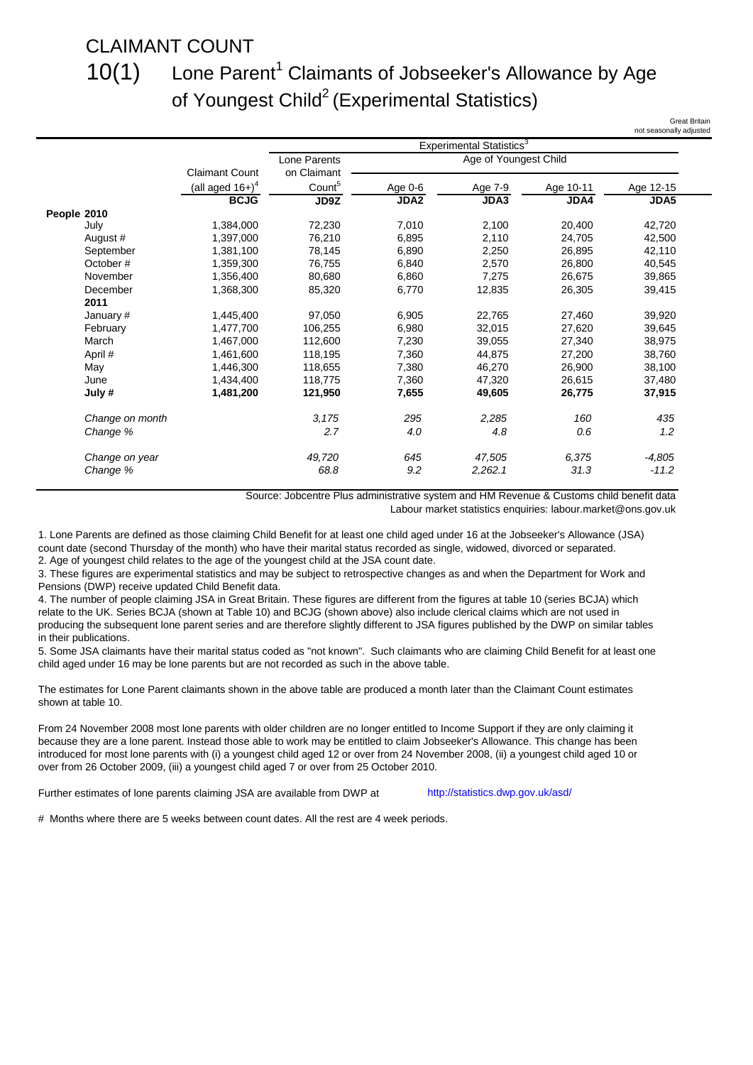# CLAIMANT COUNT

## 10(1) Lone Parent[1] Claimants of Jobseeker's Allowance by Age of Youngest Child[2] (Experimental Statistics)

Great Britain
not seasonally adjusted

| | Claimant Count (all aged 16+)[4] | Experimental Statistics[3] | | | | |
|---|---|---|---|---|---|---|
| | | Lone Parents on Claimant Count[5] | Age of Youngest Child | | | |
| | | | Age 0-6 | Age 7-9 | Age 10-11 | Age 12-15 |
| | **BCJG** | **JD9Z** | **JDA2** | **JDA3** | **JDA4** | **JDA5** |
| **People 2010** | | | | | | |
| July | 1,384,000 | 72,230 | 7,010 | 2,100 | 20,400 | 42,720 |
| August # | 1,397,000 | 76,210 | 6,895 | 2,110 | 24,705 | 42,500 |
| September | 1,381,100 | 78,145 | 6,890 | 2,250 | 26,895 | 42,110 |
| October # | 1,359,300 | 76,755 | 6,840 | 2,570 | 26,800 | 40,545 |
| November | 1,356,400 | 80,680 | 6,860 | 7,275 | 26,675 | 39,865 |
| December | 1,368,300 | 85,320 | 6,770 | 12,835 | 26,305 | 39,415 |
| **2011** | | | | | | |
| January # | 1,445,400 | 97,050 | 6,905 | 22,765 | 27,460 | 39,920 |
| February | 1,477,700 | 106,255 | 6,980 | 32,015 | 27,620 | 39,645 |
| March | 1,467,000 | 112,600 | 7,230 | 39,055 | 27,340 | 38,975 |
| April # | 1,461,600 | 118,195 | 7,360 | 44,875 | 27,200 | 38,760 |
| May | 1,446,300 | 118,655 | 7,380 | 46,270 | 26,900 | 38,100 |
| June | 1,434,400 | 118,775 | 7,360 | 47,320 | 26,615 | 37,480 |
| **July #** | **1,481,200** | **121,950** | **7,655** | **49,605** | **26,775** | **37,915** |
| *Change on month* | | *3,175* | *295* | *2,285* | *160* | *435* |
| *Change %* | | *2.7* | *4.0* | *4.8* | *0.6* | *1.2* |
| *Change on year* | | *49,720* | *645* | *47,505* | *6,375* | *-4,805* |
| *Change %* | | *68.8* | *9.2* | *2,262.1* | *31.3* | *-11.2* |

Source: Jobcentre Plus administrative system and HM Revenue & Customs child benefit data
Labour market statistics enquiries: labour.market@ons.gov.uk

1. Lone Parents are defined as those claiming Child Benefit for at least one child aged under 16 at the Jobseeker's Allowance (JSA) count date (second Thursday of the month) who have their marital status recorded as single, widowed, divorced or separated.
2. Age of youngest child relates to the age of the youngest child at the JSA count date.
3. These figures are experimental statistics and may be subject to retrospective changes as and when the Department for Work and Pensions (DWP) receive updated Child Benefit data.
4. The number of people claiming JSA in Great Britain. These figures are different from the figures at table 10 (series BCJA) which relate to the UK. Series BCJA (shown at Table 10) and BCJG (shown above) also include clerical claims which are not used in producing the subsequent lone parent series and are therefore slightly different to JSA figures published by the DWP on similar tables in their publications.
5. Some JSA claimants have their marital status coded as "not known". Such claimants who are claiming Child Benefit for at least one child aged under 16 may be lone parents but are not recorded as such in the above table.

The estimates for Lone Parent claimants shown in the above table are produced a month later than the Claimant Count estimates shown at table 10.

From 24 November 2008 most lone parents with older children are no longer entitled to Income Support if they are only claiming it because they are a lone parent. Instead those able to work may be entitled to claim Jobseeker's Allowance. This change has been introduced for most lone parents with (i) a youngest child aged 12 or over from 24 November 2008, (ii) a youngest child aged 10 or over from 26 October 2009, (iii) a youngest child aged 7 or over from 25 October 2010.

Further estimates of lone parents claiming JSA are available from DWP at http://statistics.dwp.gov.uk/asd/

# Months where there are 5 weeks between count dates. All the rest are 4 week periods.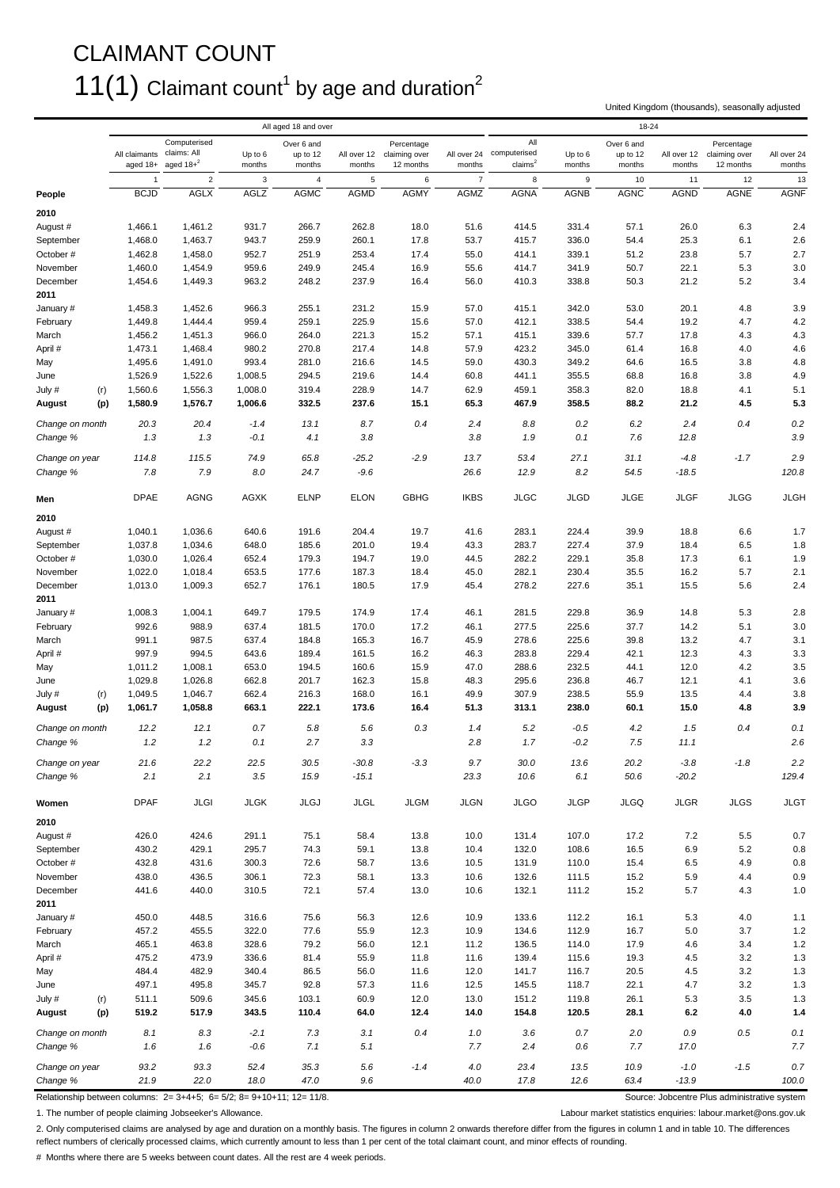# CLAIMANT COUNT

## 11(1) Claimant count[1] by age and duration[2]

United Kingdom (thousands), seasonally adjusted

| | | All aged 18 and over | | | | | | | 18-24 | | | | | |
|---|---|---|---|---|---|---|---|---|---|---|---|---|---|---|
| | | All claimants aged 18+ | Computerised claims: All aged 18+[2] | Up to 6 months | Over 6 and up to 12 months | All over 12 months | Percentage claiming over 12 months | All over 24 months | All computerised claims[2] | Up to 6 months | Over 6 and up to 12 months | All over 12 months | Percentage claiming over 12 months | All over 24 months |
| | | 1 | 2 | 3 | 4 | 5 | 6 | 7 | 8 | 9 | 10 | 11 | 12 | 13 |
| **People** | | BCJD | AGLX | AGLZ | AGMC | AGMD | AGMY | AGMZ | AGNA | AGNB | AGNC | AGND | AGNE | AGNF |
| **2010** | | | | | | | | | | | | | | |
| August # | | 1,466.1 | 1,461.2 | 931.7 | 266.7 | 262.8 | 18.0 | 51.6 | 414.5 | 331.4 | 57.1 | 26.0 | 6.3 | 2.4 |
| September | | 1,468.0 | 1,463.7 | 943.7 | 259.9 | 260.1 | 17.8 | 53.7 | 415.7 | 336.0 | 54.4 | 25.3 | 6.1 | 2.6 |
| October # | | 1,462.8 | 1,458.0 | 952.7 | 251.9 | 253.4 | 17.4 | 55.0 | 414.1 | 339.1 | 51.2 | 23.8 | 5.7 | 2.7 |
| November | | 1,460.0 | 1,454.9 | 959.6 | 249.9 | 245.4 | 16.9 | 55.6 | 414.7 | 341.9 | 50.7 | 22.1 | 5.3 | 3.0 |
| December | | 1,454.6 | 1,449.3 | 963.2 | 248.2 | 237.9 | 16.4 | 56.0 | 410.3 | 338.8 | 50.3 | 21.2 | 5.2 | 3.4 |
| **2011** | | | | | | | | | | | | | | |
| January # | | 1,458.3 | 1,452.6 | 966.3 | 255.1 | 231.2 | 15.9 | 57.0 | 415.1 | 342.0 | 53.0 | 20.1 | 4.8 | 3.9 |
| February | | 1,449.8 | 1,444.4 | 959.4 | 259.1 | 225.9 | 15.6 | 57.0 | 412.1 | 338.5 | 54.4 | 19.2 | 4.7 | 4.2 |
| March | | 1,456.2 | 1,451.3 | 966.0 | 264.0 | 221.3 | 15.2 | 57.1 | 415.1 | 339.6 | 57.7 | 17.8 | 4.3 | 4.3 |
| April # | | 1,473.1 | 1,468.4 | 980.2 | 270.8 | 217.4 | 14.8 | 57.9 | 423.2 | 345.0 | 61.4 | 16.8 | 4.0 | 4.6 |
| May | | 1,495.6 | 1,491.0 | 993.4 | 281.0 | 216.6 | 14.5 | 59.0 | 430.3 | 349.2 | 64.6 | 16.5 | 3.8 | 4.8 |
| June | | 1,526.9 | 1,522.6 | 1,008.5 | 294.5 | 219.6 | 14.4 | 60.8 | 441.1 | 355.5 | 68.8 | 16.8 | 3.8 | 4.9 |
| July # | (r) | 1,560.6 | 1,556.3 | 1,008.0 | 319.4 | 228.9 | 14.7 | 62.9 | 459.1 | 358.3 | 82.0 | 18.8 | 4.1 | 5.1 |
| **August** | **(p)** | **1,580.9** | **1,576.7** | **1,006.6** | **332.5** | **237.6** | **15.1** | **65.3** | **467.9** | **358.5** | **88.2** | **21.2** | **4.5** | **5.3** |
| *Change on month* | | *20.3* | *20.4* | *-1.4* | *13.1* | *8.7* | *0.4* | *2.4* | *8.8* | *0.2* | *6.2* | *2.4* | *0.4* | *0.2* |
| *Change %* | | *1.3* | *1.3* | *-0.1* | *4.1* | *3.8* | | *3.8* | *1.9* | *0.1* | *7.6* | *12.8* | | *3.9* |
| *Change on year* | | *114.8* | *115.5* | *74.9* | *65.8* | *-25.2* | *-2.9* | *13.7* | *53.4* | *27.1* | *31.1* | *-4.8* | *-1.7* | *2.9* |
| *Change %* | | *7.8* | *7.9* | *8.0* | *24.7* | *-9.6* | | *26.6* | *12.9* | *8.2* | *54.5* | *-18.5* | | *120.8* |
| **Men** | | DPAE | AGNG | AGXK | ELNP | ELON | GBHG | IKBS | JLGC | JLGD | JLGE | JLGF | JLGG | JLGH |
| **2010** | | | | | | | | | | | | | | |
| August # | | 1,040.1 | 1,036.6 | 640.6 | 191.6 | 204.4 | 19.7 | 41.6 | 283.1 | 224.4 | 39.9 | 18.8 | 6.6 | 1.7 |
| September | | 1,037.8 | 1,034.6 | 648.0 | 185.6 | 201.0 | 19.4 | 43.3 | 283.7 | 227.4 | 37.9 | 18.4 | 6.5 | 1.8 |
| October # | | 1,030.0 | 1,026.4 | 652.4 | 179.3 | 194.7 | 19.0 | 44.5 | 282.2 | 229.1 | 35.8 | 17.3 | 6.1 | 1.9 |
| November | | 1,022.0 | 1,018.4 | 653.5 | 177.6 | 187.3 | 18.4 | 45.0 | 282.1 | 230.4 | 35.5 | 16.2 | 5.7 | 2.1 |
| December | | 1,013.0 | 1,009.3 | 652.7 | 176.1 | 180.5 | 17.9 | 45.4 | 278.2 | 227.6 | 35.1 | 15.5 | 5.6 | 2.4 |
| **2011** | | | | | | | | | | | | | | |
| January # | | 1,008.3 | 1,004.1 | 649.7 | 179.5 | 174.9 | 17.4 | 46.1 | 281.5 | 229.8 | 36.9 | 14.8 | 5.3 | 2.8 |
| February | | 992.6 | 988.9 | 637.4 | 181.5 | 170.0 | 17.2 | 46.1 | 277.5 | 225.6 | 37.7 | 14.2 | 5.1 | 3.0 |
| March | | 991.1 | 987.5 | 637.4 | 184.8 | 165.3 | 16.7 | 45.9 | 278.6 | 225.6 | 39.8 | 13.2 | 4.7 | 3.1 |
| April # | | 997.9 | 994.5 | 643.6 | 189.4 | 161.5 | 16.2 | 46.3 | 283.8 | 229.4 | 42.1 | 12.3 | 4.3 | 3.3 |
| May | | 1,011.2 | 1,008.1 | 653.0 | 194.5 | 160.6 | 15.9 | 47.0 | 288.6 | 232.5 | 44.1 | 12.0 | 4.2 | 3.5 |
| June | | 1,029.8 | 1,026.8 | 662.8 | 201.7 | 162.3 | 15.8 | 48.3 | 295.6 | 236.8 | 46.7 | 12.1 | 4.1 | 3.6 |
| July # | (r) | 1,049.5 | 1,046.7 | 662.4 | 216.3 | 168.0 | 16.1 | 49.9 | 307.9 | 238.5 | 55.9 | 13.5 | 4.4 | 3.8 |
| **August** | **(p)** | **1,061.7** | **1,058.8** | **663.1** | **222.1** | **173.6** | **16.4** | **51.3** | **313.1** | **238.0** | **60.1** | **15.0** | **4.8** | **3.9** |
| *Change on month* | | *12.2* | *12.1* | *0.7* | *5.8* | *5.6* | *0.3* | *1.4* | *5.2* | *-0.5* | *4.2* | *1.5* | *0.4* | *0.1* |
| *Change %* | | *1.2* | *1.2* | *0.1* | *2.7* | *3.3* | | *2.8* | *1.7* | *-0.2* | *7.5* | *11.1* | | *2.6* |
| *Change on year* | | *21.6* | *22.2* | *22.5* | *30.5* | *-30.8* | *-3.3* | *9.7* | *30.0* | *13.6* | *20.2* | *-3.8* | *-1.8* | *2.2* |
| *Change %* | | *2.1* | *2.1* | *3.5* | *15.9* | *-15.1* | | *23.3* | *10.6* | *6.1* | *50.6* | *-20.2* | | *129.4* |
| **Women** | | DPAF | JLGI | JLGK | JLGJ | JLGL | JLGM | JLGN | JLGO | JLGP | JLGQ | JLGR | JLGS | JLGT |
| **2010** | | | | | | | | | | | | | | |
| August # | | 426.0 | 424.6 | 291.1 | 75.1 | 58.4 | 13.8 | 10.0 | 131.4 | 107.0 | 17.2 | 7.2 | 5.5 | 0.7 |
| September | | 430.2 | 429.1 | 295.7 | 74.3 | 59.1 | 13.8 | 10.4 | 132.0 | 108.6 | 16.5 | 6.9 | 5.2 | 0.8 |
| October # | | 432.8 | 431.6 | 300.3 | 72.6 | 58.7 | 13.6 | 10.5 | 131.9 | 110.0 | 15.4 | 6.5 | 4.9 | 0.8 |
| November | | 438.0 | 436.5 | 306.1 | 72.3 | 58.1 | 13.3 | 10.6 | 132.6 | 111.5 | 15.2 | 5.9 | 4.4 | 0.9 |
| December | | 441.6 | 440.0 | 310.5 | 72.1 | 57.4 | 13.0 | 10.6 | 132.1 | 111.2 | 15.2 | 5.7 | 4.3 | 1.0 |
| **2011** | | | | | | | | | | | | | | |
| January # | | 450.0 | 448.5 | 316.6 | 75.6 | 56.3 | 12.6 | 10.9 | 133.6 | 112.2 | 16.1 | 5.3 | 4.0 | 1.1 |
| February | | 457.2 | 455.5 | 322.0 | 77.6 | 55.9 | 12.3 | 10.9 | 134.6 | 112.9 | 16.7 | 5.0 | 3.7 | 1.2 |
| March | | 465.1 | 463.8 | 328.6 | 79.2 | 56.0 | 12.1 | 11.2 | 136.5 | 114.0 | 17.9 | 4.6 | 3.4 | 1.2 |
| April # | | 475.2 | 473.9 | 336.6 | 81.4 | 55.9 | 11.8 | 11.6 | 139.4 | 115.6 | 19.3 | 4.5 | 3.2 | 1.3 |
| May | | 484.4 | 482.9 | 340.4 | 86.5 | 56.0 | 11.6 | 12.0 | 141.7 | 116.7 | 20.5 | 4.5 | 3.2 | 1.3 |
| June | | 497.1 | 495.8 | 345.7 | 92.8 | 57.3 | 11.6 | 12.5 | 145.5 | 118.7 | 22.1 | 4.7 | 3.2 | 1.3 |
| July # | (r) | 511.1 | 509.6 | 345.6 | 103.1 | 60.9 | 12.0 | 13.0 | 151.2 | 119.8 | 26.1 | 5.3 | 3.5 | 1.3 |
| **August** | **(p)** | **519.2** | **517.9** | **343.5** | **110.4** | **64.0** | **12.4** | **14.0** | **154.8** | **120.5** | **28.1** | **6.2** | **4.0** | **1.4** |
| *Change on month* | | *8.1* | *8.3* | *-2.1* | *7.3* | *3.1* | *0.4* | *1.0* | *3.6* | *0.7* | *2.0* | *0.9* | *0.5* | *0.1* |
| *Change %* | | *1.6* | *1.6* | *-0.6* | *7.1* | *5.1* | | *7.7* | *2.4* | *0.6* | *7.7* | *17.0* | | *7.7* |
| *Change on year* | | *93.2* | *93.3* | *52.4* | *35.3* | *5.6* | *-1.4* | *4.0* | *23.4* | *13.5* | *10.9* | *-1.0* | *-1.5* | *0.7* |
| *Change %* | | *21.9* | *22.0* | *18.0* | *47.0* | *9.6* | | *40.0* | *17.8* | *12.6* | *63.4* | *-13.9* | | *100.0* |

Relationship between columns: 2= 3+4+5; 6= 5/2; 8= 9+10+11; 12= 11/8.

Source: Jobcentre Plus administrative system

1. The number of people claiming Jobseeker's Allowance.

Labour market statistics enquiries: labour.market@ons.gov.uk

2. Only computerised claims are analysed by age and duration on a monthly basis. The figures in column 2 onwards therefore differ from the figures in column 1 and in table 10. The differences reflect numbers of clerically processed claims, which currently amount to less than 1 per cent of the total claimant count, and minor effects of rounding.

\# Months where there are 5 weeks between count dates. All the rest are 4 week periods.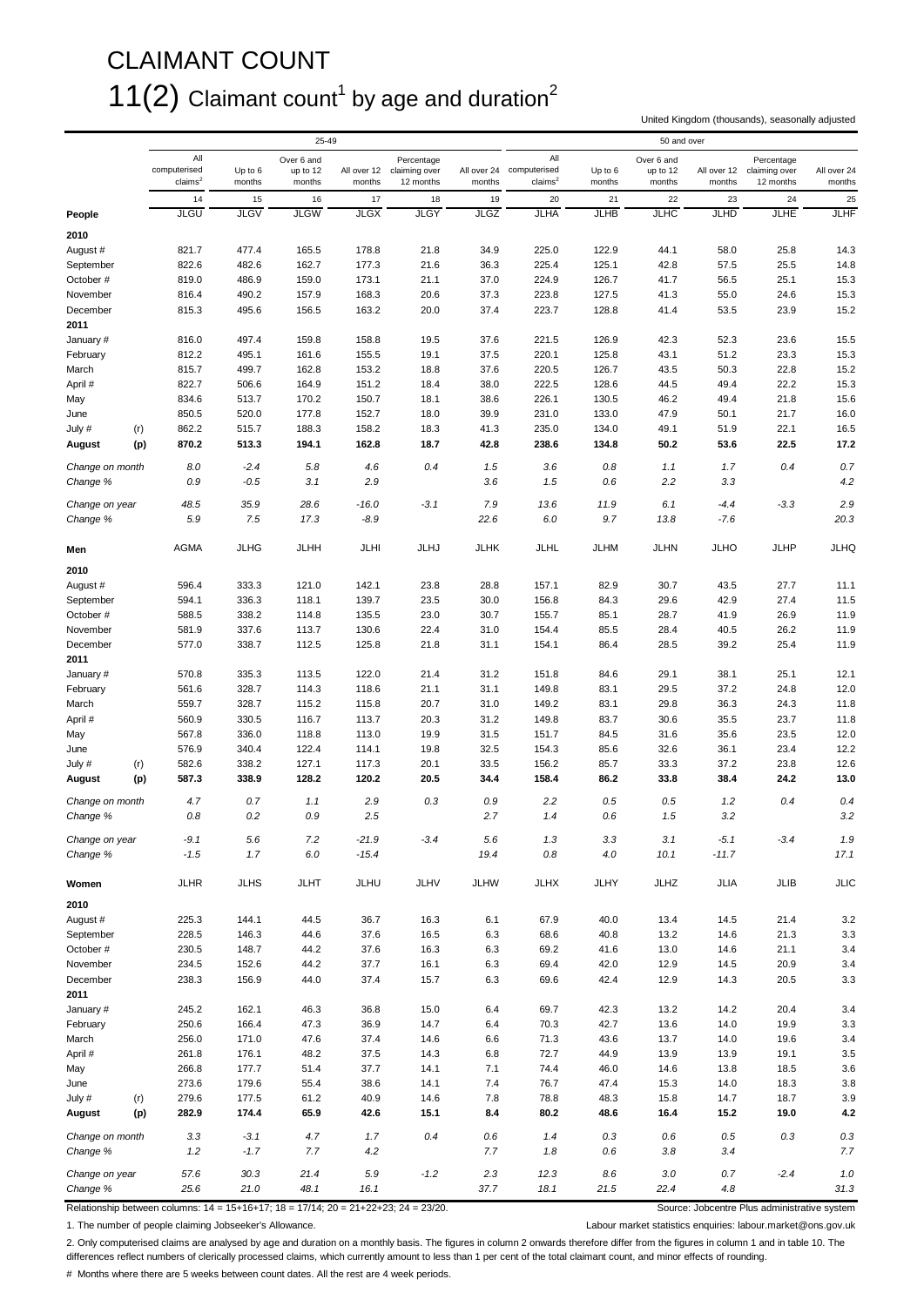# CLAIMANT COUNT

## 11(2) Claimant count[1] by age and duration[2]

United Kingdom (thousands), seasonally adjusted

| | | 25-49 | | | | | | 50 and over | | | | | |
|---|---|---|---|---|---|---|---|---|---|---|---|---|---|
| | | All computerised claims[2] | Up to 6 months | Over 6 and up to 12 months | All over 12 months | Percentage claiming over 12 months | All over 24 months | All computerised claims[2] | Up to 6 months | Over 6 and up to 12 months | All over 12 months | Percentage claiming over 12 months | All over 24 months |
| | | 14 | 15 | 16 | 17 | 18 | 19 | 20 | 21 | 22 | 23 | 24 | 25 |
| **People** | | JLGU | JLGV | JLGW | JLGX | JLGY | JLGZ | JLHA | JLHB | JLHC | JLHD | JLHE | JLHF |
| **2010** | | | | | | | | | | | | | |
| August # | | 821.7 | 477.4 | 165.5 | 178.8 | 21.8 | 34.9 | 225.0 | 122.9 | 44.1 | 58.0 | 25.8 | 14.3 |
| September | | 822.6 | 482.6 | 162.7 | 177.3 | 21.6 | 36.3 | 225.4 | 125.1 | 42.8 | 57.5 | 25.5 | 14.8 |
| October # | | 819.0 | 486.9 | 159.0 | 173.1 | 21.1 | 37.0 | 224.9 | 126.7 | 41.7 | 56.5 | 25.1 | 15.3 |
| November | | 816.4 | 490.2 | 157.9 | 168.3 | 20.6 | 37.3 | 223.8 | 127.5 | 41.3 | 55.0 | 24.6 | 15.3 |
| December | | 815.3 | 495.6 | 156.5 | 163.2 | 20.0 | 37.4 | 223.7 | 128.8 | 41.4 | 53.5 | 23.9 | 15.2 |
| **2011** | | | | | | | | | | | | | |
| January # | | 816.0 | 497.4 | 159.8 | 158.8 | 19.5 | 37.6 | 221.5 | 126.9 | 42.3 | 52.3 | 23.6 | 15.5 |
| February | | 812.2 | 495.1 | 161.6 | 155.5 | 19.1 | 37.5 | 220.1 | 125.8 | 43.1 | 51.2 | 23.3 | 15.3 |
| March | | 815.7 | 499.7 | 162.8 | 153.2 | 18.8 | 37.6 | 220.5 | 126.7 | 43.5 | 50.3 | 22.8 | 15.2 |
| April # | | 822.7 | 506.6 | 164.9 | 151.2 | 18.4 | 38.0 | 222.5 | 128.6 | 44.5 | 49.4 | 22.2 | 15.3 |
| May | | 834.6 | 513.7 | 170.2 | 150.7 | 18.1 | 38.6 | 226.1 | 130.5 | 46.2 | 49.4 | 21.8 | 15.6 |
| June | | 850.5 | 520.0 | 177.8 | 152.7 | 18.0 | 39.9 | 231.0 | 133.0 | 47.9 | 50.1 | 21.7 | 16.0 |
| July # | (r) | 862.2 | 515.7 | 188.3 | 158.2 | 18.3 | 41.3 | 235.0 | 134.0 | 49.1 | 51.9 | 22.1 | 16.5 |
| **August** | **(p)** | **870.2** | **513.3** | **194.1** | **162.8** | **18.7** | **42.8** | **238.6** | **134.8** | **50.2** | **53.6** | **22.5** | **17.2** |
| *Change on month* | | *8.0* | *-2.4* | *5.8* | *4.6* | *0.4* | *1.5* | *3.6* | *0.8* | *1.1* | *1.7* | *0.4* | *0.7* |
| *Change %* | | *0.9* | *-0.5* | *3.1* | *2.9* | | *3.6* | *1.5* | *0.6* | *2.2* | *3.3* | | *4.2* |
| *Change on year* | | *48.5* | *35.9* | *28.6* | *-16.0* | *-3.1* | *7.9* | *13.6* | *11.9* | *6.1* | *-4.4* | *-3.3* | *2.9* |
| *Change %* | | *5.9* | *7.5* | *17.3* | *-8.9* | | *22.6* | *6.0* | *9.7* | *13.8* | *-7.6* | | *20.3* |
| **Men** | | AGMA | JLHG | JLHH | JLHI | JLHJ | JLHK | JLHL | JLHM | JLHN | JLHO | JLHP | JLHQ |
| **2010** | | | | | | | | | | | | | |
| August # | | 596.4 | 333.3 | 121.0 | 142.1 | 23.8 | 28.8 | 157.1 | 82.9 | 30.7 | 43.5 | 27.7 | 11.1 |
| September | | 594.1 | 336.3 | 118.1 | 139.7 | 23.5 | 30.0 | 156.8 | 84.3 | 29.6 | 42.9 | 27.4 | 11.5 |
| October # | | 588.5 | 338.2 | 114.8 | 135.5 | 23.0 | 30.7 | 155.7 | 85.1 | 28.7 | 41.9 | 26.9 | 11.9 |
| November | | 581.9 | 337.6 | 113.7 | 130.6 | 22.4 | 31.0 | 154.4 | 85.5 | 28.4 | 40.5 | 26.2 | 11.9 |
| December | | 577.0 | 338.7 | 112.5 | 125.8 | 21.8 | 31.1 | 154.1 | 86.4 | 28.5 | 39.2 | 25.4 | 11.9 |
| **2011** | | | | | | | | | | | | | |
| January # | | 570.8 | 335.3 | 113.5 | 122.0 | 21.4 | 31.2 | 151.8 | 84.6 | 29.1 | 38.1 | 25.1 | 12.1 |
| February | | 561.6 | 328.7 | 114.3 | 118.6 | 21.1 | 31.1 | 149.8 | 83.1 | 29.5 | 37.2 | 24.8 | 12.0 |
| March | | 559.7 | 328.7 | 115.2 | 115.8 | 20.7 | 31.0 | 149.2 | 83.1 | 29.8 | 36.3 | 24.3 | 11.8 |
| April # | | 560.9 | 330.5 | 116.7 | 113.7 | 20.3 | 31.2 | 149.8 | 83.7 | 30.6 | 35.5 | 23.7 | 11.8 |
| May | | 567.8 | 336.0 | 118.8 | 113.0 | 19.9 | 31.5 | 151.7 | 84.5 | 31.6 | 35.6 | 23.5 | 12.0 |
| June | | 576.9 | 340.4 | 122.4 | 114.1 | 19.8 | 32.5 | 154.3 | 85.6 | 32.6 | 36.1 | 23.4 | 12.2 |
| July # | (r) | 582.6 | 338.2 | 127.1 | 117.3 | 20.1 | 33.5 | 156.2 | 85.7 | 33.3 | 37.2 | 23.8 | 12.6 |
| **August** | **(p)** | **587.3** | **338.9** | **128.2** | **120.2** | **20.5** | **34.4** | **158.4** | **86.2** | **33.8** | **38.4** | **24.2** | **13.0** |
| *Change on month* | | *4.7* | *0.7* | *1.1* | *2.9* | *0.3* | *0.9* | *2.2* | *0.5* | *0.5* | *1.2* | *0.4* | *0.4* |
| *Change %* | | *0.8* | *0.2* | *0.9* | *2.5* | | *2.7* | *1.4* | *0.6* | *1.5* | *3.2* | | *3.2* |
| *Change on year* | | *-9.1* | *5.6* | *7.2* | *-21.9* | *-3.4* | *5.6* | *1.3* | *3.3* | *3.1* | *-5.1* | *-3.4* | *1.9* |
| *Change %* | | *-1.5* | *1.7* | *6.0* | *-15.4* | | *19.4* | *0.8* | *4.0* | *10.1* | *-11.7* | | *17.1* |
| **Women** | | JLHR | JLHS | JLHT | JLHU | JLHV | JLHW | JLHX | JLHY | JLHZ | JLIA | JLIB | JLIC |
| **2010** | | | | | | | | | | | | | |
| August # | | 225.3 | 144.1 | 44.5 | 36.7 | 16.3 | 6.1 | 67.9 | 40.0 | 13.4 | 14.5 | 21.4 | 3.2 |
| September | | 228.5 | 146.3 | 44.6 | 37.6 | 16.5 | 6.3 | 68.6 | 40.8 | 13.2 | 14.6 | 21.3 | 3.3 |
| October # | | 230.5 | 148.7 | 44.2 | 37.6 | 16.3 | 6.3 | 69.2 | 41.6 | 13.0 | 14.6 | 21.1 | 3.4 |
| November | | 234.5 | 152.6 | 44.2 | 37.7 | 16.1 | 6.3 | 69.4 | 42.0 | 12.9 | 14.5 | 20.9 | 3.4 |
| December | | 238.3 | 156.9 | 44.0 | 37.4 | 15.7 | 6.3 | 69.6 | 42.4 | 12.9 | 14.3 | 20.5 | 3.3 |
| **2011** | | | | | | | | | | | | | |
| January # | | 245.2 | 162.1 | 46.3 | 36.8 | 15.0 | 6.4 | 69.7 | 42.3 | 13.2 | 14.2 | 20.4 | 3.4 |
| February | | 250.6 | 166.4 | 47.3 | 36.9 | 14.7 | 6.4 | 70.3 | 42.7 | 13.6 | 14.0 | 19.9 | 3.3 |
| March | | 256.0 | 171.0 | 47.6 | 37.4 | 14.6 | 6.6 | 71.3 | 43.6 | 13.7 | 14.0 | 19.6 | 3.4 |
| April # | | 261.8 | 176.1 | 48.2 | 37.5 | 14.3 | 6.8 | 72.7 | 44.9 | 13.9 | 13.9 | 19.1 | 3.5 |
| May | | 266.8 | 177.7 | 51.4 | 37.7 | 14.1 | 7.1 | 74.4 | 46.0 | 14.6 | 13.8 | 18.5 | 3.6 |
| June | | 273.6 | 179.6 | 55.4 | 38.6 | 14.1 | 7.4 | 76.7 | 47.4 | 15.3 | 14.0 | 18.3 | 3.8 |
| July # | (r) | 279.6 | 177.5 | 61.2 | 40.9 | 14.6 | 7.8 | 78.8 | 48.3 | 15.8 | 14.7 | 18.7 | 3.9 |
| **August** | **(p)** | **282.9** | **174.4** | **65.9** | **42.6** | **15.1** | **8.4** | **80.2** | **48.6** | **16.4** | **15.2** | **19.0** | **4.2** |
| *Change on month* | | *3.3* | *-3.1* | *4.7* | *1.7* | *0.4* | *0.6* | *1.4* | *0.3* | *0.6* | *0.5* | *0.3* | *0.3* |
| *Change %* | | *1.2* | *-1.7* | *7.7* | *4.2* | | *7.7* | *1.8* | *0.6* | *3.8* | *3.4* | | *7.7* |
| *Change on year* | | *57.6* | *30.3* | *21.4* | *5.9* | *-1.2* | *2.3* | *12.3* | *8.6* | *3.0* | *0.7* | *-2.4* | *1.0* |
| *Change %* | | *25.6* | *21.0* | *48.1* | *16.1* | | *37.7* | *18.1* | *21.5* | *22.4* | *4.8* | | *31.3* |

Relationship between columns: 14 = 15+16+17; 18 = 17/14; 20 = 21+22+23; 24 = 23/20.

Source: Jobcentre Plus administrative system

1. The number of people claiming Jobseeker's Allowance.

Labour market statistics enquiries: labour.market@ons.gov.uk

2. Only computerised claims are analysed by age and duration on a monthly basis. The figures in column 2 onwards therefore differ from the figures in column 1 and in table 10. The differences reflect numbers of clerically processed claims, which currently amount to less than 1 per cent of the total claimant count, and minor effects of rounding.

# Months where there are 5 weeks between count dates. All the rest are 4 week periods.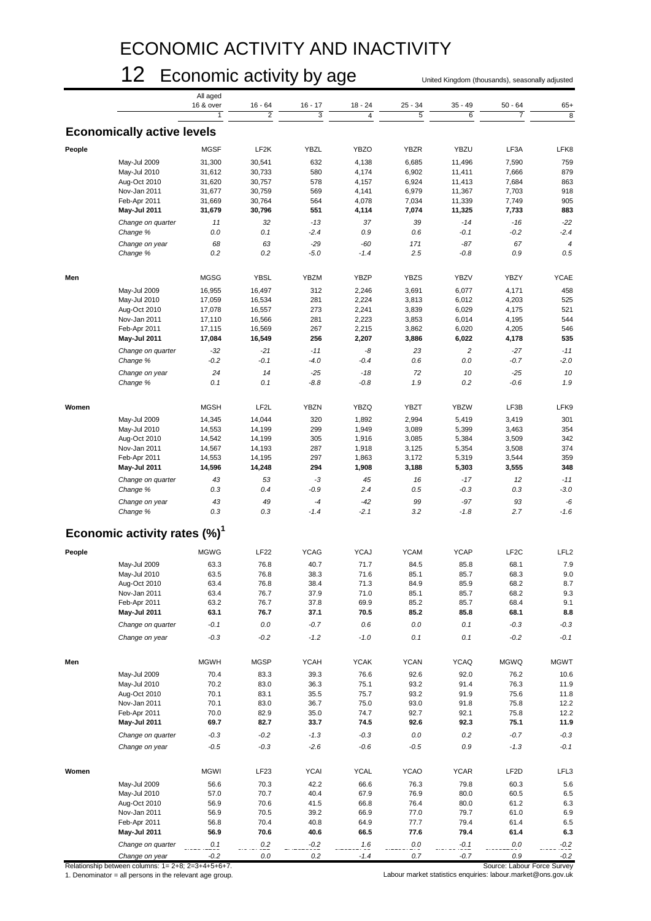# ECONOMIC ACTIVITY AND INACTIVITY

## 12 Economic activity by age

United Kingdom (thousands), seasonally adjusted

| | | All aged 16 & over | 16 - 64 | 16 - 17 | 18 - 24 | 25 - 34 | 35 - 49 | 50 - 64 | 65+ |
|---|---|---|---|---|---|---|---|---|---|
| | | 1 | 2 | 3 | 4 | 5 | 6 | 7 | 8 |
| **Economically active levels** | | | | | | | | | |
| **People** | | MGSF | LF2K | YBZL | YBZO | YBZR | YBZU | LF3A | LFK8 |
| | May-Jul 2009 | 31,300 | 30,541 | 632 | 4,138 | 6,685 | 11,496 | 7,590 | 759 |
| | May-Jul 2010 | 31,612 | 30,733 | 580 | 4,174 | 6,902 | 11,411 | 7,666 | 879 |
| | Aug-Oct 2010 | 31,620 | 30,757 | 578 | 4,157 | 6,924 | 11,413 | 7,684 | 863 |
| | Nov-Jan 2011 | 31,677 | 30,759 | 569 | 4,141 | 6,979 | 11,367 | 7,703 | 918 |
| | Feb-Apr 2011 | 31,669 | 30,764 | 564 | 4,078 | 7,034 | 11,339 | 7,749 | 905 |
| | **May-Jul 2011** | **31,679** | **30,796** | **551** | **4,114** | **7,074** | **11,325** | **7,733** | **883** |
| | *Change on quarter* | *11* | *32* | *-13* | *37* | *39* | *-14* | *-16* | *-22* |
| | *Change %* | *0.0* | *0.1* | *-2.4* | *0.9* | *0.6* | *-0.1* | *-0.2* | *-2.4* |
| | *Change on year* | *68* | *63* | *-29* | *-60* | *171* | *-87* | *67* | *4* |
| | *Change %* | *0.2* | *0.2* | *-5.0* | *-1.4* | *2.5* | *-0.8* | *0.9* | *0.5* |
| **Men** | | MGSG | YBSL | YBZM | YBZP | YBZS | YBZV | YBZY | YCAE |
| | May-Jul 2009 | 16,955 | 16,497 | 312 | 2,246 | 3,691 | 6,077 | 4,171 | 458 |
| | May-Jul 2010 | 17,059 | 16,534 | 281 | 2,224 | 3,813 | 6,012 | 4,203 | 525 |
| | Aug-Oct 2010 | 17,078 | 16,557 | 273 | 2,241 | 3,839 | 6,029 | 4,175 | 521 |
| | Nov-Jan 2011 | 17,110 | 16,566 | 281 | 2,223 | 3,853 | 6,014 | 4,195 | 544 |
| | Feb-Apr 2011 | 17,115 | 16,569 | 267 | 2,215 | 3,862 | 6,020 | 4,205 | 546 |
| | **May-Jul 2011** | **17,084** | **16,549** | **256** | **2,207** | **3,886** | **6,022** | **4,178** | **535** |
| | *Change on quarter* | *-32* | *-21* | *-11* | *-8* | *23* | *2* | *-27* | *-11* |
| | *Change %* | *-0.2* | *-0.1* | *-4.0* | *-0.4* | *0.6* | *0.0* | *-0.7* | *-2.0* |
| | *Change on year* | *24* | *14* | *-25* | *-18* | *72* | *10* | *-25* | *10* |
| | *Change %* | *0.1* | *0.1* | *-8.8* | *-0.8* | *1.9* | *0.2* | *-0.6* | *1.9* |
| **Women** | | MGSH | LF2L | YBZN | YBZQ | YBZT | YBZW | LF3B | LFK9 |
| | May-Jul 2009 | 14,345 | 14,044 | 320 | 1,892 | 2,994 | 5,419 | 3,419 | 301 |
| | May-Jul 2010 | 14,553 | 14,199 | 299 | 1,949 | 3,089 | 5,399 | 3,463 | 354 |
| | Aug-Oct 2010 | 14,542 | 14,199 | 305 | 1,916 | 3,085 | 5,384 | 3,509 | 342 |
| | Nov-Jan 2011 | 14,567 | 14,193 | 287 | 1,918 | 3,125 | 5,354 | 3,508 | 374 |
| | Feb-Apr 2011 | 14,553 | 14,195 | 297 | 1,863 | 3,172 | 5,319 | 3,544 | 359 |
| | **May-Jul 2011** | **14,596** | **14,248** | **294** | **1,908** | **3,188** | **5,303** | **3,555** | **348** |
| | *Change on quarter* | *43* | *53* | *-3* | *45* | *16* | *-17* | *12* | *-11* |
| | *Change %* | *0.3* | *0.4* | *-0.9* | *2.4* | *0.5* | *-0.3* | *0.3* | *-3.0* |
| | *Change on year* | *43* | *49* | *-4* | *-42* | *99* | *-97* | *93* | *-6* |
| | *Change %* | *0.3* | *0.3* | *-1.4* | *-2.1* | *3.2* | *-1.8* | *2.7* | *-1.6* |
| **Economic activity rates (%)[1]** | | | | | | | | | |
| **People** | | MGWG | LF22 | YCAG | YCAJ | YCAM | YCAP | LF2C | LFL2 |
| | May-Jul 2009 | 63.3 | 76.8 | 40.7 | 71.7 | 84.5 | 85.8 | 68.1 | 7.9 |
| | May-Jul 2010 | 63.5 | 76.8 | 38.3 | 71.6 | 85.1 | 85.7 | 68.3 | 9.0 |
| | Aug-Oct 2010 | 63.4 | 76.8 | 38.4 | 71.3 | 84.9 | 85.9 | 68.2 | 8.7 |
| | Nov-Jan 2011 | 63.4 | 76.7 | 37.9 | 71.0 | 85.1 | 85.7 | 68.2 | 9.3 |
| | Feb-Apr 2011 | 63.2 | 76.7 | 37.8 | 69.9 | 85.2 | 85.7 | 68.4 | 9.1 |
| | **May-Jul 2011** | **63.1** | **76.7** | **37.1** | **70.5** | **85.2** | **85.8** | **68.1** | **8.8** |
| | *Change on quarter* | *-0.1* | *0.0* | *-0.7* | *0.6* | *0.0* | *0.1* | *-0.3* | *-0.3* |
| | *Change on year* | *-0.3* | *-0.2* | *-1.2* | *-1.0* | *0.1* | *0.1* | *-0.2* | *-0.1* |
| **Men** | | MGWH | MGSP | YCAH | YCAK | YCAN | YCAQ | MGWQ | MGWT |
| | May-Jul 2009 | 70.4 | 83.3 | 39.3 | 76.6 | 92.6 | 92.0 | 76.2 | 10.6 |
| | May-Jul 2010 | 70.2 | 83.0 | 36.3 | 75.1 | 93.2 | 91.4 | 76.3 | 11.9 |
| | Aug-Oct 2010 | 70.1 | 83.1 | 35.5 | 75.7 | 93.2 | 91.9 | 75.6 | 11.8 |
| | Nov-Jan 2011 | 70.1 | 83.0 | 36.7 | 75.0 | 93.0 | 91.8 | 75.8 | 12.2 |
| | Feb-Apr 2011 | 70.0 | 82.9 | 35.0 | 74.7 | 92.7 | 92.1 | 75.8 | 12.2 |
| | **May-Jul 2011** | **69.7** | **82.7** | **33.7** | **74.5** | **92.6** | **92.3** | **75.1** | **11.9** |
| | *Change on quarter* | *-0.3* | *-0.2* | *-1.3* | *-0.3* | *0.0* | *0.2* | *-0.7* | *-0.3* |
| | *Change on year* | *-0.5* | *-0.3* | *-2.6* | *-0.6* | *-0.5* | *0.9* | *-1.3* | *-0.1* |
| **Women** | | MGWI | LF23 | YCAI | YCAL | YCAO | YCAR | LF2D | LFL3 |
| | May-Jul 2009 | 56.6 | 70.3 | 42.2 | 66.6 | 76.3 | 79.8 | 60.3 | 5.6 |
| | May-Jul 2010 | 57.0 | 70.7 | 40.4 | 67.9 | 76.9 | 80.0 | 60.5 | 6.5 |
| | Aug-Oct 2010 | 56.9 | 70.6 | 41.5 | 66.8 | 76.4 | 80.0 | 61.2 | 6.3 |
| | Nov-Jan 2011 | 56.9 | 70.5 | 39.2 | 66.9 | 77.0 | 79.7 | 61.0 | 6.9 |
| | Feb-Apr 2011 | 56.8 | 70.4 | 40.8 | 64.9 | 77.7 | 79.4 | 61.4 | 6.5 |
| | **May-Jul 2011** | **56.9** | **70.6** | **40.6** | **66.5** | **77.6** | **79.4** | **61.4** | **6.3** |
| | *Change on quarter* | *0.1* | *0.2* | *-0.2* | *1.6* | *0.0* | *-0.1* | *0.0* | *-0.2* |
| | *Change on year* | *-0.2* | *0.0* | *0.2* | *-1.4* | *0.7* | *-0.7* | *0.9* | *-0.2* |

Relationship between columns: 1= 2+8; 2=3+4+5+6+7.

1. Denominator = all persons in the relevant age group.

Source: Labour Force Survey

Labour market statistics enquiries: labour.market@ons.gov.uk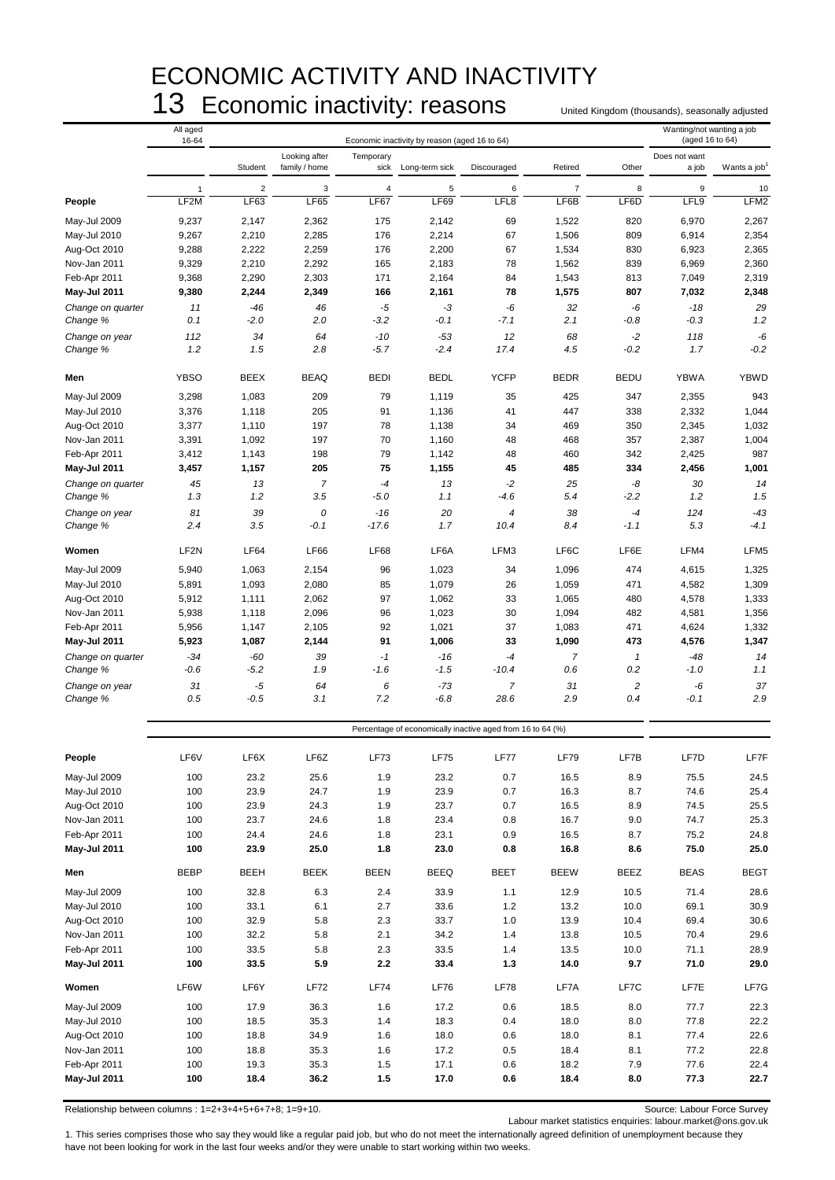# ECONOMIC ACTIVITY AND INACTIVITY

## 13 Economic inactivity: reasons

United Kingdom (thousands), seasonally adjusted

| | All aged 16-64 | Economic inactivity by reason (aged 16 to 64) | | | | | | | Wanting/not wanting a job (aged 16 to 64) | |
|---|---|---|---|---|---|---|---|---|---|---|
| | | Student | Looking after family / home | Temporary sick | Long-term sick | Discouraged | Retired | Other | Does not want a job | Wants a job[1] |
| | 1 | 2 | 3 | 4 | 5 | 6 | 7 | 8 | 9 | 10 |
| **People** | LF2M | LF63 | LF65 | LF67 | LF69 | LFL8 | LF6B | LF6D | LFL9 | LFM2 |
| May-Jul 2009 | 9,237 | 2,147 | 2,362 | 175 | 2,142 | 69 | 1,522 | 820 | 6,970 | 2,267 |
| May-Jul 2010 | 9,267 | 2,210 | 2,285 | 176 | 2,214 | 67 | 1,506 | 809 | 6,914 | 2,354 |
| Aug-Oct 2010 | 9,288 | 2,222 | 2,259 | 176 | 2,200 | 67 | 1,534 | 830 | 6,923 | 2,365 |
| Nov-Jan 2011 | 9,329 | 2,210 | 2,292 | 165 | 2,183 | 78 | 1,562 | 839 | 6,969 | 2,360 |
| Feb-Apr 2011 | 9,368 | 2,290 | 2,303 | 171 | 2,164 | 84 | 1,543 | 813 | 7,049 | 2,319 |
| **May-Jul 2011** | **9,380** | **2,244** | **2,349** | **166** | **2,161** | **78** | **1,575** | **807** | **7,032** | **2,348** |
| *Change on quarter* | *11* | *-46* | *46* | *-5* | *-3* | *-6* | *32* | *-6* | *-18* | *29* |
| *Change %* | *0.1* | *-2.0* | *2.0* | *-3.2* | *-0.1* | *-7.1* | *2.1* | *-0.8* | *-0.3* | *1.2* |
| *Change on year* | *112* | *34* | *64* | *-10* | *-53* | *12* | *68* | *-2* | *118* | *-6* |
| *Change %* | *1.2* | *1.5* | *2.8* | *-5.7* | *-2.4* | *17.4* | *4.5* | *-0.2* | *1.7* | *-0.2* |
| **Men** | YBSO | BEEX | BEAQ | BEDI | BEDL | YCFP | BEDR | BEDU | YBWA | YBWD |
| May-Jul 2009 | 3,298 | 1,083 | 209 | 79 | 1,119 | 35 | 425 | 347 | 2,355 | 943 |
| May-Jul 2010 | 3,376 | 1,118 | 205 | 91 | 1,136 | 41 | 447 | 338 | 2,332 | 1,044 |
| Aug-Oct 2010 | 3,377 | 1,110 | 197 | 78 | 1,138 | 34 | 469 | 350 | 2,345 | 1,032 |
| Nov-Jan 2011 | 3,391 | 1,092 | 197 | 70 | 1,160 | 48 | 468 | 357 | 2,387 | 1,004 |
| Feb-Apr 2011 | 3,412 | 1,143 | 198 | 79 | 1,142 | 48 | 460 | 342 | 2,425 | 987 |
| **May-Jul 2011** | **3,457** | **1,157** | **205** | **75** | **1,155** | **45** | **485** | **334** | **2,456** | **1,001** |
| *Change on quarter* | *45* | *13* | *7* | *-4* | *13* | *-2* | *25* | *-8* | *30* | *14* |
| *Change %* | *1.3* | *1.2* | *3.5* | *-5.0* | *1.1* | *-4.6* | *5.4* | *-2.2* | *1.2* | *1.5* |
| *Change on year* | *81* | *39* | *0* | *-16* | *20* | *4* | *38* | *-4* | *124* | *-43* |
| *Change %* | *2.4* | *3.5* | *-0.1* | *-17.6* | *1.7* | *10.4* | *8.4* | *-1.1* | *5.3* | *-4.1* |
| **Women** | LF2N | LF64 | LF66 | LF68 | LF6A | LFM3 | LF6C | LF6E | LFM4 | LFM5 |
| May-Jul 2009 | 5,940 | 1,063 | 2,154 | 96 | 1,023 | 34 | 1,096 | 474 | 4,615 | 1,325 |
| May-Jul 2010 | 5,891 | 1,093 | 2,080 | 85 | 1,079 | 26 | 1,059 | 471 | 4,582 | 1,309 |
| Aug-Oct 2010 | 5,912 | 1,111 | 2,062 | 97 | 1,062 | 33 | 1,065 | 480 | 4,578 | 1,333 |
| Nov-Jan 2011 | 5,938 | 1,118 | 2,096 | 96 | 1,023 | 30 | 1,094 | 482 | 4,581 | 1,356 |
| Feb-Apr 2011 | 5,956 | 1,147 | 2,105 | 92 | 1,021 | 37 | 1,083 | 471 | 4,624 | 1,332 |
| **May-Jul 2011** | **5,923** | **1,087** | **2,144** | **91** | **1,006** | **33** | **1,090** | **473** | **4,576** | **1,347** |
| *Change on quarter* | *-34* | *-60* | *39* | *-1* | *-16* | *-4* | *7* | *1* | *-48* | *14* |
| *Change %* | *-0.6* | *-5.2* | *1.9* | *-1.6* | *-1.5* | *-10.4* | *0.6* | *0.2* | *-1.0* | *1.1* |
| *Change on year* | *31* | *-5* | *64* | *6* | *-73* | *7* | *31* | *2* | *-6* | *37* |
| *Change %* | *0.5* | *-0.5* | *3.1* | *7.2* | *-6.8* | *28.6* | *2.9* | *0.4* | *-0.1* | *2.9* |
| | Percentage of economically inactive aged from 16 to 64 (%) | | | | | | | | | |
| **People** | LF6V | LF6X | LF6Z | LF73 | LF75 | LF77 | LF79 | LF7B | LF7D | LF7F |
| May-Jul 2009 | 100 | 23.2 | 25.6 | 1.9 | 23.2 | 0.7 | 16.5 | 8.9 | 75.5 | 24.5 |
| May-Jul 2010 | 100 | 23.9 | 24.7 | 1.9 | 23.9 | 0.7 | 16.3 | 8.7 | 74.6 | 25.4 |
| Aug-Oct 2010 | 100 | 23.9 | 24.3 | 1.9 | 23.7 | 0.7 | 16.5 | 8.9 | 74.5 | 25.5 |
| Nov-Jan 2011 | 100 | 23.7 | 24.6 | 1.8 | 23.4 | 0.8 | 16.7 | 9.0 | 74.7 | 25.3 |
| Feb-Apr 2011 | 100 | 24.4 | 24.6 | 1.8 | 23.1 | 0.9 | 16.5 | 8.7 | 75.2 | 24.8 |
| **May-Jul 2011** | **100** | **23.9** | **25.0** | **1.8** | **23.0** | **0.8** | **16.8** | **8.6** | **75.0** | **25.0** |
| **Men** | BEBP | BEEH | BEEK | BEEN | BEEQ | BEET | BEEW | BEEZ | BEAS | BEGT |
| May-Jul 2009 | 100 | 32.8 | 6.3 | 2.4 | 33.9 | 1.1 | 12.9 | 10.5 | 71.4 | 28.6 |
| May-Jul 2010 | 100 | 33.1 | 6.1 | 2.7 | 33.6 | 1.2 | 13.2 | 10.0 | 69.1 | 30.9 |
| Aug-Oct 2010 | 100 | 32.9 | 5.8 | 2.3 | 33.7 | 1.0 | 13.9 | 10.4 | 69.4 | 30.6 |
| Nov-Jan 2011 | 100 | 32.2 | 5.8 | 2.1 | 34.2 | 1.4 | 13.8 | 10.5 | 70.4 | 29.6 |
| Feb-Apr 2011 | 100 | 33.5 | 5.8 | 2.3 | 33.5 | 1.4 | 13.5 | 10.0 | 71.1 | 28.9 |
| **May-Jul 2011** | **100** | **33.5** | **5.9** | **2.2** | **33.4** | **1.3** | **14.0** | **9.7** | **71.0** | **29.0** |
| **Women** | LF6W | LF6Y | LF72 | LF74 | LF76 | LF78 | LF7A | LF7C | LF7E | LF7G |
| May-Jul 2009 | 100 | 17.9 | 36.3 | 1.6 | 17.2 | 0.6 | 18.5 | 8.0 | 77.7 | 22.3 |
| May-Jul 2010 | 100 | 18.5 | 35.3 | 1.4 | 18.3 | 0.4 | 18.0 | 8.0 | 77.8 | 22.2 |
| Aug-Oct 2010 | 100 | 18.8 | 34.9 | 1.6 | 18.0 | 0.6 | 18.0 | 8.1 | 77.4 | 22.6 |
| Nov-Jan 2011 | 100 | 18.8 | 35.3 | 1.6 | 17.2 | 0.5 | 18.4 | 8.1 | 77.2 | 22.8 |
| Feb-Apr 2011 | 100 | 19.3 | 35.3 | 1.5 | 17.1 | 0.6 | 18.2 | 7.9 | 77.6 | 22.4 |
| **May-Jul 2011** | **100** | **18.4** | **36.2** | **1.5** | **17.0** | **0.6** | **18.4** | **8.0** | **77.3** | **22.7** |

Relationship between columns : 1=2+3+4+5+6+7+8; 1=9+10.

Source: Labour Force Survey

Labour market statistics enquiries: labour.market@ons.gov.uk

1. This series comprises those who say they would like a regular paid job, but who do not meet the internationally agreed definition of unemployment because they have not been looking for work in the last four weeks and/or they were unable to start working within two weeks.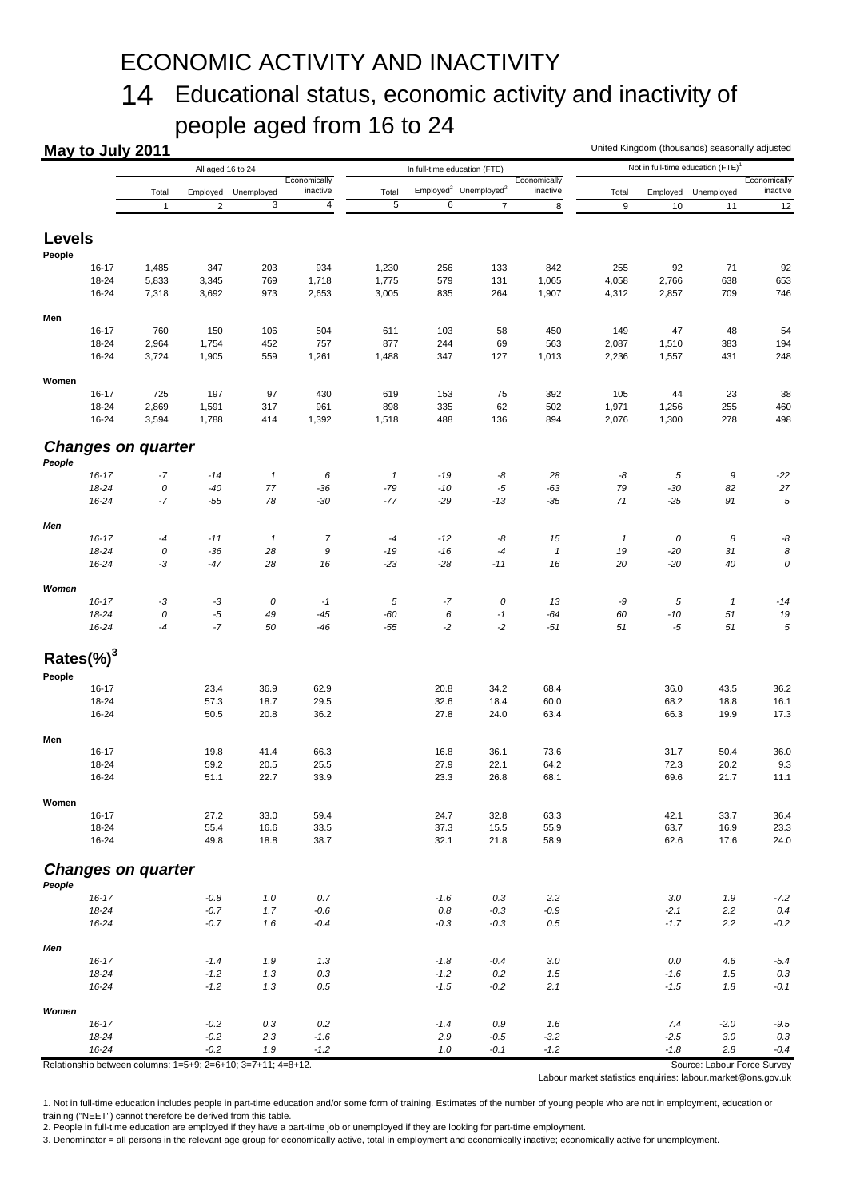# ECONOMIC ACTIVITY AND INACTIVITY

## 14 Educational status, economic activity and inactivity of people aged from 16 to 24

**May to July 2011**

United Kingdom (thousands) seasonally adjusted

| | All aged 16 to 24 | | | | In full-time education (FTE) | | | | Not in full-time education (FTE)[1] | | | |
|---|---|---|---|---|---|---|---|---|---|---|---|---|
| | Total | Employed | Unemployed | Economically inactive | Total | Employed[2] | Unemployed[2] | Economically inactive | Total | Employed | Unemployed | Economically inactive |
| | 1 | 2 | 3 | 4 | 5 | 6 | 7 | 8 | 9 | 10 | 11 | 12 |
| **Levels** | | | | | | | | | | | | |
| **People** | | | | | | | | | | | | |
| 16-17 | 1,485 | 347 | 203 | 934 | 1,230 | 256 | 133 | 842 | 255 | 92 | 71 | 92 |
| 18-24 | 5,833 | 3,345 | 769 | 1,718 | 1,775 | 579 | 131 | 1,065 | 4,058 | 2,766 | 638 | 653 |
| 16-24 | 7,318 | 3,692 | 973 | 2,653 | 3,005 | 835 | 264 | 1,907 | 4,312 | 2,857 | 709 | 746 |
| **Men** | | | | | | | | | | | | |
| 16-17 | 760 | 150 | 106 | 504 | 611 | 103 | 58 | 450 | 149 | 47 | 48 | 54 |
| 18-24 | 2,964 | 1,754 | 452 | 757 | 877 | 244 | 69 | 563 | 2,087 | 1,510 | 383 | 194 |
| 16-24 | 3,724 | 1,905 | 559 | 1,261 | 1,488 | 347 | 127 | 1,013 | 2,236 | 1,557 | 431 | 248 |
| **Women** | | | | | | | | | | | | |
| 16-17 | 725 | 197 | 97 | 430 | 619 | 153 | 75 | 392 | 105 | 44 | 23 | 38 |
| 18-24 | 2,869 | 1,591 | 317 | 961 | 898 | 335 | 62 | 502 | 1,971 | 1,256 | 255 | 460 |
| 16-24 | 3,594 | 1,788 | 414 | 1,392 | 1,518 | 488 | 136 | 894 | 2,076 | 1,300 | 278 | 498 |
| ***Changes on quarter*** | | | | | | | | | | | | |
| ***People*** | | | | | | | | | | | | |
| *16-17* | *-7* | *-14* | *1* | *6* | *1* | *-19* | *-8* | *28* | *-8* | *5* | *9* | *-22* |
| *18-24* | *0* | *-40* | *77* | *-36* | *-79* | *-10* | *-5* | *-63* | *79* | *-30* | *82* | *27* |
| *16-24* | *-7* | *-55* | *78* | *-30* | *-77* | *-29* | *-13* | *-35* | *71* | *-25* | *91* | *5* |
| ***Men*** | | | | | | | | | | | | |
| *16-17* | *-4* | *-11* | *1* | *7* | *-4* | *-12* | *-8* | *15* | *1* | *0* | *8* | *-8* |
| *18-24* | *0* | *-36* | *28* | *9* | *-19* | *-16* | *-4* | *1* | *19* | *-20* | *31* | *8* |
| *16-24* | *-3* | *-47* | *28* | *16* | *-23* | *-28* | *-11* | *16* | *20* | *-20* | *40* | *0* |
| ***Women*** | | | | | | | | | | | | |
| *16-17* | *-3* | *-3* | *0* | *-1* | *5* | *-7* | *0* | *13* | *-9* | *5* | *1* | *-14* |
| *18-24* | *0* | *-5* | *49* | *-45* | *-60* | *6* | *-1* | *-64* | *60* | *-10* | *51* | *19* |
| *16-24* | *-4* | *-7* | *50* | *-46* | *-55* | *-2* | *-2* | *-51* | *51* | *-5* | *51* | *5* |
| **Rates(%)[3]** | | | | | | | | | | | | |
| **People** | | | | | | | | | | | | |
| 16-17 | | 23.4 | 36.9 | 62.9 | | 20.8 | 34.2 | 68.4 | | 36.0 | 43.5 | 36.2 |
| 18-24 | | 57.3 | 18.7 | 29.5 | | 32.6 | 18.4 | 60.0 | | 68.2 | 18.8 | 16.1 |
| 16-24 | | 50.5 | 20.8 | 36.2 | | 27.8 | 24.0 | 63.4 | | 66.3 | 19.9 | 17.3 |
| **Men** | | | | | | | | | | | | |
| 16-17 | | 19.8 | 41.4 | 66.3 | | 16.8 | 36.1 | 73.6 | | 31.7 | 50.4 | 36.0 |
| 18-24 | | 59.2 | 20.5 | 25.5 | | 27.9 | 22.1 | 64.2 | | 72.3 | 20.2 | 9.3 |
| 16-24 | | 51.1 | 22.7 | 33.9 | | 23.3 | 26.8 | 68.1 | | 69.6 | 21.7 | 11.1 |
| **Women** | | | | | | | | | | | | |
| 16-17 | | 27.2 | 33.0 | 59.4 | | 24.7 | 32.8 | 63.3 | | 42.1 | 33.7 | 36.4 |
| 18-24 | | 55.4 | 16.6 | 33.5 | | 37.3 | 15.5 | 55.9 | | 63.7 | 16.9 | 23.3 |
| 16-24 | | 49.8 | 18.8 | 38.7 | | 32.1 | 21.8 | 58.9 | | 62.6 | 17.6 | 24.0 |
| ***Changes on quarter*** | | | | | | | | | | | | |
| ***People*** | | | | | | | | | | | | |
| *16-17* | | *-0.8* | *1.0* | *0.7* | | *-1.6* | *0.3* | *2.2* | | *3.0* | *1.9* | *-7.2* |
| *18-24* | | *-0.7* | *1.7* | *-0.6* | | *0.8* | *-0.3* | *-0.9* | | *-2.1* | *2.2* | *0.4* |
| *16-24* | | *-0.7* | *1.6* | *-0.4* | | *-0.3* | *-0.3* | *0.5* | | *-1.7* | *2.2* | *-0.2* |
| ***Men*** | | | | | | | | | | | | |
| *16-17* | | *-1.4* | *1.9* | *1.3* | | *-1.8* | *-0.4* | *3.0* | | *0.0* | *4.6* | *-5.4* |
| *18-24* | | *-1.2* | *1.3* | *0.3* | | *-1.2* | *0.2* | *1.5* | | *-1.6* | *1.5* | *0.3* |
| *16-24* | | *-1.2* | *1.3* | *0.5* | | *-1.5* | *-0.2* | *2.1* | | *-1.5* | *1.8* | *-0.1* |
| ***Women*** | | | | | | | | | | | | |
| *16-17* | | *-0.2* | *0.3* | *0.2* | | *-1.4* | *0.9* | *1.6* | | *7.4* | *-2.0* | *-9.5* |
| *18-24* | | *-0.2* | *2.3* | *-1.6* | | *2.9* | *-0.5* | *-3.2* | | *-2.5* | *3.0* | *0.3* |
| *16-24* | | *-0.2* | *1.9* | *-1.2* | | *1.0* | *-0.1* | *-1.2* | | *-1.8* | *2.8* | *-0.4* |

Relationship between columns: 1=5+9; 2=6+10; 3=7+11; 4=8+12.

Source: Labour Force Survey

Labour market statistics enquiries: labour.market@ons.gov.uk

1. Not in full-time education includes people in part-time education and/or some form of training. Estimates of the number of young people who are not in employment, education or training ("NEET") cannot therefore be derived from this table.
2. People in full-time education are employed if they have a part-time job or unemployed if they are looking for part-time employment.
3. Denominator = all persons in the relevant age group for economically active, total in employment and economically inactive; economically active for unemployment.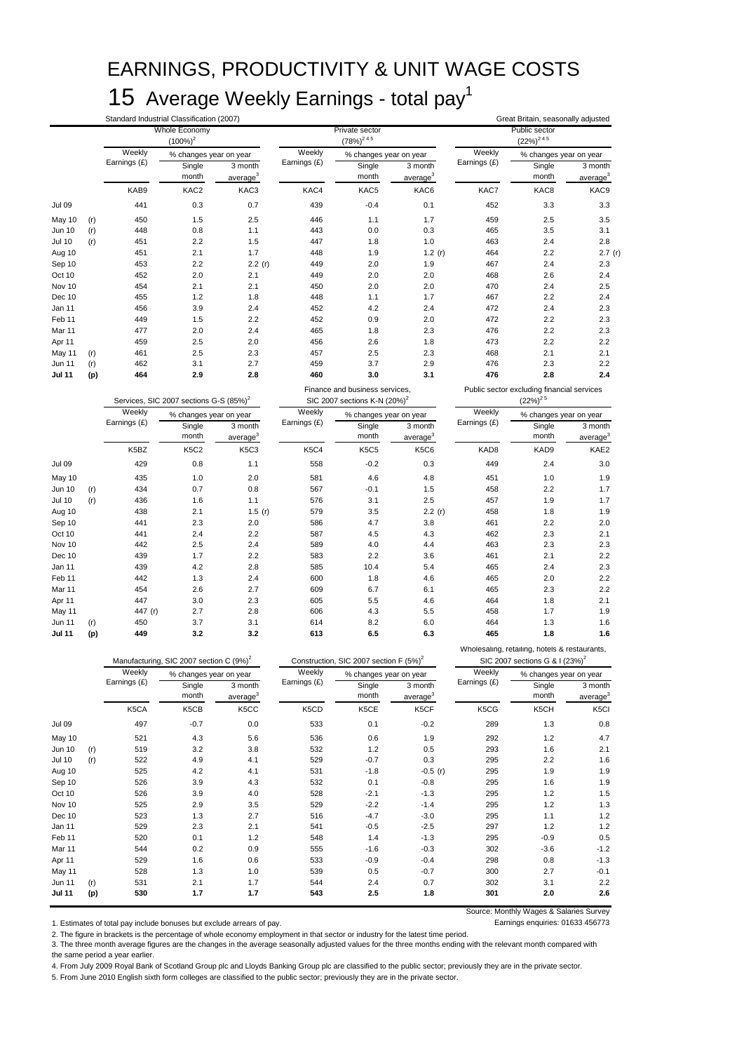# EARNINGS, PRODUCTIVITY & UNIT WAGE COSTS

## 15 Average Weekly Earnings - total pay[1]

Standard Industrial Classification (2007) — Great Britain, seasonally adjusted

| | | Whole Economy (100%)[2] | | | Private sector (78%)[2 4 5] | | | Public sector (22%)[2 4 5] | | |
|---|---|---|---|---|---|---|---|---|---|---|
| | | Weekly Earnings (£) | % changes year on year: Single month | % changes year on year: 3 month average[3] | Weekly Earnings (£) | % changes year on year: Single month | % changes year on year: 3 month average[3] | Weekly Earnings (£) | % changes year on year: Single month | % changes year on year: 3 month average[3] |
| | | KAB9 | KAC2 | KAC3 | KAC4 | KAC5 | KAC6 | KAC7 | KAC8 | KAC9 |
| Jul 09 | | 441 | 0.3 | 0.7 | 439 | -0.4 | 0.1 | 452 | 3.3 | 3.3 |
| May 10 | (r) | 450 | 1.5 | 2.5 | 446 | 1.1 | 1.7 | 459 | 2.5 | 3.5 |
| Jun 10 | (r) | 448 | 0.8 | 1.1 | 443 | 0.0 | 0.3 | 465 | 3.5 | 3.1 |
| Jul 10 | (r) | 451 | 2.2 | 1.5 | 447 | 1.8 | 1.0 | 463 | 2.4 | 2.8 |
| Aug 10 | | 451 | 2.1 | 1.7 | 448 | 1.9 | 1.2 (r) | 464 | 2.2 | 2.7 (r) |
| Sep 10 | | 453 | 2.2 | 2.2 (r) | 449 | 2.0 | 1.9 | 467 | 2.4 | 2.3 |
| Oct 10 | | 452 | 2.0 | 2.1 | 449 | 2.0 | 2.0 | 468 | 2.6 | 2.4 |
| Nov 10 | | 454 | 2.1 | 2.1 | 450 | 2.0 | 2.0 | 470 | 2.4 | 2.5 |
| Dec 10 | | 455 | 1.2 | 1.8 | 448 | 1.1 | 1.7 | 467 | 2.2 | 2.4 |
| Jan 11 | | 456 | 3.9 | 2.4 | 452 | 4.2 | 2.4 | 472 | 2.4 | 2.3 |
| Feb 11 | | 449 | 1.5 | 2.2 | 452 | 0.9 | 2.0 | 472 | 2.2 | 2.3 |
| Mar 11 | | 477 | 2.0 | 2.4 | 465 | 1.8 | 2.3 | 476 | 2.2 | 2.3 |
| Apr 11 | | 459 | 2.5 | 2.0 | 456 | 2.6 | 1.8 | 473 | 2.2 | 2.2 |
| May 11 | (r) | 461 | 2.5 | 2.3 | 457 | 2.5 | 2.3 | 468 | 2.1 | 2.1 |
| Jun 11 | (r) | 462 | 3.1 | 2.7 | 459 | 3.7 | 2.9 | 476 | 2.3 | 2.2 |
| **Jul 11** | **(p)** | **464** | **2.9** | **2.8** | **460** | **3.0** | **3.1** | **476** | **2.8** | **2.4** |

| | | Services, SIC 2007 sections G-S (85%)[2] | | | Finance and business services, SIC 2007 sections K-N (20%)[2] | | | Public sector excluding financial services (22%)[2 5] | | |
|---|---|---|---|---|---|---|---|---|---|---|
| | | Weekly Earnings (£) | % changes year on year: Single month | % changes year on year: 3 month average[3] | Weekly Earnings (£) | % changes year on year: Single month | % changes year on year: 3 month average[3] | Weekly Earnings (£) | % changes year on year: Single month | % changes year on year: 3 month average[3] |
| | | K5BZ | K5C2 | K5C3 | K5C4 | K5C5 | K5C6 | KAD8 | KAD9 | KAE2 |
| Jul 09 | | 429 | 0.8 | 1.1 | 558 | -0.2 | 0.3 | 449 | 2.4 | 3.0 |
| May 10 | | 435 | 1.0 | 2.0 | 581 | 4.6 | 4.8 | 451 | 1.0 | 1.9 |
| Jun 10 | (r) | 434 | 0.7 | 0.8 | 567 | -0.1 | 1.5 | 458 | 2.2 | 1.7 |
| Jul 10 | (r) | 436 | 1.6 | 1.1 | 576 | 3.1 | 2.5 | 457 | 1.9 | 1.7 |
| Aug 10 | | 438 | 2.1 | 1.5 (r) | 579 | 3.5 | 2.2 (r) | 458 | 1.8 | 1.9 |
| Sep 10 | | 441 | 2.3 | 2.0 | 586 | 4.7 | 3.8 | 461 | 2.2 | 2.0 |
| Oct 10 | | 441 | 2.4 | 2.2 | 587 | 4.5 | 4.3 | 462 | 2.3 | 2.1 |
| Nov 10 | | 442 | 2.5 | 2.4 | 589 | 4.0 | 4.4 | 463 | 2.3 | 2.3 |
| Dec 10 | | 439 | 1.7 | 2.2 | 583 | 2.2 | 3.6 | 461 | 2.1 | 2.2 |
| Jan 11 | | 439 | 4.2 | 2.8 | 585 | 10.4 | 5.4 | 465 | 2.4 | 2.3 |
| Feb 11 | | 442 | 1.3 | 2.4 | 600 | 1.8 | 4.6 | 465 | 2.0 | 2.2 |
| Mar 11 | | 454 | 2.6 | 2.7 | 609 | 6.7 | 6.1 | 465 | 2.3 | 2.2 |
| Apr 11 | | 447 | 3.0 | 2.3 | 605 | 5.5 | 4.6 | 464 | 1.8 | 2.1 |
| May 11 | | 447 (r) | 2.7 | 2.8 | 606 | 4.3 | 5.5 | 458 | 1.7 | 1.9 |
| Jun 11 | (r) | 450 | 3.7 | 3.1 | 614 | 8.2 | 6.0 | 464 | 1.3 | 1.6 |
| **Jul 11** | **(p)** | **449** | **3.2** | **3.2** | **613** | **6.5** | **6.3** | **465** | **1.8** | **1.6** |

| | | Manufacturing, SIC 2007 section C (9%)[2] | | | Construction, SIC 2007 section F (5%)[2] | | | Wholesaling, retailing, hotels & restaurants, SIC 2007 sections G & I (23%)[2] | | |
|---|---|---|---|---|---|---|---|---|---|---|
| | | Weekly Earnings (£) | % changes year on year: Single month | % changes year on year: 3 month average[3] | Weekly Earnings (£) | % changes year on year: Single month | % changes year on year: 3 month average[3] | Weekly Earnings (£) | % changes year on year: Single month | % changes year on year: 3 month average[3] |
| | | K5CA | K5CB | K5CC | K5CD | K5CE | K5CF | K5CG | K5CH | K5CI |
| Jul 09 | | 497 | -0.7 | 0.0 | 533 | 0.1 | -0.2 | 289 | 1.3 | 0.8 |
| May 10 | | 521 | 4.3 | 5.6 | 536 | 0.6 | 1.9 | 292 | 1.2 | 4.7 |
| Jun 10 | (r) | 519 | 3.2 | 3.8 | 532 | 1.2 | 0.5 | 293 | 1.6 | 2.1 |
| Jul 10 | (r) | 522 | 4.9 | 4.1 | 529 | -0.7 | 0.3 | 295 | 2.2 | 1.6 |
| Aug 10 | | 525 | 4.2 | 4.1 | 531 | -1.8 | -0.5 (r) | 295 | 1.9 | 1.9 |
| Sep 10 | | 526 | 3.9 | 4.3 | 532 | 0.1 | -0.8 | 295 | 1.6 | 1.9 |
| Oct 10 | | 526 | 3.9 | 4.0 | 528 | -2.1 | -1.3 | 295 | 1.2 | 1.5 |
| Nov 10 | | 525 | 2.9 | 3.5 | 529 | -2.2 | -1.4 | 295 | 1.2 | 1.3 |
| Dec 10 | | 523 | 1.3 | 2.7 | 516 | -4.7 | -3.0 | 295 | 1.1 | 1.2 |
| Jan 11 | | 529 | 2.3 | 2.1 | 541 | -0.5 | -2.5 | 297 | 1.2 | 1.2 |
| Feb 11 | | 520 | 0.1 | 1.2 | 548 | 1.4 | -1.3 | 295 | -0.9 | 0.5 |
| Mar 11 | | 544 | 0.2 | 0.9 | 555 | -1.6 | -0.3 | 302 | -3.6 | -1.2 |
| Apr 11 | | 529 | 1.6 | 0.6 | 533 | -0.9 | -0.4 | 298 | 0.8 | -1.3 |
| May 11 | | 528 | 1.3 | 1.0 | 539 | 0.5 | -0.7 | 300 | 2.7 | -0.1 |
| Jun 11 | (r) | 531 | 2.1 | 1.7 | 544 | 2.4 | 0.7 | 302 | 3.1 | 2.2 |
| **Jul 11** | **(p)** | **530** | **1.7** | **1.7** | **543** | **2.5** | **1.8** | **301** | **2.0** | **2.6** |

Source: Monthly Wages & Salaries Survey

Earnings enquiries: 01633 456773

1. Estimates of total pay include bonuses but exclude arrears of pay.
2. The figure in brackets is the percentage of whole economy employment in that sector or industry for the latest time period.
3. The three month average figures are the changes in the average seasonally adjusted values for the three months ending with the relevant month compared with the same period a year earlier.
4. From July 2009 Royal Bank of Scotland Group plc and Lloyds Banking Group plc are classified to the public sector; previously they are in the private sector.
5. From June 2010 English sixth form colleges are classified to the public sector; previously they are in the private sector.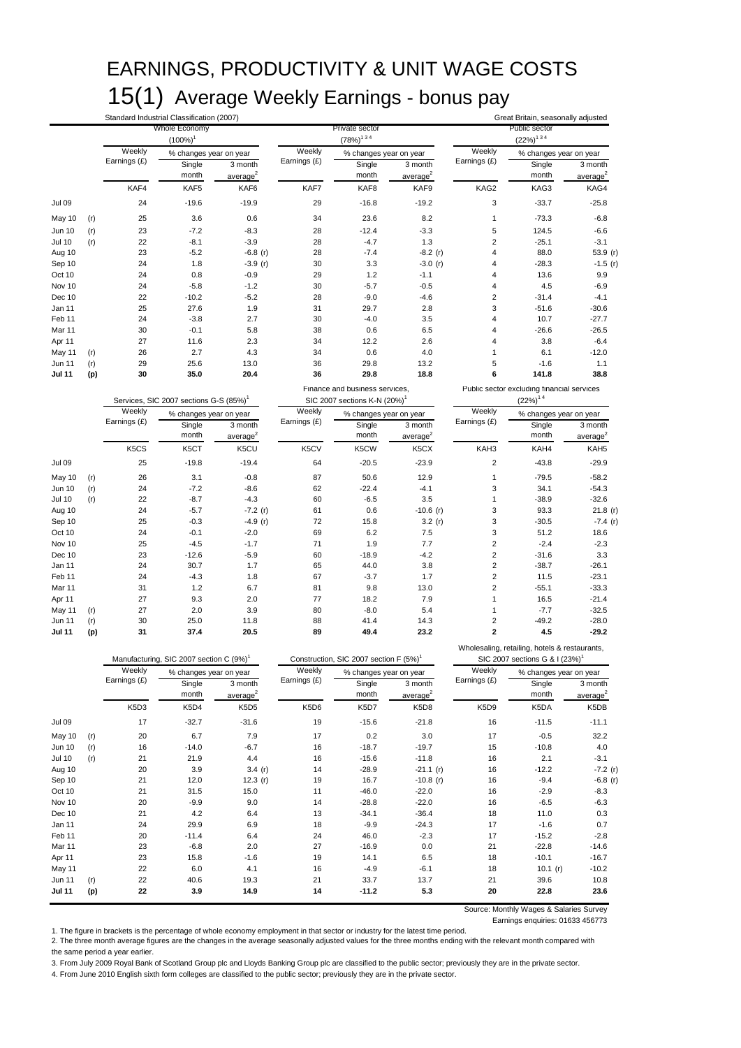# EARNINGS, PRODUCTIVITY & UNIT WAGE COSTS

## 15(1) Average Weekly Earnings - bonus pay

Standard Industrial Classification (2007) — Great Britain, seasonally adjusted

| | | Whole Economy (100%)[1] | | | Private sector (78%)[1 3 4] | | | Public sector (22%)[1 3 4] | | |
|---|---|---|---|---|---|---|---|---|---|---|
| | | Weekly Earnings (£) | % changes year on year: Single month | % changes year on year: 3 month average[2] | Weekly Earnings (£) | % changes year on year: Single month | % changes year on year: 3 month average[2] | Weekly Earnings (£) | % changes year on year: Single month | % changes year on year: 3 month average[2] |
| | | KAF4 | KAF5 | KAF6 | KAF7 | KAF8 | KAF9 | KAG2 | KAG3 | KAG4 |
| Jul 09 | | 24 | -19.6 | -19.9 | 29 | -16.8 | -19.2 | 3 | -33.7 | -25.8 |
| May 10 | (r) | 25 | 3.6 | 0.6 | 34 | 23.6 | 8.2 | 1 | -73.3 | -6.8 |
| Jun 10 | (r) | 23 | -7.2 | -8.3 | 28 | -12.4 | -3.3 | 5 | 124.5 | -6.6 |
| Jul 10 | (r) | 22 | -8.1 | -3.9 | 28 | -4.7 | 1.3 | 2 | -25.1 | -3.1 |
| Aug 10 | | 23 | -5.2 | -6.8 (r) | 28 | -7.4 | -8.2 (r) | 4 | 88.0 | 53.9 (r) |
| Sep 10 | | 24 | 1.8 | -3.9 (r) | 30 | 3.3 | -3.0 (r) | 4 | -28.3 | -1.5 (r) |
| Oct 10 | | 24 | 0.8 | -0.9 | 29 | 1.2 | -1.1 | 4 | 13.6 | 9.9 |
| Nov 10 | | 24 | -5.8 | -1.2 | 30 | -5.7 | -0.5 | 4 | 4.5 | -6.9 |
| Dec 10 | | 22 | -10.2 | -5.2 | 28 | -9.0 | -4.6 | 2 | -31.4 | -4.1 |
| Jan 11 | | 25 | 27.6 | 1.9 | 31 | 29.7 | 2.8 | 3 | -51.6 | -30.6 |
| Feb 11 | | 24 | -3.8 | 2.7 | 30 | -4.0 | 3.5 | 4 | 10.7 | -27.7 |
| Mar 11 | | 30 | -0.1 | 5.8 | 38 | 0.6 | 6.5 | 4 | -26.6 | -26.5 |
| Apr 11 | | 27 | 11.6 | 2.3 | 34 | 12.2 | 2.6 | 4 | 3.8 | -6.4 |
| May 11 | (r) | 26 | 2.7 | 4.3 | 34 | 0.6 | 4.0 | 1 | 6.1 | -12.0 |
| Jun 11 | (r) | 29 | 25.6 | 13.0 | 36 | 29.8 | 13.2 | 5 | -1.6 | 1.1 |
| **Jul 11** | **(p)** | **30** | **35.0** | **20.4** | **36** | **29.8** | **18.8** | **6** | **141.8** | **38.8** |

| | | Services, SIC 2007 sections G-S (85%)[1] | | | Finance and business services, SIC 2007 sections K-N (20%)[1] | | | Public sector excluding financial services (22%)[1 4] | | |
|---|---|---|---|---|---|---|---|---|---|---|
| | | Weekly Earnings (£) | % changes year on year: Single month | % changes year on year: 3 month average[2] | Weekly Earnings (£) | % changes year on year: Single month | % changes year on year: 3 month average[2] | Weekly Earnings (£) | % changes year on year: Single month | % changes year on year: 3 month average[2] |
| | | K5CS | K5CT | K5CU | K5CV | K5CW | K5CX | KAH3 | KAH4 | KAH5 |
| Jul 09 | | 25 | -19.8 | -19.4 | 64 | -20.5 | -23.9 | 2 | -43.8 | -29.9 |
| May 10 | (r) | 26 | 3.1 | -0.8 | 87 | 50.6 | 12.9 | 1 | -79.5 | -58.2 |
| Jun 10 | (r) | 24 | -7.2 | -8.6 | 62 | -22.4 | -4.1 | 3 | 34.1 | -54.3 |
| Jul 10 | (r) | 22 | -8.7 | -4.3 | 60 | -6.5 | 3.5 | 1 | -38.9 | -32.6 |
| Aug 10 | | 24 | -5.7 | -7.2 (r) | 61 | 0.6 | -10.6 (r) | 3 | 93.3 | 21.8 (r) |
| Sep 10 | | 25 | -0.3 | -4.9 (r) | 72 | 15.8 | 3.2 (r) | 3 | -30.5 | -7.4 (r) |
| Oct 10 | | 24 | -0.1 | -2.0 | 69 | 6.2 | 7.5 | 3 | 51.2 | 18.6 |
| Nov 10 | | 25 | -4.5 | -1.7 | 71 | 1.9 | 7.7 | 2 | -2.4 | -2.3 |
| Dec 10 | | 23 | -12.6 | -5.9 | 60 | -18.9 | -4.2 | 2 | -31.6 | 3.3 |
| Jan 11 | | 24 | 30.7 | 1.7 | 65 | 44.0 | 3.8 | 2 | -38.7 | -26.1 |
| Feb 11 | | 24 | -4.3 | 1.8 | 67 | -3.7 | 1.7 | 2 | 11.5 | -23.1 |
| Mar 11 | | 31 | 1.2 | 6.7 | 81 | 9.8 | 13.0 | 2 | -55.1 | -33.3 |
| Apr 11 | | 27 | 9.3 | 2.0 | 77 | 18.2 | 7.9 | 1 | 16.5 | -21.4 |
| May 11 | (r) | 27 | 2.0 | 3.9 | 80 | -8.0 | 5.4 | 1 | -7.7 | -32.5 |
| Jun 11 | (r) | 30 | 25.0 | 11.8 | 88 | 41.4 | 14.3 | 2 | -49.2 | -28.0 |
| **Jul 11** | **(p)** | **31** | **37.4** | **20.5** | **89** | **49.4** | **23.2** | **2** | **4.5** | **-29.2** |

| | | Manufacturing, SIC 2007 section C (9%)[1] | | | Construction, SIC 2007 section F (5%)[1] | | | Wholesaling, retailing, hotels & restaurants, SIC 2007 sections G & I (23%)[1] | | |
|---|---|---|---|---|---|---|---|---|---|---|
| | | Weekly Earnings (£) | % changes year on year: Single month | % changes year on year: 3 month average[2] | Weekly Earnings (£) | % changes year on year: Single month | % changes year on year: 3 month average[2] | Weekly Earnings (£) | % changes year on year: Single month | % changes year on year: 3 month average[2] |
| | | K5D3 | K5D4 | K5D5 | K5D6 | K5D7 | K5D8 | K5D9 | K5DA | K5DB |
| Jul 09 | | 17 | -32.7 | -31.6 | 19 | -15.6 | -21.8 | 16 | -11.5 | -11.1 |
| May 10 | (r) | 20 | 6.7 | 7.9 | 17 | 0.2 | 3.0 | 17 | -0.5 | 32.2 |
| Jun 10 | (r) | 16 | -14.0 | -6.7 | 16 | -18.7 | -19.7 | 15 | -10.8 | 4.0 |
| Jul 10 | (r) | 21 | 21.9 | 4.4 | 16 | -15.6 | -11.8 | 16 | 2.1 | -3.1 |
| Aug 10 | | 20 | 3.9 | 3.4 (r) | 14 | -28.9 | -21.1 (r) | 16 | -12.2 | -7.2 (r) |
| Sep 10 | | 21 | 12.0 | 12.3 (r) | 19 | 16.7 | -10.8 (r) | 16 | -9.4 | -6.8 (r) |
| Oct 10 | | 21 | 31.5 | 15.0 | 11 | -46.0 | -22.0 | 16 | -2.9 | -8.3 |
| Nov 10 | | 20 | -9.9 | 9.0 | 14 | -28.8 | -22.0 | 16 | -6.5 | -6.3 |
| Dec 10 | | 21 | 4.2 | 6.4 | 13 | -34.1 | -36.4 | 18 | 11.0 | 0.3 |
| Jan 11 | | 24 | 29.9 | 6.9 | 18 | -9.9 | -24.3 | 17 | -1.6 | 0.7 |
| Feb 11 | | 20 | -11.4 | 6.4 | 24 | 46.0 | -2.3 | 17 | -15.2 | -2.8 |
| Mar 11 | | 23 | -6.8 | 2.0 | 27 | -16.9 | 0.0 | 21 | -22.8 | -14.6 |
| Apr 11 | | 23 | 15.8 | -1.6 | 19 | 14.1 | 6.5 | 18 | -10.1 | -16.7 |
| May 11 | | 22 | 6.0 | 4.1 | 16 | -4.9 | -6.1 | 18 | 10.1 (r) | -10.2 |
| Jun 11 | (r) | 22 | 40.6 | 19.3 | 21 | 33.7 | 13.7 | 21 | 39.6 | 10.8 |
| **Jul 11** | **(p)** | **22** | **3.9** | **14.9** | **14** | **-11.2** | **5.3** | **20** | **22.8** | **23.6** |

Source: Monthly Wages & Salaries Survey
Earnings enquiries: 01633 456773

1. The figure in brackets is the percentage of whole economy employment in that sector or industry for the latest time period.
2. The three month average figures are the changes in the average seasonally adjusted values for the three months ending with the relevant month compared with the same period a year earlier.
3. From July 2009 Royal Bank of Scotland Group plc and Lloyds Banking Group plc are classified to the public sector; previously they are in the private sector.
4. From June 2010 English sixth form colleges are classified to the public sector; previously they are in the private sector.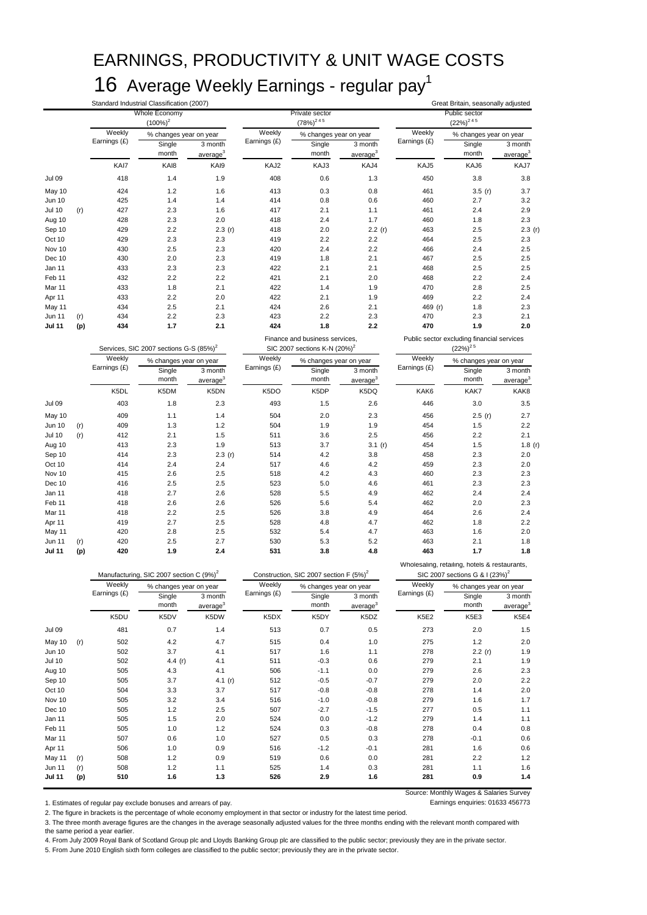# EARNINGS, PRODUCTIVITY & UNIT WAGE COSTS

## 16 Average Weekly Earnings - regular pay[1]

Standard Industrial Classification (2007) — Great Britain, seasonally adjusted

| | | Whole Economy (100%)[2] | | | Private sector (78%)[2 4 5] | | | Public sector (22%)[2 4 5] | | |
|---|---|---|---|---|---|---|---|---|---|---|
| | | Weekly Earnings (£) | % changes year on year: Single month | % changes year on year: 3 month average[3] | Weekly Earnings (£) | % changes year on year: Single month | % changes year on year: 3 month average[3] | Weekly Earnings (£) | % changes year on year: Single month | % changes year on year: 3 month average[3] |
| | | KAI7 | KAI8 | KAI9 | KAJ2 | KAJ3 | KAJ4 | KAJ5 | KAJ6 | KAJ7 |
| Jul 09 | | 418 | 1.4 | 1.9 | 408 | 0.6 | 1.3 | 450 | 3.8 | 3.8 |
| May 10 | | 424 | 1.2 | 1.6 | 413 | 0.3 | 0.8 | 461 | 3.5 (r) | 3.7 |
| Jun 10 | | 425 | 1.4 | 1.4 | 414 | 0.8 | 0.6 | 460 | 2.7 | 3.2 |
| Jul 10 | (r) | 427 | 2.3 | 1.6 | 417 | 2.1 | 1.1 | 461 | 2.4 | 2.9 |
| Aug 10 | | 428 | 2.3 | 2.0 | 418 | 2.4 | 1.7 | 460 | 1.8 | 2.3 |
| Sep 10 | | 429 | 2.2 | 2.3 (r) | 418 | 2.0 | 2.2 (r) | 463 | 2.5 | 2.3 (r) |
| Oct 10 | | 429 | 2.3 | 2.3 | 419 | 2.2 | 2.2 | 464 | 2.5 | 2.3 |
| Nov 10 | | 430 | 2.5 | 2.3 | 420 | 2.4 | 2.2 | 466 | 2.4 | 2.5 |
| Dec 10 | | 430 | 2.0 | 2.3 | 419 | 1.8 | 2.1 | 467 | 2.5 | 2.5 |
| Jan 11 | | 433 | 2.3 | 2.3 | 422 | 2.1 | 2.1 | 468 | 2.5 | 2.5 |
| Feb 11 | | 432 | 2.2 | 2.2 | 421 | 2.1 | 2.0 | 468 | 2.2 | 2.4 |
| Mar 11 | | 433 | 1.8 | 2.1 | 422 | 1.4 | 1.9 | 470 | 2.8 | 2.5 |
| Apr 11 | | 433 | 2.2 | 2.0 | 422 | 2.1 | 1.9 | 469 | 2.2 | 2.4 |
| May 11 | | 434 | 2.5 | 2.1 | 424 | 2.6 | 2.1 | 469 (r) | 1.8 | 2.3 |
| Jun 11 | (r) | 434 | 2.2 | 2.3 | 423 | 2.2 | 2.3 | 470 | 2.3 | 2.1 |
| **Jul 11** | **(p)** | **434** | **1.7** | **2.1** | **424** | **1.8** | **2.2** | **470** | **1.9** | **2.0** |

| | | Services, SIC 2007 sections G-S (85%)[2] | | | Finance and business services, SIC 2007 sections K-N (20%)[2] | | | Public sector excluding financial services (22%)[2 5] | | |
|---|---|---|---|---|---|---|---|---|---|---|
| | | Weekly Earnings (£) | % changes year on year: Single month | % changes year on year: 3 month average[3] | Weekly Earnings (£) | % changes year on year: Single month | % changes year on year: 3 month average[3] | Weekly Earnings (£) | % changes year on year: Single month | % changes year on year: 3 month average[3] |
| | | K5DL | K5DM | K5DN | K5DO | K5DP | K5DQ | KAK6 | KAK7 | KAK8 |
| Jul 09 | | 403 | 1.8 | 2.3 | 493 | 1.5 | 2.6 | 446 | 3.0 | 3.5 |
| May 10 | | 409 | 1.1 | 1.4 | 504 | 2.0 | 2.3 | 456 | 2.5 (r) | 2.7 |
| Jun 10 | (r) | 409 | 1.3 | 1.2 | 504 | 1.9 | 1.9 | 454 | 1.5 | 2.2 |
| Jul 10 | (r) | 412 | 2.1 | 1.5 | 511 | 3.6 | 2.5 | 456 | 2.2 | 2.1 |
| Aug 10 | | 413 | 2.3 | 1.9 | 513 | 3.7 | 3.1 (r) | 454 | 1.5 | 1.8 (r) |
| Sep 10 | | 414 | 2.3 | 2.3 (r) | 514 | 4.2 | 3.8 | 458 | 2.3 | 2.0 |
| Oct 10 | | 414 | 2.4 | 2.4 | 517 | 4.6 | 4.2 | 459 | 2.3 | 2.0 |
| Nov 10 | | 415 | 2.6 | 2.5 | 518 | 4.2 | 4.3 | 460 | 2.3 | 2.3 |
| Dec 10 | | 416 | 2.5 | 2.5 | 523 | 5.0 | 4.6 | 461 | 2.3 | 2.3 |
| Jan 11 | | 418 | 2.7 | 2.6 | 528 | 5.5 | 4.9 | 462 | 2.4 | 2.4 |
| Feb 11 | | 418 | 2.6 | 2.6 | 526 | 5.6 | 5.4 | 462 | 2.0 | 2.3 |
| Mar 11 | | 418 | 2.2 | 2.5 | 526 | 3.8 | 4.9 | 464 | 2.6 | 2.4 |
| Apr 11 | | 419 | 2.7 | 2.5 | 528 | 4.8 | 4.7 | 462 | 1.8 | 2.2 |
| May 11 | | 420 | 2.8 | 2.5 | 532 | 5.4 | 4.7 | 463 | 1.6 | 2.0 |
| Jun 11 | (r) | 420 | 2.5 | 2.7 | 530 | 5.3 | 5.2 | 463 | 2.1 | 1.8 |
| **Jul 11** | **(p)** | **420** | **1.9** | **2.4** | **531** | **3.8** | **4.8** | **463** | **1.7** | **1.8** |

| | | Manufacturing, SIC 2007 section C (9%)[2] | | | Construction, SIC 2007 section F (5%)[2] | | | Wholesaling, retailing, hotels & restaurants, SIC 2007 sections G & I (23%)[2] | | |
|---|---|---|---|---|---|---|---|---|---|---|
| | | Weekly Earnings (£) | % changes year on year: Single month | % changes year on year: 3 month average[3] | Weekly Earnings (£) | % changes year on year: Single month | % changes year on year: 3 month average[3] | Weekly Earnings (£) | % changes year on year: Single month | % changes year on year: 3 month average[3] |
| | | K5DU | K5DV | K5DW | K5DX | K5DY | K5DZ | K5E2 | K5E3 | K5E4 |
| Jul 09 | | 481 | 0.7 | 1.4 | 513 | 0.7 | 0.5 | 273 | 2.0 | 1.5 |
| May 10 | (r) | 502 | 4.2 | 4.7 | 515 | 0.4 | 1.0 | 275 | 1.2 | 2.0 |
| Jun 10 | | 502 | 3.7 | 4.1 | 517 | 1.6 | 1.1 | 278 | 2.2 (r) | 1.9 |
| Jul 10 | | 502 | 4.4 (r) | 4.1 | 511 | -0.3 | 0.6 | 279 | 2.1 | 1.9 |
| Aug 10 | | 505 | 4.3 | 4.1 | 506 | -1.1 | 0.0 | 279 | 2.6 | 2.3 |
| Sep 10 | | 505 | 3.7 | 4.1 (r) | 512 | -0.5 | -0.7 | 279 | 2.0 | 2.2 |
| Oct 10 | | 504 | 3.3 | 3.7 | 517 | -0.8 | -0.8 | 278 | 1.4 | 2.0 |
| Nov 10 | | 505 | 3.2 | 3.4 | 516 | -1.0 | -0.8 | 279 | 1.6 | 1.7 |
| Dec 10 | | 505 | 1.2 | 2.5 | 507 | -2.7 | -1.5 | 277 | 0.5 | 1.1 |
| Jan 11 | | 505 | 1.5 | 2.0 | 524 | 0.0 | -1.2 | 279 | 1.4 | 1.1 |
| Feb 11 | | 505 | 1.0 | 1.2 | 524 | 0.3 | -0.8 | 278 | 0.4 | 0.8 |
| Mar 11 | | 507 | 0.6 | 1.0 | 527 | 0.5 | 0.3 | 278 | -0.1 | 0.6 |
| Apr 11 | | 506 | 1.0 | 0.9 | 516 | -1.2 | -0.1 | 281 | 1.6 | 0.6 |
| May 11 | (r) | 508 | 1.2 | 0.9 | 519 | 0.6 | 0.0 | 281 | 2.2 | 1.2 |
| Jun 11 | (r) | 508 | 1.2 | 1.1 | 525 | 1.4 | 0.3 | 281 | 1.1 | 1.6 |
| **Jul 11** | **(p)** | **510** | **1.6** | **1.3** | **526** | **2.9** | **1.6** | **281** | **0.9** | **1.4** |

Source: Monthly Wages & Salaries Survey

Earnings enquiries: 01633 456773

1. Estimates of regular pay exclude bonuses and arrears of pay.
2. The figure in brackets is the percentage of whole economy employment in that sector or industry for the latest time period.
3. The three month average figures are the changes in the average seasonally adjusted values for the three months ending with the relevant month compared with the same period a year earlier.
4. From July 2009 Royal Bank of Scotland Group plc and Lloyds Banking Group plc are classified to the public sector; previously they are in the private sector.
5. From June 2010 English sixth form colleges are classified to the public sector; previously they are in the private sector.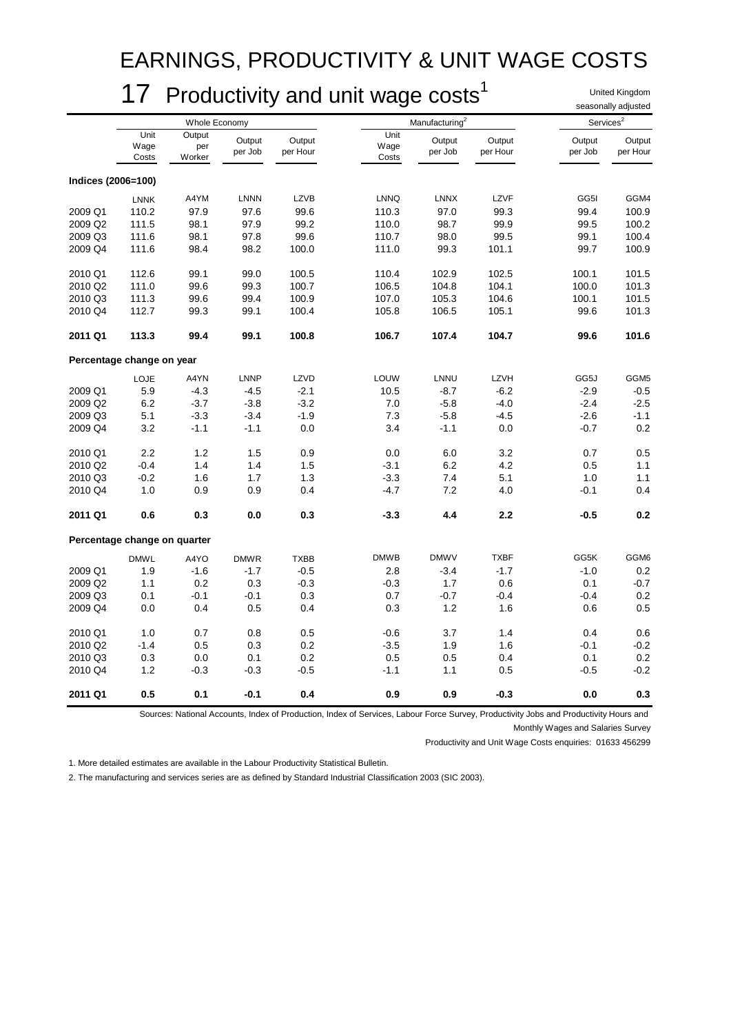# EARNINGS, PRODUCTIVITY & UNIT WAGE COSTS

## 17 Productivity and unit wage costs[1]

United Kingdom
seasonally adjusted

| | Whole Economy | | | | Manufacturing[2] | | | Services[2] | |
|---|---|---|---|---|---|---|---|---|---|
| | Unit Wage Costs | Output per Worker | Output per Job | Output per Hour | Unit Wage Costs | Output per Job | Output per Hour | Output per Job | Output per Hour |
| **Indices (2006=100)** | | | | | | | | | |
| | LNNK | A4YM | LNNN | LZVB | LNNQ | LNNX | LZVF | GG5I | GGM4 |
| 2009 Q1 | 110.2 | 97.9 | 97.6 | 99.6 | 110.3 | 97.0 | 99.3 | 99.4 | 100.9 |
| 2009 Q2 | 111.5 | 98.1 | 97.9 | 99.2 | 110.0 | 98.7 | 99.9 | 99.5 | 100.2 |
| 2009 Q3 | 111.6 | 98.1 | 97.8 | 99.6 | 110.7 | 98.0 | 99.5 | 99.1 | 100.4 |
| 2009 Q4 | 111.6 | 98.4 | 98.2 | 100.0 | 111.0 | 99.3 | 101.1 | 99.7 | 100.9 |
| 2010 Q1 | 112.6 | 99.1 | 99.0 | 100.5 | 110.4 | 102.9 | 102.5 | 100.1 | 101.5 |
| 2010 Q2 | 111.0 | 99.6 | 99.3 | 100.7 | 106.5 | 104.8 | 104.1 | 100.0 | 101.3 |
| 2010 Q3 | 111.3 | 99.6 | 99.4 | 100.9 | 107.0 | 105.3 | 104.6 | 100.1 | 101.5 |
| 2010 Q4 | 112.7 | 99.3 | 99.1 | 100.4 | 105.8 | 106.5 | 105.1 | 99.6 | 101.3 |
| **2011 Q1** | **113.3** | **99.4** | **99.1** | **100.8** | **106.7** | **107.4** | **104.7** | **99.6** | **101.6** |
| **Percentage change on year** | | | | | | | | | |
| | LOJE | A4YN | LNNP | LZVD | LOUW | LNNU | LZVH | GG5J | GGM5 |
| 2009 Q1 | 5.9 | -4.3 | -4.5 | -2.1 | 10.5 | -8.7 | -6.2 | -2.9 | -0.5 |
| 2009 Q2 | 6.2 | -3.7 | -3.8 | -3.2 | 7.0 | -5.8 | -4.0 | -2.4 | -2.5 |
| 2009 Q3 | 5.1 | -3.3 | -3.4 | -1.9 | 7.3 | -5.8 | -4.5 | -2.6 | -1.1 |
| 2009 Q4 | 3.2 | -1.1 | -1.1 | 0.0 | 3.4 | -1.1 | 0.0 | -0.7 | 0.2 |
| 2010 Q1 | 2.2 | 1.2 | 1.5 | 0.9 | 0.0 | 6.0 | 3.2 | 0.7 | 0.5 |
| 2010 Q2 | -0.4 | 1.4 | 1.4 | 1.5 | -3.1 | 6.2 | 4.2 | 0.5 | 1.1 |
| 2010 Q3 | -0.2 | 1.6 | 1.7 | 1.3 | -3.3 | 7.4 | 5.1 | 1.0 | 1.1 |
| 2010 Q4 | 1.0 | 0.9 | 0.9 | 0.4 | -4.7 | 7.2 | 4.0 | -0.1 | 0.4 |
| **2011 Q1** | **0.6** | **0.3** | **0.0** | **0.3** | **-3.3** | **4.4** | **2.2** | **-0.5** | **0.2** |
| **Percentage change on quarter** | | | | | | | | | |
| | DMWL | A4YO | DMWR | TXBB | DMWB | DMWV | TXBF | GG5K | GGM6 |
| 2009 Q1 | 1.9 | -1.6 | -1.7 | -0.5 | 2.8 | -3.4 | -1.7 | -1.0 | 0.2 |
| 2009 Q2 | 1.1 | 0.2 | 0.3 | -0.3 | -0.3 | 1.7 | 0.6 | 0.1 | -0.7 |
| 2009 Q3 | 0.1 | -0.1 | -0.1 | 0.3 | 0.7 | -0.7 | -0.4 | -0.4 | 0.2 |
| 2009 Q4 | 0.0 | 0.4 | 0.5 | 0.4 | 0.3 | 1.2 | 1.6 | 0.6 | 0.5 |
| 2010 Q1 | 1.0 | 0.7 | 0.8 | 0.5 | -0.6 | 3.7 | 1.4 | 0.4 | 0.6 |
| 2010 Q2 | -1.4 | 0.5 | 0.3 | 0.2 | -3.5 | 1.9 | 1.6 | -0.1 | -0.2 |
| 2010 Q3 | 0.3 | 0.0 | 0.1 | 0.2 | 0.5 | 0.5 | 0.4 | 0.1 | 0.2 |
| 2010 Q4 | 1.2 | -0.3 | -0.3 | -0.5 | -1.1 | 1.1 | 0.5 | -0.5 | -0.2 |
| **2011 Q1** | **0.5** | **0.1** | **-0.1** | **0.4** | **0.9** | **0.9** | **-0.3** | **0.0** | **0.3** |

Sources: National Accounts, Index of Production, Index of Services, Labour Force Survey, Productivity Jobs and Productivity Hours and Monthly Wages and Salaries Survey

Productivity and Unit Wage Costs enquiries: 01633 456299

1. More detailed estimates are available in the Labour Productivity Statistical Bulletin.

2. The manufacturing and services series are as defined by Standard Industrial Classification 2003 (SIC 2003).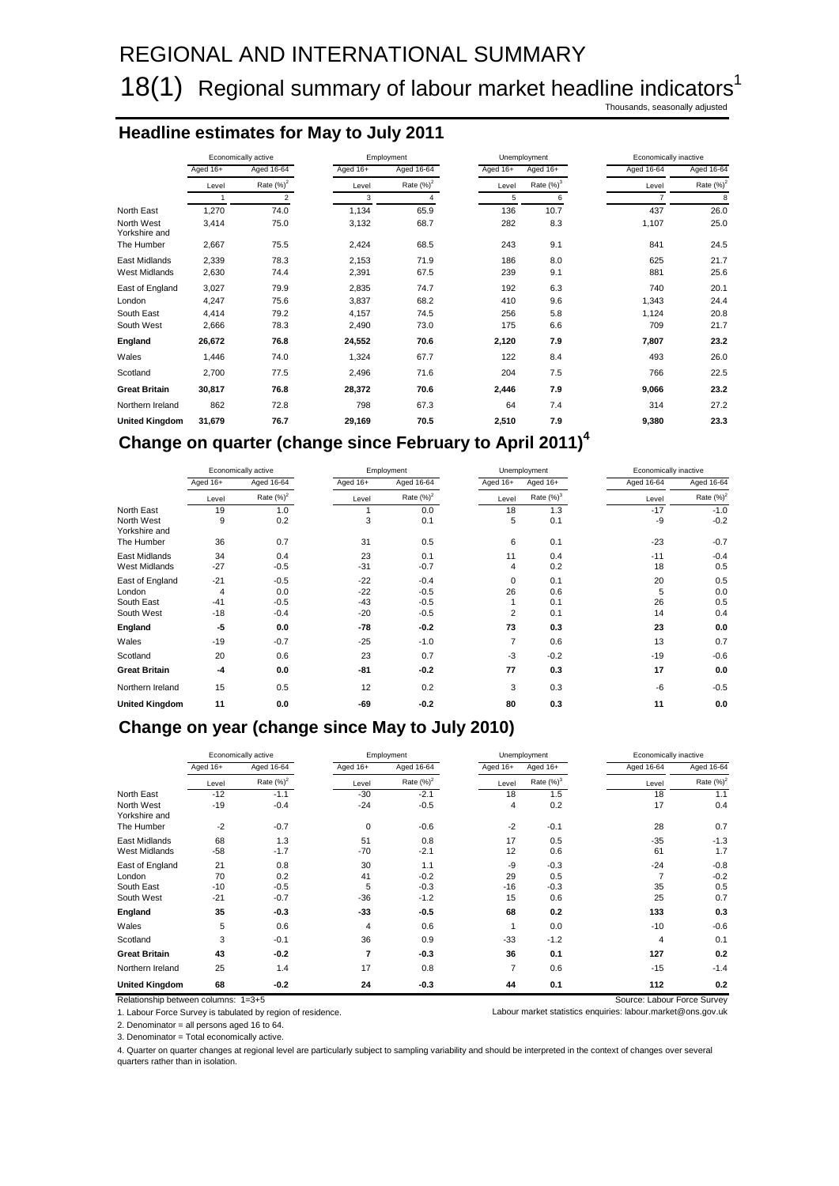# REGIONAL AND INTERNATIONAL SUMMARY

## 18(1) Regional summary of labour market headline indicators[1]

Thousands, seasonally adjusted

### Headline estimates for May to July 2011

| | Economically active | | Employment | | Unemployment | | Economically inactive | |
|---|---|---|---|---|---|---|---|---|
| | Aged 16+ | Aged 16-64 | Aged 16+ | Aged 16-64 | Aged 16+ | Aged 16+ | Aged 16-64 | Aged 16-64 |
| | Level | Rate (%)[2] | Level | Rate (%)[2] | Level | Rate (%)[3] | Level | Rate (%)[2] |
| | 1 | 2 | 3 | 4 | 5 | 6 | 7 | 8 |
| North East | 1,270 | 74.0 | 1,134 | 65.9 | 136 | 10.7 | 437 | 26.0 |
| North West | 3,414 | 75.0 | 3,132 | 68.7 | 282 | 8.3 | 1,107 | 25.0 |
| Yorkshire and The Humber | 2,667 | 75.5 | 2,424 | 68.5 | 243 | 9.1 | 841 | 24.5 |
| East Midlands | 2,339 | 78.3 | 2,153 | 71.9 | 186 | 8.0 | 625 | 21.7 |
| West Midlands | 2,630 | 74.4 | 2,391 | 67.5 | 239 | 9.1 | 881 | 25.6 |
| East of England | 3,027 | 79.9 | 2,835 | 74.7 | 192 | 6.3 | 740 | 20.1 |
| London | 4,247 | 75.6 | 3,837 | 68.2 | 410 | 9.6 | 1,343 | 24.4 |
| South East | 4,414 | 79.2 | 4,157 | 74.5 | 256 | 5.8 | 1,124 | 20.8 |
| South West | 2,666 | 78.3 | 2,490 | 73.0 | 175 | 6.6 | 709 | 21.7 |
| **England** | **26,672** | **76.8** | **24,552** | **70.6** | **2,120** | **7.9** | **7,807** | **23.2** |
| Wales | 1,446 | 74.0 | 1,324 | 67.7 | 122 | 8.4 | 493 | 26.0 |
| Scotland | 2,700 | 77.5 | 2,496 | 71.6 | 204 | 7.5 | 766 | 22.5 |
| **Great Britain** | **30,817** | **76.8** | **28,372** | **70.6** | **2,446** | **7.9** | **9,066** | **23.2** |
| Northern Ireland | 862 | 72.8 | 798 | 67.3 | 64 | 7.4 | 314 | 27.2 |
| **United Kingdom** | **31,679** | **76.7** | **29,169** | **70.5** | **2,510** | **7.9** | **9,380** | **23.3** |

### Change on quarter (change since February to April 2011)[4]

| | Economically active | | Employment | | Unemployment | | Economically inactive | |
|---|---|---|---|---|---|---|---|---|
| | Aged 16+ | Aged 16-64 | Aged 16+ | Aged 16-64 | Aged 16+ | Aged 16+ | Aged 16-64 | Aged 16-64 |
| | Level | Rate (%)[2] | Level | Rate (%)[2] | Level | Rate (%)[3] | Level | Rate (%)[2] |
| North East | 19 | 1.0 | 1 | 0.0 | 18 | 1.3 | -17 | -1.0 |
| North West | 9 | 0.2 | 3 | 0.1 | 5 | 0.1 | -9 | -0.2 |
| Yorkshire and The Humber | 36 | 0.7 | 31 | 0.5 | 6 | 0.1 | -23 | -0.7 |
| East Midlands | 34 | 0.4 | 23 | 0.1 | 11 | 0.4 | -11 | -0.4 |
| West Midlands | -27 | -0.5 | -31 | -0.7 | 4 | 0.2 | 18 | 0.5 |
| East of England | -21 | -0.5 | -22 | -0.4 | 0 | 0.1 | 20 | 0.5 |
| London | 4 | 0.0 | -22 | -0.5 | 26 | 0.6 | 5 | 0.0 |
| South East | -41 | -0.5 | -43 | -0.5 | 1 | 0.1 | 26 | 0.5 |
| South West | -18 | -0.4 | -20 | -0.5 | 2 | 0.1 | 14 | 0.4 |
| **England** | **-5** | **0.0** | **-78** | **-0.2** | **73** | **0.3** | **23** | **0.0** |
| Wales | -19 | -0.7 | -25 | -1.0 | 7 | 0.6 | 13 | 0.7 |
| Scotland | 20 | 0.6 | 23 | 0.7 | -3 | -0.2 | -19 | -0.6 |
| **Great Britain** | **-4** | **0.0** | **-81** | **-0.2** | **77** | **0.3** | **17** | **0.0** |
| Northern Ireland | 15 | 0.5 | 12 | 0.2 | 3 | 0.3 | -6 | -0.5 |
| **United Kingdom** | **11** | **0.0** | **-69** | **-0.2** | **80** | **0.3** | **11** | **0.0** |

### Change on year (change since May to July 2010)

| | Economically active | | Employment | | Unemployment | | Economically inactive | |
|---|---|---|---|---|---|---|---|---|
| | Aged 16+ | Aged 16-64 | Aged 16+ | Aged 16-64 | Aged 16+ | Aged 16+ | Aged 16-64 | Aged 16-64 |
| | Level | Rate (%)[2] | Level | Rate (%)[2] | Level | Rate (%)[3] | Level | Rate (%)[2] |
| North East | -12 | -1.1 | -30 | -2.1 | 18 | 1.5 | 18 | 1.1 |
| North West | -19 | -0.4 | -24 | -0.5 | 4 | 0.2 | 17 | 0.4 |
| Yorkshire and The Humber | -2 | -0.7 | 0 | -0.6 | -2 | -0.1 | 28 | 0.7 |
| East Midlands | 68 | 1.3 | 51 | 0.8 | 17 | 0.5 | -35 | -1.3 |
| West Midlands | -58 | -1.7 | -70 | -2.1 | 12 | 0.6 | 61 | 1.7 |
| East of England | 21 | 0.8 | 30 | 1.1 | -9 | -0.3 | -24 | -0.8 |
| London | 70 | 0.2 | 41 | -0.2 | 29 | 0.5 | 7 | -0.2 |
| South East | -10 | -0.5 | 5 | -0.3 | -16 | -0.3 | 35 | 0.5 |
| South West | -21 | -0.7 | -36 | -1.2 | 15 | 0.6 | 25 | 0.7 |
| **England** | **35** | **-0.3** | **-33** | **-0.5** | **68** | **0.2** | **133** | **0.3** |
| Wales | 5 | 0.6 | 4 | 0.6 | 1 | 0.0 | -10 | -0.6 |
| Scotland | 3 | -0.1 | 36 | 0.9 | -33 | -1.2 | 4 | 0.1 |
| **Great Britain** | **43** | **-0.2** | **7** | **-0.3** | **36** | **0.1** | **127** | **0.2** |
| Northern Ireland | 25 | 1.4 | 17 | 0.8 | 7 | 0.6 | -15 | -1.4 |
| **United Kingdom** | **68** | **-0.2** | **24** | **-0.3** | **44** | **0.1** | **112** | **0.2** |

Relationship between columns: 1=3+5

Source: Labour Force Survey

1. Labour Force Survey is tabulated by region of residence.

Labour market statistics enquiries: labour.market@ons.gov.uk

2. Denominator = all persons aged 16 to 64.

3. Denominator = Total economically active.

4. Quarter on quarter changes at regional level are particularly subject to sampling variability and should be interpreted in the context of changes over several quarters rather than in isolation.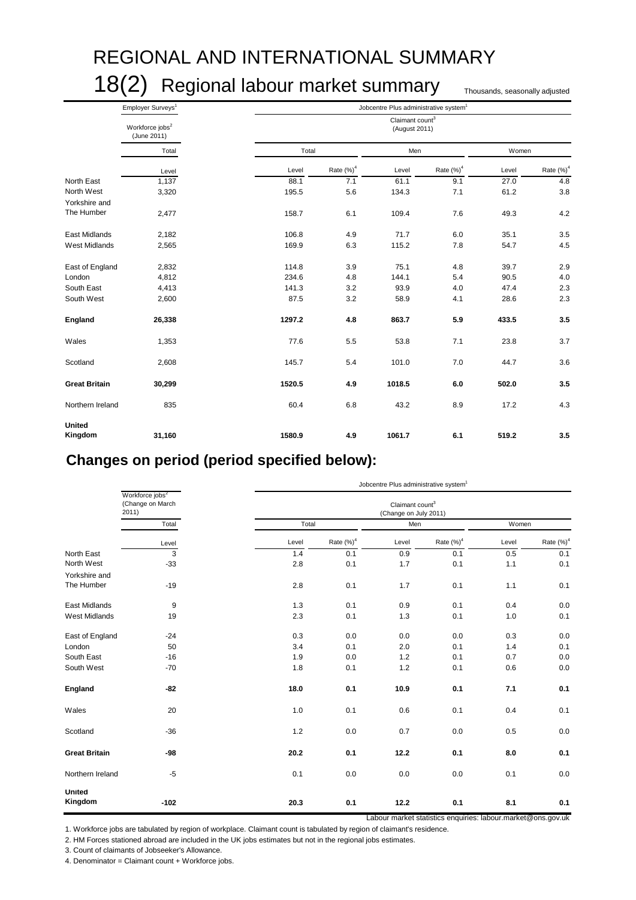# REGIONAL AND INTERNATIONAL SUMMARY

## 18(2) Regional labour market summary

Thousands, seasonally adjusted

| | Employer Surveys[1] | Jobcentre Plus administrative system[1] | | | | | |
|---|---|---|---|---|---|---|---|
| | Workforce jobs[2] (June 2011) | Claimant count[3] (August 2011) | | | | | |
| | Total | Total | | Men | | Women | |
| | Level | Level | Rate (%)[4] | Level | Rate (%)[4] | Level | Rate (%)[4] |
| North East | 1,137 | 88.1 | 7.1 | 61.1 | 9.1 | 27.0 | 4.8 |
| North West | 3,320 | 195.5 | 5.6 | 134.3 | 7.1 | 61.2 | 3.8 |
| Yorkshire and The Humber | 2,477 | 158.7 | 6.1 | 109.4 | 7.6 | 49.3 | 4.2 |
| East Midlands | 2,182 | 106.8 | 4.9 | 71.7 | 6.0 | 35.1 | 3.5 |
| West Midlands | 2,565 | 169.9 | 6.3 | 115.2 | 7.8 | 54.7 | 4.5 |
| East of England | 2,832 | 114.8 | 3.9 | 75.1 | 4.8 | 39.7 | 2.9 |
| London | 4,812 | 234.6 | 4.8 | 144.1 | 5.4 | 90.5 | 4.0 |
| South East | 4,413 | 141.3 | 3.2 | 93.9 | 4.0 | 47.4 | 2.3 |
| South West | 2,600 | 87.5 | 3.2 | 58.9 | 4.1 | 28.6 | 2.3 |
| **England** | **26,338** | **1297.2** | **4.8** | **863.7** | **5.9** | **433.5** | **3.5** |
| Wales | 1,353 | 77.6 | 5.5 | 53.8 | 7.1 | 23.8 | 3.7 |
| Scotland | 2,608 | 145.7 | 5.4 | 101.0 | 7.0 | 44.7 | 3.6 |
| **Great Britain** | **30,299** | **1520.5** | **4.9** | **1018.5** | **6.0** | **502.0** | **3.5** |
| Northern Ireland | 835 | 60.4 | 6.8 | 43.2 | 8.9 | 17.2 | 4.3 |
| **United Kingdom** | **31,160** | **1580.9** | **4.9** | **1061.7** | **6.1** | **519.2** | **3.5** |

## Changes on period (period specified below):

| | | Jobcentre Plus administrative system[1] | | | | | |
|---|---|---|---|---|---|---|---|
| | Workforce jobs[2] (Change on March 2011) | Claimant count[3] (Change on July 2011) | | | | | |
| | Total | Total | | Men | | Women | |
| | Level | Level | Rate (%)[4] | Level | Rate (%)[4] | Level | Rate (%)[4] |
| North East | 3 | 1.4 | 0.1 | 0.9 | 0.1 | 0.5 | 0.1 |
| North West | -33 | 2.8 | 0.1 | 1.7 | 0.1 | 1.1 | 0.1 |
| Yorkshire and The Humber | -19 | 2.8 | 0.1 | 1.7 | 0.1 | 1.1 | 0.1 |
| East Midlands | 9 | 1.3 | 0.1 | 0.9 | 0.1 | 0.4 | 0.0 |
| West Midlands | 19 | 2.3 | 0.1 | 1.3 | 0.1 | 1.0 | 0.1 |
| East of England | -24 | 0.3 | 0.0 | 0.0 | 0.0 | 0.3 | 0.0 |
| London | 50 | 3.4 | 0.1 | 2.0 | 0.1 | 1.4 | 0.1 |
| South East | -16 | 1.9 | 0.0 | 1.2 | 0.1 | 0.7 | 0.0 |
| South West | -70 | 1.8 | 0.1 | 1.2 | 0.1 | 0.6 | 0.0 |
| **England** | **-82** | **18.0** | **0.1** | **10.9** | **0.1** | **7.1** | **0.1** |
| Wales | 20 | 1.0 | 0.1 | 0.6 | 0.1 | 0.4 | 0.1 |
| Scotland | -36 | 1.2 | 0.0 | 0.7 | 0.0 | 0.5 | 0.0 |
| **Great Britain** | **-98** | **20.2** | **0.1** | **12.2** | **0.1** | **8.0** | **0.1** |
| Northern Ireland | -5 | 0.1 | 0.0 | 0.0 | 0.0 | 0.1 | 0.0 |
| **United Kingdom** | **-102** | **20.3** | **0.1** | **12.2** | **0.1** | **8.1** | **0.1** |

Labour market statistics enquiries: labour.market@ons.gov.uk

1. Workforce jobs are tabulated by region of workplace. Claimant count is tabulated by region of claimant's residence.
2. HM Forces stationed abroad are included in the UK jobs estimates but not in the regional jobs estimates.
3. Count of claimants of Jobseeker's Allowance.
4. Denominator = Claimant count + Workforce jobs.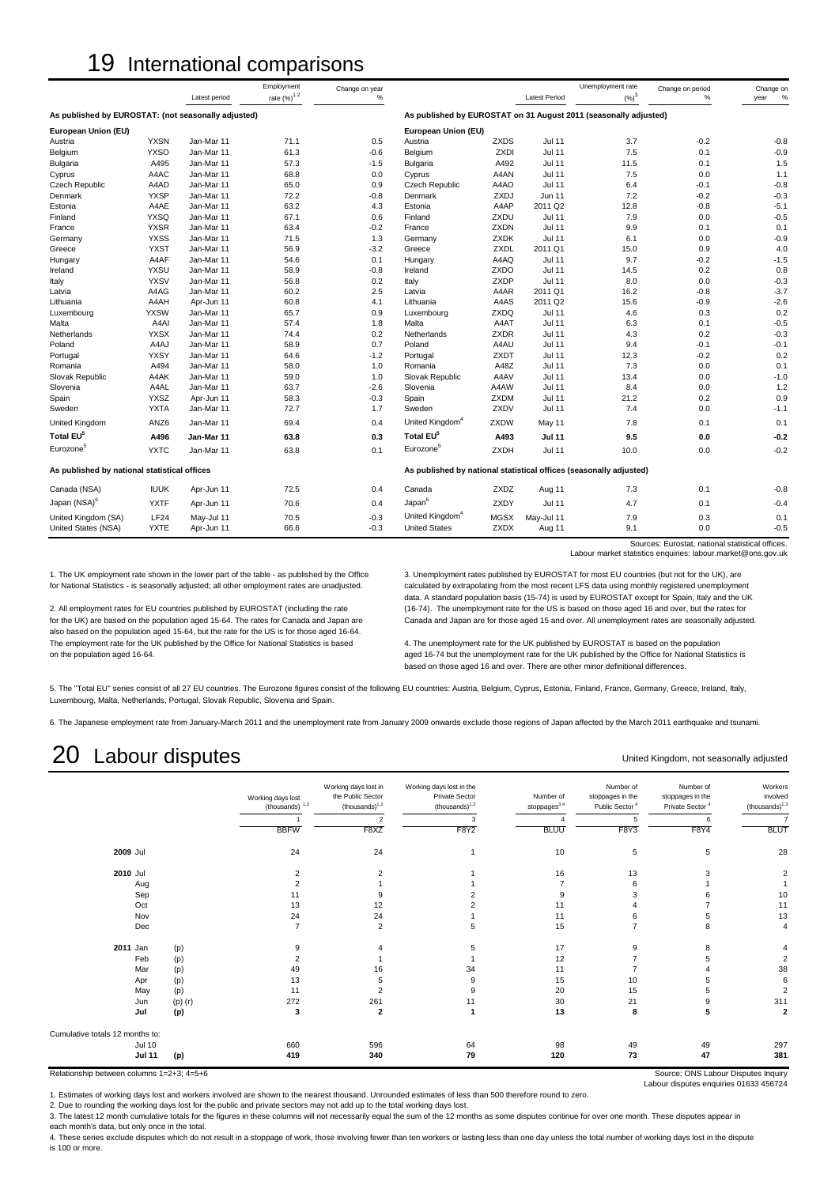# 19 International comparisons

| | | Latest period | Employment rate (%)[1 2] | Change on year % |
|---|---|---|---|---|
| **As published by EUROSTAT: (not seasonally adjusted)** | | | | |
| **European Union (EU)** | | | | |
| Austria | YXSN | Jan-Mar 11 | 71.1 | 0.5 |
| Belgium | YXSO | Jan-Mar 11 | 61.3 | -0.6 |
| Bulgaria | A495 | Jan-Mar 11 | 57.3 | -1.5 |
| Cyprus | A4AC | Jan-Mar 11 | 68.8 | 0.0 |
| Czech Republic | A4AD | Jan-Mar 11 | 65.0 | 0.9 |
| Denmark | YXSP | Jan-Mar 11 | 72.2 | -0.8 |
| Estonia | A4AE | Jan-Mar 11 | 63.2 | 4.3 |
| Finland | YXSQ | Jan-Mar 11 | 67.1 | 0.6 |
| France | YXSR | Jan-Mar 11 | 63.4 | -0.2 |
| Germany | YXSS | Jan-Mar 11 | 71.5 | 1.3 |
| Greece | YXST | Jan-Mar 11 | 56.9 | -3.2 |
| Hungary | A4AF | Jan-Mar 11 | 54.6 | 0.1 |
| Ireland | YXSU | Jan-Mar 11 | 58.9 | -0.8 |
| Italy | YXSV | Jan-Mar 11 | 56.8 | 0.2 |
| Latvia | A4AG | Jan-Mar 11 | 60.2 | 2.5 |
| Lithuania | A4AH | Apr-Jun 11 | 60.8 | 4.1 |
| Luxembourg | YXSW | Jan-Mar 11 | 65.7 | 0.9 |
| Malta | A4AI | Jan-Mar 11 | 57.4 | 1.8 |
| Netherlands | YXSX | Jan-Mar 11 | 74.4 | 0.2 |
| Poland | A4AJ | Jan-Mar 11 | 58.9 | 0.7 |
| Portugal | YXSY | Jan-Mar 11 | 64.6 | -1.2 |
| Romania | A494 | Jan-Mar 11 | 58.0 | 1.0 |
| Slovak Republic | A4AK | Jan-Mar 11 | 59.0 | 1.0 |
| Slovenia | A4AL | Jan-Mar 11 | 63.7 | -2.6 |
| Spain | YXSZ | Apr-Jun 11 | 58.3 | -0.3 |
| Sweden | YXTA | Jan-Mar 11 | 72.7 | 1.7 |
| United Kingdom | ANZ6 | Jan-Mar 11 | 69.4 | 0.4 |
| **Total EU[5]** | **A496** | **Jan-Mar 11** | **63.8** | **0.3** |
| Eurozone[5] | YXTC | Jan-Mar 11 | 63.8 | 0.1 |
| **As published by national statistical offices** | | | | |
| Canada (NSA) | IUUK | Apr-Jun 11 | 72.5 | 0.4 |
| Japan (NSA)[6] | YXTF | Apr-Jun 11 | 70.6 | 0.4 |
| United Kingdom (SA) | LF24 | May-Jul 11 | 70.5 | -0.3 |
| United States (NSA) | YXTE | Apr-Jun 11 | 66.6 | -0.3 |

| | | Latest Period | Unemployment rate (%)[3] | Change on period % | Change on year % |
|---|---|---|---|---|---|
| **As published by EUROSTAT on 31 August 2011 (seasonally adjusted)** | | | | | |
| **European Union (EU)** | | | | | |
| Austria | ZXDS | Jul 11 | 3.7 | -0.2 | -0.8 |
| Belgium | ZXDI | Jul 11 | 7.5 | 0.1 | -0.9 |
| Bulgaria | A492 | Jul 11 | 11.5 | 0.1 | 1.5 |
| Cyprus | A4AN | Jul 11 | 7.5 | 0.0 | 1.1 |
| Czech Republic | A4AO | Jul 11 | 6.4 | -0.1 | -0.8 |
| Denmark | ZXDJ | Jun 11 | 7.2 | -0.2 | -0.3 |
| Estonia | A4AP | 2011 Q2 | 12.8 | -0.8 | -5.1 |
| Finland | ZXDU | Jul 11 | 7.9 | 0.0 | -0.5 |
| France | ZXDN | Jul 11 | 9.9 | 0.1 | 0.1 |
| Germany | ZXDK | Jul 11 | 6.1 | 0.0 | -0.9 |
| Greece | ZXDL | 2011 Q1 | 15.0 | 0.9 | 4.0 |
| Hungary | A4AQ | Jul 11 | 9.7 | -0.2 | -1.5 |
| Ireland | ZXDO | Jul 11 | 14.5 | 0.2 | 0.8 |
| Italy | ZXDP | Jul 11 | 8.0 | 0.0 | -0.3 |
| Latvia | A4AR | 2011 Q1 | 16.2 | -0.8 | -3.7 |
| Lithuania | A4AS | 2011 Q2 | 15.6 | -0.9 | -2.6 |
| Luxembourg | ZXDQ | Jul 11 | 4.6 | 0.3 | 0.2 |
| Malta | A4AT | Jul 11 | 6.3 | 0.1 | -0.5 |
| Netherlands | ZXDR | Jul 11 | 4.3 | 0.2 | -0.3 |
| Poland | A4AU | Jul 11 | 9.4 | -0.1 | -0.1 |
| Portugal | ZXDT | Jul 11 | 12.3 | -0.2 | 0.2 |
| Romania | A48Z | Jul 11 | 7.3 | 0.0 | 0.1 |
| Slovak Republic | A4AV | Jul 11 | 13.4 | 0.0 | -1.0 |
| Slovenia | A4AW | Jul 11 | 8.4 | 0.0 | 1.2 |
| Spain | ZXDM | Jul 11 | 21.2 | 0.2 | 0.9 |
| Sweden | ZXDV | Jul 11 | 7.4 | 0.0 | -1.1 |
| United Kingdom[4] | ZXDW | May 11 | 7.8 | 0.1 | 0.1 |
| **Total EU[5]** | **A493** | **Jul 11** | **9.5** | **0.0** | **-0.2** |
| Eurozone[5] | ZXDH | Jul 11 | 10.0 | 0.0 | -0.2 |
| **As published by national statistical offices (seasonally adjusted)** | | | | | |
| Canada | ZXDZ | Aug 11 | 7.3 | 0.1 | -0.8 |
| Japan[6] | ZXDY | Jul 11 | 4.7 | 0.1 | -0.4 |
| United Kingdom[4] | MGSX | May-Jul 11 | 7.9 | 0.3 | 0.1 |
| United States | ZXDX | Aug 11 | 9.1 | 0.0 | -0.5 |

Sources: Eurostat, national statistical offices.
Labour market statistics enquiries: labour.market@ons.gov.uk

1. The UK employment rate shown in the lower part of the table - as published by the Office for National Statistics - is seasonally adjusted; all other employment rates are unadjusted.

2. All employment rates for EU countries published by EUROSTAT (including the rate for the UK) are based on the population aged 15-64. The rates for Canada and Japan are also based on the population aged 15-64, but the rate for the US is for those aged 16-64. The employment rate for the UK published by the Office for National Statistics is based on the population aged 16-64.

3. Unemployment rates published by EUROSTAT for most EU countries (but not for the UK), are calculated by extrapolating from the most recent LFS data using monthly registered unemployment data. A standard population basis (15-74) is used by EUROSTAT except for Spain, Italy and the UK (16-74). The unemployment rate for the US is based on those aged 16 and over, but the rates for Canada and Japan are for those aged 15 and over. All unemployment rates are seasonally adjusted.

4. The unemployment rate for the UK published by EUROSTAT is based on the population aged 16-74 but the unemployment rate for the UK published by the Office for National Statistics is based on those aged 16 and over. There are other minor definitional differences.

5. The "Total EU" series consist of all 27 EU countries. The Eurozone figures consist of the following EU countries: Austria, Belgium, Cyprus, Estonia, Finland, France, Germany, Greece, Ireland, Italy, Luxembourg, Malta, Netherlands, Portugal, Slovak Republic, Slovenia and Spain.

6. The Japanese employment rate from January-March 2011 and the unemployment rate from January 2009 onwards exclude those regions of Japan affected by the March 2011 earthquake and tsunami.

# 20 Labour disputes

United Kingdom, not seasonally adjusted

| | | Working days lost (thousands)[1,2] | Working days lost in the Public Sector (thousands)[1,2] | Working days lost in the Private Sector (thousands)[1,2] | Number of stoppages[3,4] | Number of stoppages in the Public Sector[4] | Number of stoppages in the Private Sector[4] | Workers involved (thousands)[1,3] |
|---|---|---|---|---|---|---|---|---|
| | | 1 | 2 | 3 | 4 | 5 | 6 | 7 |
| | | BBFW | F8XZ | F8Y2 | BLUU | F8Y3 | F8Y4 | BLUT |
| **2009** Jul | | 24 | 24 | 1 | 10 | 5 | 5 | 28 |
| **2010** Jul | | 2 | 2 | 1 | 16 | 13 | 3 | 2 |
| Aug | | 2 | 1 | 1 | 7 | 6 | 1 | 1 |
| Sep | | 11 | 9 | 2 | 9 | 3 | 6 | 10 |
| Oct | | 13 | 12 | 2 | 11 | 4 | 7 | 11 |
| Nov | | 24 | 24 | 1 | 11 | 6 | 5 | 13 |
| Dec | | 7 | 2 | 5 | 15 | 7 | 8 | 4 |
| **2011** Jan | (p) | 9 | 4 | 5 | 17 | 9 | 8 | 4 |
| Feb | (p) | 2 | 1 | 1 | 12 | 7 | 5 | 2 |
| Mar | (p) | 49 | 16 | 34 | 11 | 7 | 4 | 38 |
| Apr | (p) | 13 | 5 | 9 | 15 | 10 | 5 | 6 |
| May | (p) | 11 | 2 | 9 | 20 | 15 | 5 | 2 |
| Jun | (p) (r) | 272 | 261 | 11 | 30 | 21 | 9 | 311 |
| **Jul** | **(p)** | **3** | **2** | **1** | **13** | **8** | **5** | **2** |
| Cumulative totals 12 months to: | | | | | | | | |
| Jul 10 | | 660 | 596 | 64 | 98 | 49 | 49 | 297 |
| **Jul 11** | **(p)** | **419** | **340** | **79** | **120** | **73** | **47** | **381** |

Relationship between columns 1=2+3; 4=5+6

Source: ONS Labour Disputes Inquiry
Labour disputes enquiries 01633 456724

1. Estimates of working days lost and workers involved are shown to the nearest thousand. Unrounded estimates of less than 500 therefore round to zero.
2. Due to rounding the working days lost for the public and private sectors may not add up to the total working days lost.
3. The latest 12 month cumulative totals for the figures in these columns will not necessarily equal the sum of the 12 months as some disputes continue for over one month. These disputes appear in each month's data, but only once in the total.
4. These series exclude disputes which do not result in a stoppage of work, those involving fewer than ten workers or lasting less than one day unless the total number of working days lost in the dispute is 100 or more.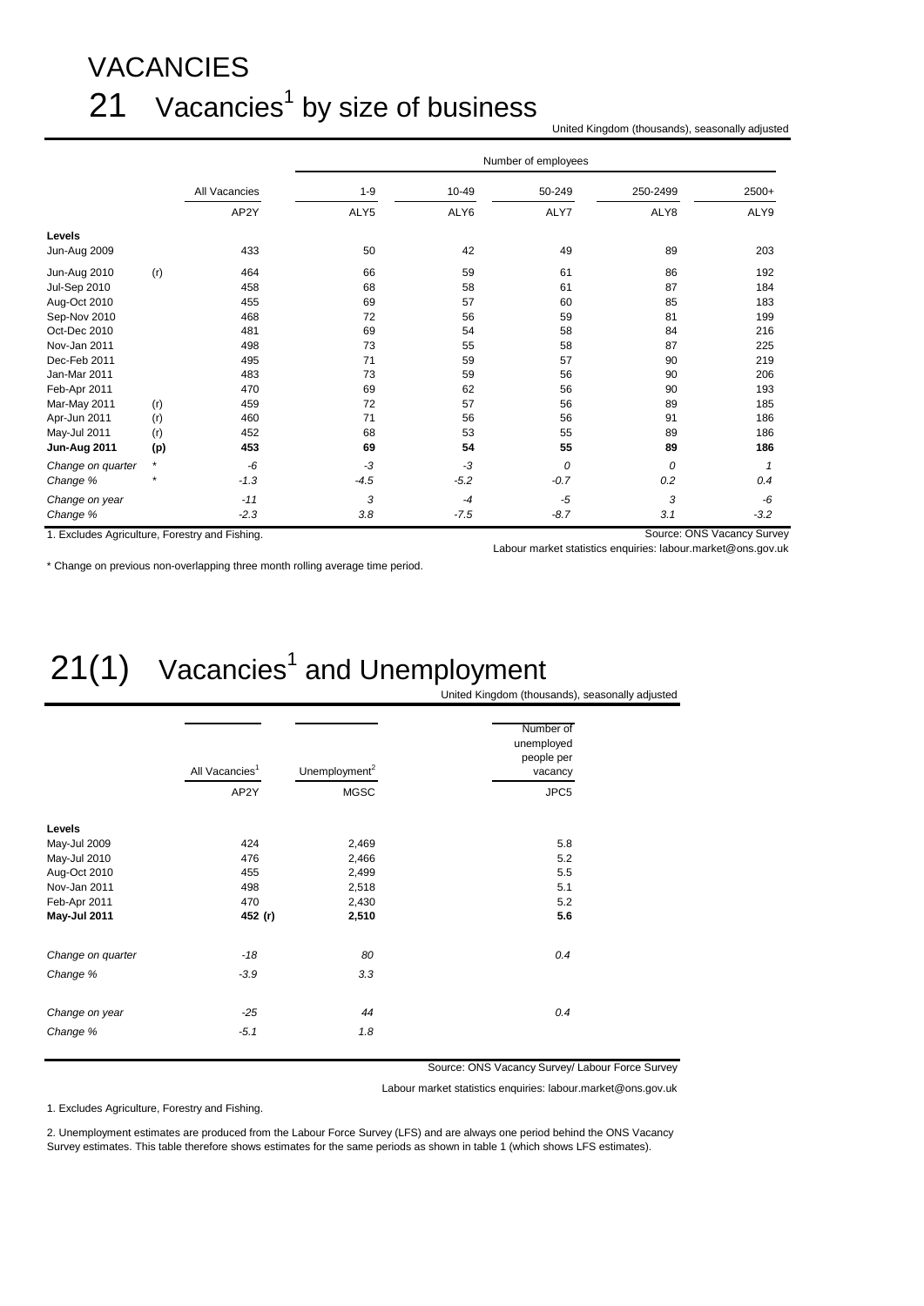# VACANCIES

## 21 Vacancies[1] by size of business

United Kingdom (thousands), seasonally adjusted

| | | | Number of employees | | | | |
|---|---|---|---|---|---|---|---|
| | | All Vacancies | 1-9 | 10-49 | 50-249 | 250-2499 | 2500+ |
| | | AP2Y | ALY5 | ALY6 | ALY7 | ALY8 | ALY9 |
| **Levels** | | | | | | | |
| Jun-Aug 2009 | | 433 | 50 | 42 | 49 | 89 | 203 |
| Jun-Aug 2010 | (r) | 464 | 66 | 59 | 61 | 86 | 192 |
| Jul-Sep 2010 | | 458 | 68 | 58 | 61 | 87 | 184 |
| Aug-Oct 2010 | | 455 | 69 | 57 | 60 | 85 | 183 |
| Sep-Nov 2010 | | 468 | 72 | 56 | 59 | 81 | 199 |
| Oct-Dec 2010 | | 481 | 69 | 54 | 58 | 84 | 216 |
| Nov-Jan 2011 | | 498 | 73 | 55 | 58 | 87 | 225 |
| Dec-Feb 2011 | | 495 | 71 | 59 | 57 | 90 | 219 |
| Jan-Mar 2011 | | 483 | 73 | 59 | 56 | 90 | 206 |
| Feb-Apr 2011 | | 470 | 69 | 62 | 56 | 90 | 193 |
| Mar-May 2011 | (r) | 459 | 72 | 57 | 56 | 89 | 185 |
| Apr-Jun 2011 | (r) | 460 | 71 | 56 | 56 | 91 | 186 |
| May-Jul 2011 | (r) | 452 | 68 | 53 | 55 | 89 | 186 |
| **Jun-Aug 2011** | **(p)** | **453** | **69** | **54** | **55** | **89** | **186** |
| *Change on quarter* | * | *-6* | *-3* | *-3* | *0* | *0* | *1* |
| *Change %* | * | *-1.3* | *-4.5* | *-5.2* | *-0.7* | *0.2* | *0.4* |
| *Change on year* | | *-11* | *3* | *-4* | *-5* | *3* | *-6* |
| *Change %* | | *-2.3* | *3.8* | *-7.5* | *-8.7* | *3.1* | *-3.2* |

1. Excludes Agriculture, Forestry and Fishing.

Source: ONS Vacancy Survey

Labour market statistics enquiries: labour.market@ons.gov.uk

* Change on previous non-overlapping three month rolling average time period.

## 21(1) Vacancies[1] and Unemployment

United Kingdom (thousands), seasonally adjusted

| | All Vacancies[1] | Unemployment[2] | Number of unemployed people per vacancy |
|---|---|---|---|
| | AP2Y | MGSC | JPC5 |
| **Levels** | | | |
| May-Jul 2009 | 424 | 2,469 | 5.8 |
| May-Jul 2010 | 476 | 2,466 | 5.2 |
| Aug-Oct 2010 | 455 | 2,499 | 5.5 |
| Nov-Jan 2011 | 498 | 2,518 | 5.1 |
| Feb-Apr 2011 | 470 | 2,430 | 5.2 |
| **May-Jul 2011** | **452 (r)** | **2,510** | **5.6** |
| *Change on quarter* | *-18* | *80* | *0.4* |
| *Change %* | *-3.9* | *3.3* | |
| *Change on year* | *-25* | *44* | *0.4* |
| *Change %* | *-5.1* | *1.8* | |

Source: ONS Vacancy Survey/ Labour Force Survey

Labour market statistics enquiries: labour.market@ons.gov.uk

1. Excludes Agriculture, Forestry and Fishing.

2. Unemployment estimates are produced from the Labour Force Survey (LFS) and are always one period behind the ONS Vacancy Survey estimates. This table therefore shows estimates for the same periods as shown in table 1 (which shows LFS estimates).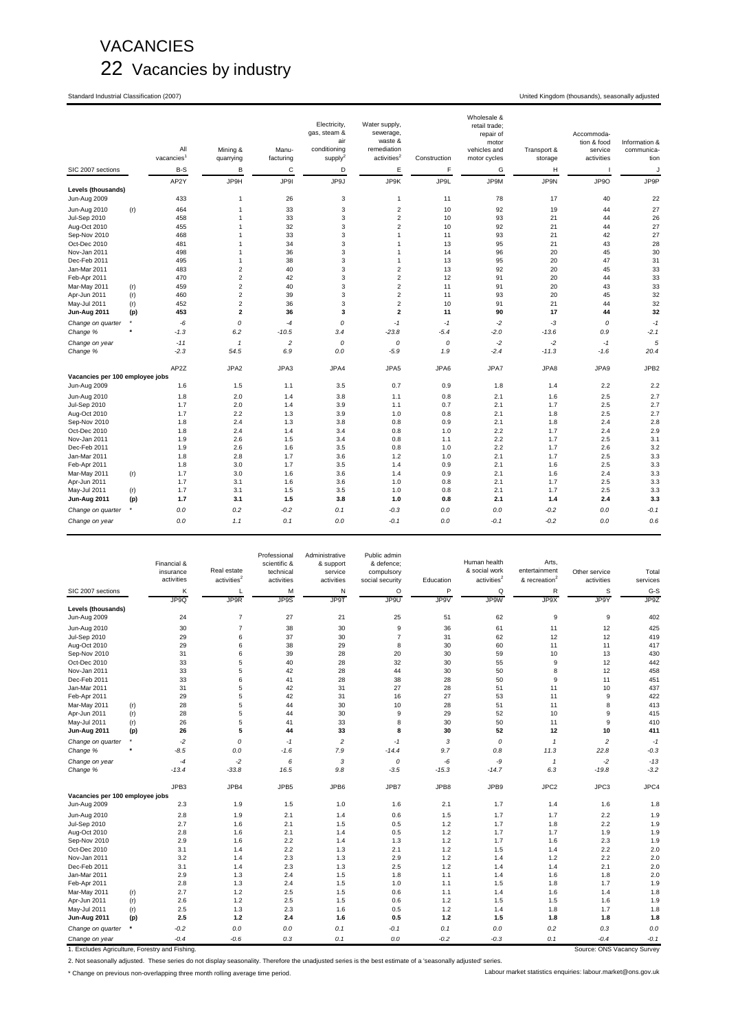# VACANCIES

## 22 Vacancies by industry

Standard Industrial Classification (2007)

United Kingdom (thousands), seasonally adjusted

| | | All vacancies[1] | Mining & quarrying | Manu-facturing | Electricity, gas, steam & air conditioning supply[2] | Water supply, sewerage, waste & remediation activities[2] | Construction | Wholesale & retail trade; repair of motor vehicles and motor cycles | Transport & storage | Accommoda-tion & food service activities | Information & communica-tion |
|---|---|---|---|---|---|---|---|---|---|---|---|
| SIC 2007 sections | | B-S | B | C | D | E | F | G | H | I | J |
| | | AP2Y | JP9H | JP9I | JP9J | JP9K | JP9L | JP9M | JP9N | JP9O | JP9P |
| **Levels (thousands)** | | | | | | | | | | | |
| Jun-Aug 2009 | | 433 | 1 | 26 | 3 | 1 | 11 | 78 | 17 | 40 | 22 |
| Jun-Aug 2010 | (r) | 464 | 1 | 33 | 3 | 2 | 10 | 92 | 19 | 44 | 27 |
| Jul-Sep 2010 | | 458 | 1 | 33 | 3 | 2 | 10 | 93 | 21 | 44 | 26 |
| Aug-Oct 2010 | | 455 | 1 | 32 | 3 | 2 | 10 | 92 | 21 | 44 | 27 |
| Sep-Nov 2010 | | 468 | 1 | 33 | 3 | 1 | 11 | 93 | 21 | 42 | 27 |
| Oct-Dec 2010 | | 481 | 1 | 34 | 3 | 1 | 13 | 95 | 21 | 43 | 28 |
| Nov-Jan 2011 | | 498 | 1 | 36 | 3 | 1 | 14 | 96 | 20 | 45 | 30 |
| Dec-Feb 2011 | | 495 | 1 | 38 | 3 | 1 | 13 | 95 | 20 | 47 | 31 |
| Jan-Mar 2011 | | 483 | 2 | 40 | 3 | 2 | 13 | 92 | 20 | 45 | 33 |
| Feb-Apr 2011 | | 470 | 2 | 42 | 3 | 2 | 12 | 91 | 20 | 44 | 33 |
| Mar-May 2011 | (r) | 459 | 2 | 40 | 3 | 2 | 11 | 91 | 20 | 43 | 33 |
| Apr-Jun 2011 | (r) | 460 | 2 | 39 | 3 | 2 | 11 | 93 | 20 | 45 | 32 |
| May-Jul 2011 | (r) | 452 | 2 | 36 | 3 | 2 | 10 | 91 | 21 | 44 | 32 |
| **Jun-Aug 2011** | **(p)** | **453** | **2** | **36** | **3** | **2** | **11** | **90** | **17** | **44** | **32** |
| *Change on quarter* | * | *-6* | *0* | *-4* | *0* | *-1* | *-1* | *-2* | *-3* | *0* | *-1* |
| *Change %* | * | *-1.3* | *6.2* | *-10.5* | *3.4* | *-23.8* | *-5.4* | *-2.0* | *-13.6* | *0.9* | *-2.1* |
| *Change on year* | | *-11* | *1* | *2* | *0* | *0* | *0* | *-2* | *-2* | *-1* | *5* |
| *Change %* | | *-2.3* | *54.5* | *6.9* | *0.0* | *-5.9* | *1.9* | *-2.4* | *-11.3* | *-1.6* | *20.4* |
| | | AP2Z | JPA2 | JPA3 | JPA4 | JPA5 | JPA6 | JPA7 | JPA8 | JPA9 | JPB2 |
| **Vacancies per 100 employee jobs** | | | | | | | | | | | |
| Jun-Aug 2009 | | 1.6 | 1.5 | 1.1 | 3.5 | 0.7 | 0.9 | 1.8 | 1.4 | 2.2 | 2.2 |
| Jun-Aug 2010 | | 1.8 | 2.0 | 1.4 | 3.8 | 1.1 | 0.8 | 2.1 | 1.6 | 2.5 | 2.7 |
| Jul-Sep 2010 | | 1.7 | 2.0 | 1.4 | 3.9 | 1.1 | 0.7 | 2.1 | 1.7 | 2.5 | 2.7 |
| Aug-Oct 2010 | | 1.7 | 2.2 | 1.3 | 3.9 | 1.0 | 0.8 | 2.1 | 1.8 | 2.5 | 2.7 |
| Sep-Nov 2010 | | 1.8 | 2.4 | 1.3 | 3.8 | 0.8 | 0.9 | 2.1 | 1.8 | 2.4 | 2.8 |
| Oct-Dec 2010 | | 1.8 | 2.4 | 1.4 | 3.4 | 0.8 | 1.0 | 2.2 | 1.7 | 2.4 | 2.9 |
| Nov-Jan 2011 | | 1.9 | 2.6 | 1.5 | 3.4 | 0.8 | 1.1 | 2.2 | 1.7 | 2.5 | 3.1 |
| Dec-Feb 2011 | | 1.9 | 2.6 | 1.6 | 3.5 | 0.8 | 1.0 | 2.2 | 1.7 | 2.6 | 3.2 |
| Jan-Mar 2011 | | 1.8 | 2.8 | 1.7 | 3.6 | 1.2 | 1.0 | 2.1 | 1.7 | 2.5 | 3.3 |
| Feb-Apr 2011 | | 1.8 | 3.0 | 1.7 | 3.5 | 1.4 | 0.9 | 2.1 | 1.6 | 2.5 | 3.3 |
| Mar-May 2011 | (r) | 1.7 | 3.0 | 1.6 | 3.6 | 1.4 | 0.9 | 2.1 | 1.6 | 2.4 | 3.3 |
| Apr-Jun 2011 | | 1.7 | 3.1 | 1.6 | 3.6 | 1.0 | 0.8 | 2.1 | 1.7 | 2.5 | 3.3 |
| May-Jul 2011 | (r) | 1.7 | 3.1 | 1.5 | 3.5 | 1.0 | 0.8 | 2.1 | 1.7 | 2.5 | 3.3 |
| **Jun-Aug 2011** | **(p)** | **1.7** | **3.1** | **1.5** | **3.8** | **1.0** | **0.8** | **2.1** | **1.4** | **2.4** | **3.3** |
| *Change on quarter* | * | *0.0* | *0.2* | *-0.2* | *0.1* | *-0.3* | *0.0* | *0.0* | *-0.2* | *0.0* | *-0.1* |
| *Change on year* | | *0.0* | *1.1* | *0.1* | *0.0* | *-0.1* | *0.0* | *-0.1* | *-0.2* | *0.0* | *0.6* |

| | | Financial & insurance activities | Real estate activities[2] | Professional scientific & technical activities | Administrative & support service activities | Public admin & defence; compulsory social security | Education | Human health & social work activities[2] | Arts, entertainment & recreation[2] | Other service activities | Total services |
|---|---|---|---|---|---|---|---|---|---|---|---|
| SIC 2007 sections | | K | L | M | N | O | P | Q | R | S | G-S |
| | | JP9Q | JP9R | JP9S | JP9T | JP9U | JP9V | JP9W | JP9X | JP9Y | JP9Z |
| **Levels (thousands)** | | | | | | | | | | | |
| Jun-Aug 2009 | | 24 | 7 | 27 | 21 | 25 | 51 | 62 | 9 | 9 | 402 |
| Jun-Aug 2010 | | 30 | 7 | 38 | 30 | 9 | 36 | 61 | 11 | 12 | 425 |
| Jul-Sep 2010 | | 29 | 6 | 37 | 30 | 7 | 31 | 62 | 12 | 12 | 419 |
| Aug-Oct 2010 | | 29 | 6 | 38 | 29 | 8 | 30 | 60 | 11 | 11 | 417 |
| Sep-Nov 2010 | | 31 | 6 | 39 | 28 | 20 | 30 | 59 | 10 | 13 | 430 |
| Oct-Dec 2010 | | 33 | 5 | 40 | 28 | 32 | 30 | 55 | 9 | 12 | 442 |
| Nov-Jan 2011 | | 33 | 5 | 42 | 28 | 44 | 30 | 50 | 8 | 12 | 458 |
| Dec-Feb 2011 | | 33 | 6 | 41 | 28 | 38 | 28 | 50 | 9 | 11 | 451 |
| Jan-Mar 2011 | | 31 | 5 | 42 | 31 | 27 | 28 | 51 | 11 | 10 | 437 |
| Feb-Apr 2011 | | 29 | 5 | 42 | 31 | 16 | 27 | 53 | 11 | 9 | 422 |
| Mar-May 2011 | (r) | 28 | 5 | 44 | 30 | 10 | 28 | 51 | 11 | 8 | 413 |
| Apr-Jun 2011 | (r) | 28 | 5 | 44 | 30 | 9 | 29 | 52 | 10 | 9 | 415 |
| May-Jul 2011 | (r) | 26 | 5 | 41 | 33 | 8 | 30 | 50 | 11 | 9 | 410 |
| **Jun-Aug 2011** | **(p)** | **26** | **5** | **44** | **33** | **8** | **30** | **52** | **12** | **10** | **411** |
| *Change on quarter* | * | *-2* | *0* | *-1* | *2* | *-1* | *3* | *0* | *1* | *2* | *-1* |
| *Change %* | * | *-8.5* | *0.0* | *-1.6* | *7.9* | *-14.4* | *9.7* | *0.8* | *11.3* | *22.8* | *-0.3* |
| *Change on year* | | *-4* | *-2* | *6* | *3* | *0* | *-6* | *-9* | *1* | *-2* | *-13* |
| *Change %* | | *-13.4* | *-33.8* | *16.5* | *9.8* | *-3.5* | *-15.3* | *-14.7* | *6.3* | *-19.8* | *-3.2* |
| | | JPB3 | JPB4 | JPB5 | JPB6 | JPB7 | JPB8 | JPB9 | JPC2 | JPC3 | JPC4 |
| **Vacancies per 100 employee jobs** | | | | | | | | | | | |
| Jun-Aug 2009 | | 2.3 | 1.9 | 1.5 | 1.0 | 1.6 | 2.1 | 1.7 | 1.4 | 1.6 | 1.8 |
| Jun-Aug 2010 | | 2.8 | 1.9 | 2.1 | 1.4 | 0.6 | 1.5 | 1.7 | 1.7 | 2.2 | 1.9 |
| Jul-Sep 2010 | | 2.7 | 1.6 | 2.1 | 1.5 | 0.5 | 1.2 | 1.7 | 1.8 | 2.2 | 1.9 |
| Aug-Oct 2010 | | 2.8 | 1.6 | 2.1 | 1.4 | 0.5 | 1.2 | 1.7 | 1.7 | 1.9 | 1.9 |
| Sep-Nov 2010 | | 2.9 | 1.6 | 2.2 | 1.4 | 1.3 | 1.2 | 1.7 | 1.6 | 2.3 | 1.9 |
| Oct-Dec 2010 | | 3.1 | 1.4 | 2.2 | 1.3 | 2.1 | 1.2 | 1.5 | 1.4 | 2.2 | 2.0 |
| Nov-Jan 2011 | | 3.2 | 1.4 | 2.3 | 1.3 | 2.9 | 1.2 | 1.4 | 1.2 | 2.2 | 2.0 |
| Dec-Feb 2011 | | 3.1 | 1.4 | 2.3 | 1.3 | 2.5 | 1.2 | 1.4 | 1.4 | 2.1 | 2.0 |
| Jan-Mar 2011 | | 2.9 | 1.3 | 2.4 | 1.5 | 1.8 | 1.1 | 1.4 | 1.6 | 1.8 | 2.0 |
| Feb-Apr 2011 | | 2.8 | 1.3 | 2.4 | 1.5 | 1.0 | 1.1 | 1.5 | 1.8 | 1.7 | 1.9 |
| Mar-May 2011 | (r) | 2.7 | 1.2 | 2.5 | 1.5 | 0.6 | 1.1 | 1.4 | 1.6 | 1.4 | 1.8 |
| Apr-Jun 2011 | (r) | 2.6 | 1.2 | 2.5 | 1.5 | 0.6 | 1.2 | 1.5 | 1.5 | 1.6 | 1.9 |
| May-Jul 2011 | (r) | 2.5 | 1.3 | 2.3 | 1.6 | 0.5 | 1.2 | 1.4 | 1.8 | 1.7 | 1.8 |
| **Jun-Aug 2011** | **(p)** | **2.5** | **1.2** | **2.4** | **1.6** | **0.5** | **1.2** | **1.5** | **1.8** | **1.8** | **1.8** |
| *Change on quarter* | * | *-0.2* | *0.0* | *0.0* | *0.1* | *-0.1* | *0.1* | *0.0* | *0.2* | *0.3* | *0.0* |
| *Change on year* | | *-0.4* | *-0.6* | *0.3* | *0.1* | *0.0* | *-0.2* | *-0.3* | *0.1* | *-0.4* | *-0.1* |

1. Excludes Agriculture, Forestry and Fishing.

2. Not seasonally adjusted. These series do not display seasonality. Therefore the unadjusted series is the best estimate of a 'seasonally adjusted' series.

\* Change on previous non-overlapping three month rolling average time period.

Source: ONS Vacancy Survey

Labour market statistics enquiries: labour.market@ons.gov.uk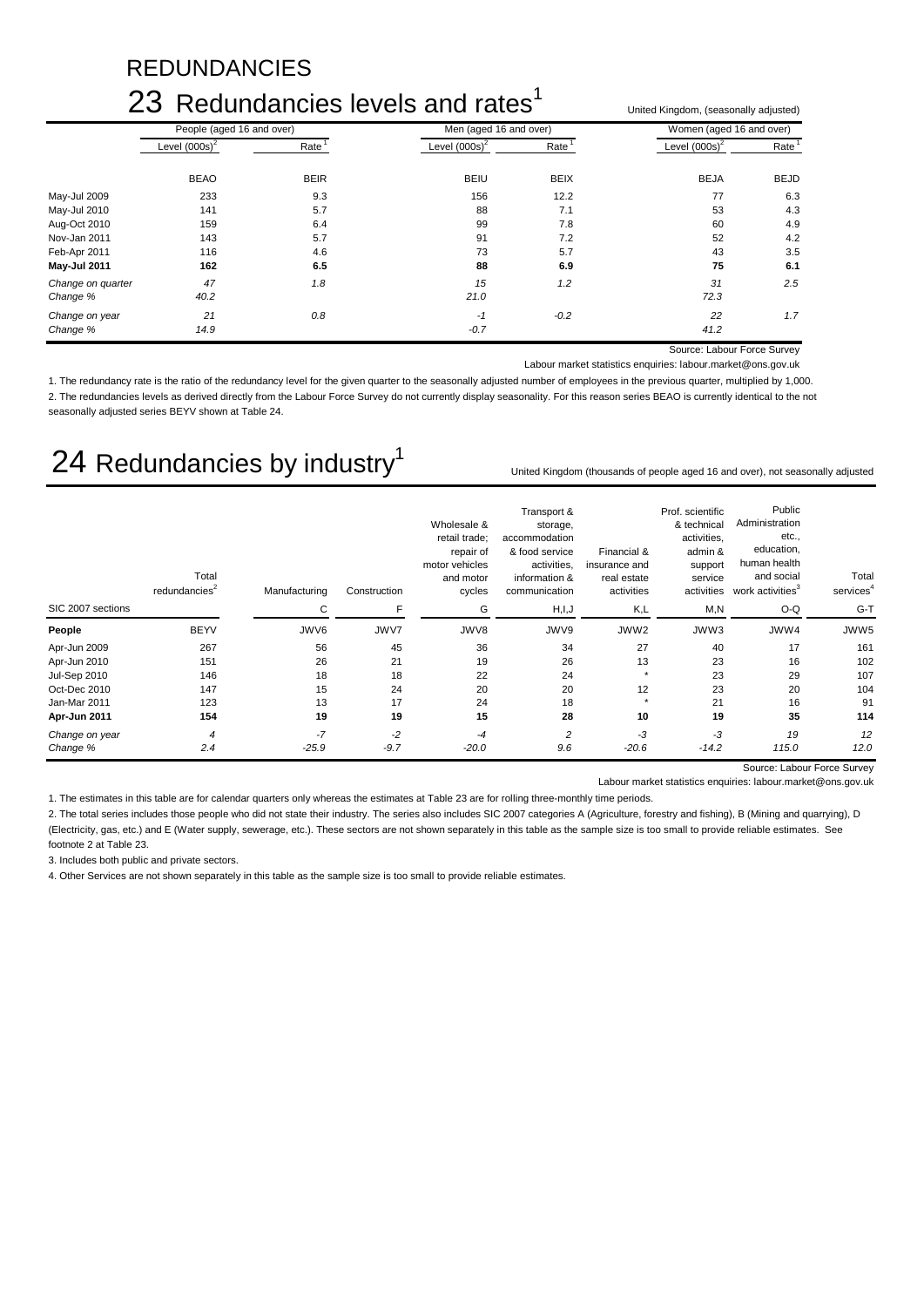# REDUNDANCIES

## 23 Redundancies levels and rates[1]

United Kingdom, (seasonally adjusted)

| | People (aged 16 and over) | | Men (aged 16 and over) | | Women (aged 16 and over) | |
|---|---|---|---|---|---|---|
| | Level (000s)[2] | Rate[1] | Level (000s)[2] | Rate[1] | Level (000s)[2] | Rate[1] |
| | BEAO | BEIR | BEIU | BEIX | BEJA | BEJD |
| May-Jul 2009 | 233 | 9.3 | 156 | 12.2 | 77 | 6.3 |
| May-Jul 2010 | 141 | 5.7 | 88 | 7.1 | 53 | 4.3 |
| Aug-Oct 2010 | 159 | 6.4 | 99 | 7.8 | 60 | 4.9 |
| Nov-Jan 2011 | 143 | 5.7 | 91 | 7.2 | 52 | 4.2 |
| Feb-Apr 2011 | 116 | 4.6 | 73 | 5.7 | 43 | 3.5 |
| **May-Jul 2011** | **162** | **6.5** | **88** | **6.9** | **75** | **6.1** |
| *Change on quarter* | *47* | *1.8* | *15* | *1.2* | *31* | *2.5* |
| *Change %* | *40.2* | | *21.0* | | *72.3* | |
| *Change on year* | *21* | *0.8* | *-1* | *-0.2* | *22* | *1.7* |
| *Change %* | *14.9* | | *-0.7* | | *41.2* | |

Source: Labour Force Survey

Labour market statistics enquiries: labour.market@ons.gov.uk

1. The redundancy rate is the ratio of the redundancy level for the given quarter to the seasonally adjusted number of employees in the previous quarter, multiplied by 1,000.
2. The redundancies levels as derived directly from the Labour Force Survey do not currently display seasonality. For this reason series BEAO is currently identical to the not seasonally adjusted series BEYV shown at Table 24.

## 24 Redundancies by industry[1]

United Kingdom (thousands of people aged 16 and over), not seasonally adjusted

| | Total redundancies[2] | Manufacturing | Construction | Wholesale & retail trade; repair of motor vehicles and motor cycles | Transport & storage, accommodation & food service activities, information & communication | Financial & insurance and real estate activities | Prof. scientific & technical activities, admin & support service activities | Public Administration etc., education, human health and social work activities[3] | Total services[4] |
|---|---|---|---|---|---|---|---|---|---|
| SIC 2007 sections | | C | F | G | H,I,J | K,L | M,N | O-Q | G-T |
| **People** | BEYV | JWV6 | JWV7 | JWV8 | JWV9 | JWW2 | JWW3 | JWW4 | JWW5 |
| Apr-Jun 2009 | 267 | 56 | 45 | 36 | 34 | 27 | 40 | 17 | 161 |
| Apr-Jun 2010 | 151 | 26 | 21 | 19 | 26 | 13 | 23 | 16 | 102 |
| Jul-Sep 2010 | 146 | 18 | 18 | 22 | 24 | * | 23 | 29 | 107 |
| Oct-Dec 2010 | 147 | 15 | 24 | 20 | 20 | 12 | 23 | 20 | 104 |
| Jan-Mar 2011 | 123 | 13 | 17 | 24 | 18 | * | 21 | 16 | 91 |
| **Apr-Jun 2011** | **154** | **19** | **19** | **15** | **28** | **10** | **19** | **35** | **114** |
| *Change on year* | *4* | *-7* | *-2* | *-4* | *2* | *-3* | *-3* | *19* | *12* |
| *Change %* | *2.4* | *-25.9* | *-9.7* | *-20.0* | *9.6* | *-20.6* | *-14.2* | *115.0* | *12.0* |

Source: Labour Force Survey

Labour market statistics enquiries: labour.market@ons.gov.uk

1. The estimates in this table are for calendar quarters only whereas the estimates at Table 23 are for rolling three-monthly time periods.
2. The total series includes those people who did not state their industry. The series also includes SIC 2007 categories A (Agriculture, forestry and fishing), B (Mining and quarrying), D (Electricity, gas, etc.) and E (Water supply, sewerage, etc.). These sectors are not shown separately in this table as the sample size is too small to provide reliable estimates. See footnote 2 at Table 23.
3. Includes both public and private sectors.
4. Other Services are not shown separately in this table as the sample size is too small to provide reliable estimates.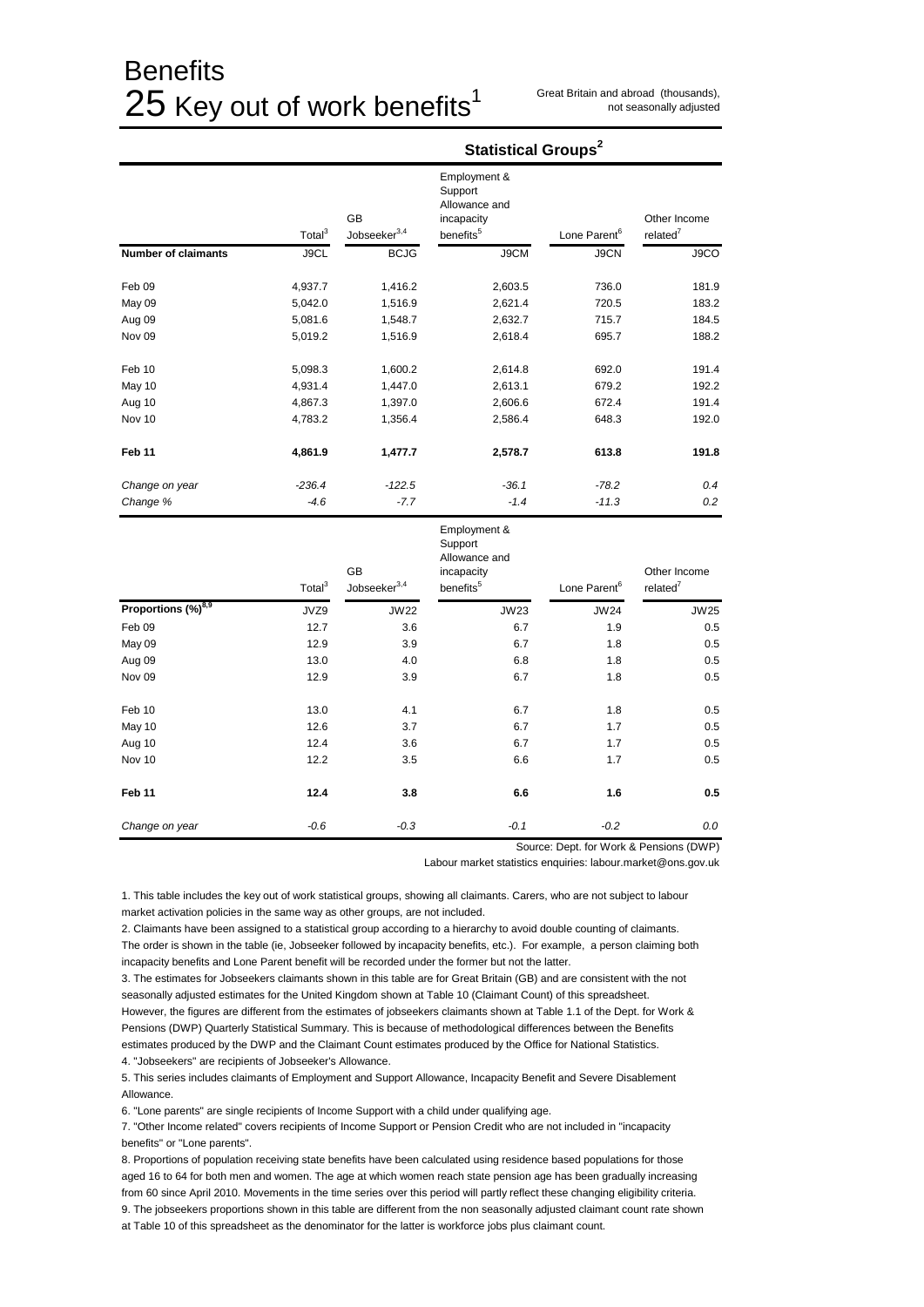# Benefits

# 25 Key out of work benefits[1]

Great Britain and abroad (thousands), not seasonally adjusted

| | | | Statistical Groups[2] | | |
|---|---|---|---|---|---|
| | Total[3] | GB Jobseeker[3,4] | Employment & Support Allowance and incapacity benefits[5] | Lone Parent[6] | Other Income related[7] |
| **Number of claimants** | J9CL | BCJG | J9CM | J9CN | J9CO |
| Feb 09 | 4,937.7 | 1,416.2 | 2,603.5 | 736.0 | 181.9 |
| May 09 | 5,042.0 | 1,516.9 | 2,621.4 | 720.5 | 183.2 |
| Aug 09 | 5,081.6 | 1,548.7 | 2,632.7 | 715.7 | 184.5 |
| Nov 09 | 5,019.2 | 1,516.9 | 2,618.4 | 695.7 | 188.2 |
| Feb 10 | 5,098.3 | 1,600.2 | 2,614.8 | 692.0 | 191.4 |
| May 10 | 4,931.4 | 1,447.0 | 2,613.1 | 679.2 | 192.2 |
| Aug 10 | 4,867.3 | 1,397.0 | 2,606.6 | 672.4 | 191.4 |
| Nov 10 | 4,783.2 | 1,356.4 | 2,586.4 | 648.3 | 192.0 |
| **Feb 11** | **4,861.9** | **1,477.7** | **2,578.7** | **613.8** | **191.8** |
| *Change on year* | *-236.4* | *-122.5* | *-36.1* | *-78.2* | *0.4* |
| *Change %* | *-4.6* | *-7.7* | *-1.4* | *-11.3* | *0.2* |

| | Total[3] | GB Jobseeker[3,4] | Employment & Support Allowance and incapacity benefits[5] | Lone Parent[6] | Other Income related[7] |
|---|---|---|---|---|---|
| **Proportions (%)[8,9]** | JVZ9 | JW22 | JW23 | JW24 | JW25 |
| Feb 09 | 12.7 | 3.6 | 6.7 | 1.9 | 0.5 |
| May 09 | 12.9 | 3.9 | 6.7 | 1.8 | 0.5 |
| Aug 09 | 13.0 | 4.0 | 6.8 | 1.8 | 0.5 |
| Nov 09 | 12.9 | 3.9 | 6.7 | 1.8 | 0.5 |
| Feb 10 | 13.0 | 4.1 | 6.7 | 1.8 | 0.5 |
| May 10 | 12.6 | 3.7 | 6.7 | 1.7 | 0.5 |
| Aug 10 | 12.4 | 3.6 | 6.7 | 1.7 | 0.5 |
| Nov 10 | 12.2 | 3.5 | 6.6 | 1.7 | 0.5 |
| **Feb 11** | **12.4** | **3.8** | **6.6** | **1.6** | **0.5** |
| *Change on year* | *-0.6* | *-0.3* | *-0.1* | *-0.2* | *0.0* |

Source: Dept. for Work & Pensions (DWP)

Labour market statistics enquiries: labour.market@ons.gov.uk

1. This table includes the key out of work statistical groups, showing all claimants. Carers, who are not subject to labour market activation policies in the same way as other groups, are not included.
2. Claimants have been assigned to a statistical group according to a hierarchy to avoid double counting of claimants. The order is shown in the table (ie, Jobseeker followed by incapacity benefits, etc.). For example, a person claiming both incapacity benefits and Lone Parent benefit will be recorded under the former but not the latter.
3. The estimates for Jobseekers claimants shown in this table are for Great Britain (GB) and are consistent with the not seasonally adjusted estimates for the United Kingdom shown at Table 10 (Claimant Count) of this spreadsheet. However, the figures are different from the estimates of jobseekers claimants shown at Table 1.1 of the Dept. for Work & Pensions (DWP) Quarterly Statistical Summary. This is because of methodological differences between the Benefits estimates produced by the DWP and the Claimant Count estimates produced by the Office for National Statistics.
4. "Jobseekers" are recipients of Jobseeker's Allowance.
5. This series includes claimants of Employment and Support Allowance, Incapacity Benefit and Severe Disablement Allowance.
6. "Lone parents" are single recipients of Income Support with a child under qualifying age.
7. "Other Income related" covers recipients of Income Support or Pension Credit who are not included in "incapacity benefits" or "Lone parents".
8. Proportions of population receiving state benefits have been calculated using residence based populations for those aged 16 to 64 for both men and women. The age at which women reach state pension age has been gradually increasing from 60 since April 2010. Movements in the time series over this period will partly reflect these changing eligibility criteria.
9. The jobseekers proportions shown in this table are different from the non seasonally adjusted claimant count rate shown at Table 10 of this spreadsheet as the denominator for the latter is workforce jobs plus claimant count.